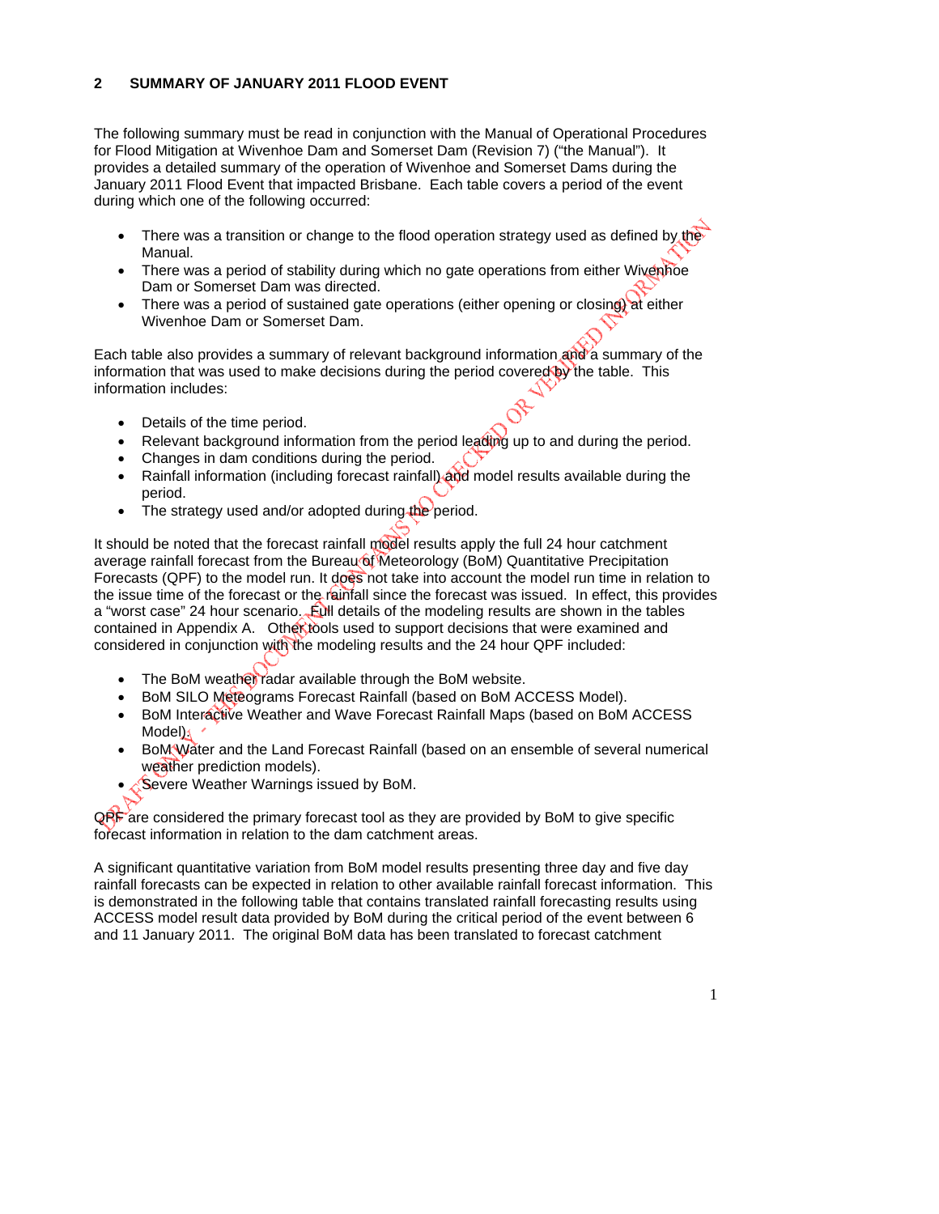## 2 SUMMARY OF JANUARY 2011 FLOOD EVENT

The following summary must be read in conjunction with the Manual of Operational Procedures for Flood Mitigation at Wivenhoe Dam and Somerset Dam (Revision 7) ("the Manual"). It provides a detailed summary of the operation of Wivenhoe and Somerset Dams during the January 2011 Flood Event that impacted Brisbane. Each table covers a period of the event during which one of the following occurred:

- There was a transition or change to the flood operation strategy used as defined by the Manual.
- There was a period of stability during which no gate operations from either Wivenhoe Dam or Somerset Dam was directed.
- There was a period of sustained gate operations (either opening or closing) at either Wivenhoe Dam or Somerset Dam.

Each table also provides a summary of relevant background information and a summary of the information that was used to make decisions during the period covered by the table. This information includes:

- Details of the time period.
- Relevant background information from the period leading up to and during the period.
- Changes in dam conditions during the period.
- Rainfall information (including forecast rainfall) and model results available during the period.
- The strategy used and/or adopted during the period.

It should be noted that the forecast rainfall model results apply the full 24 hour catchment average rainfall forecast from the Bureau of Meteorology (BoM) Quantitative Precipitation Forecasts (QPF) to the model run. It does not take into account the model run time in relation to the issue time of the forecast or the rainfall since the forecast was issued. In effect, this provides a "worst case" 24 hour scenario. Full details of the modeling results are shown in the tables contained in Appendix A. Other tools used to support decisions that were examined and considered in conjunction with the modeling results and the 24 hour QPF included:

- The BoM weather radar available through the BoM website.
- BoM SILO Meteograms Forecast Rainfall (based on BoM ACCESS Model).
- BoM Interactive Weather and Wave Forecast Rainfall Maps (based on BoM ACCESS Model).
- BoM Water and the Land Forecast Rainfall (based on an ensemble of several numerical weather prediction models).
- Severe Weather Warnings issued by BoM.

QPF are considered the primary forecast tool as they are provided by BoM to give specific forecast information in relation to the dam catchment areas.

A significant quantitative variation from BoM model results presenting three day and five day rainfall forecasts can be expected in relation to other available rainfall forecast information. This is demonstrated in the following table that contains translated rainfall forecasting results using ACCESS model result data provided by BoM during the critical period of the event between 6 and 11 January 2011. The original BoM data has been translated to forecast catchment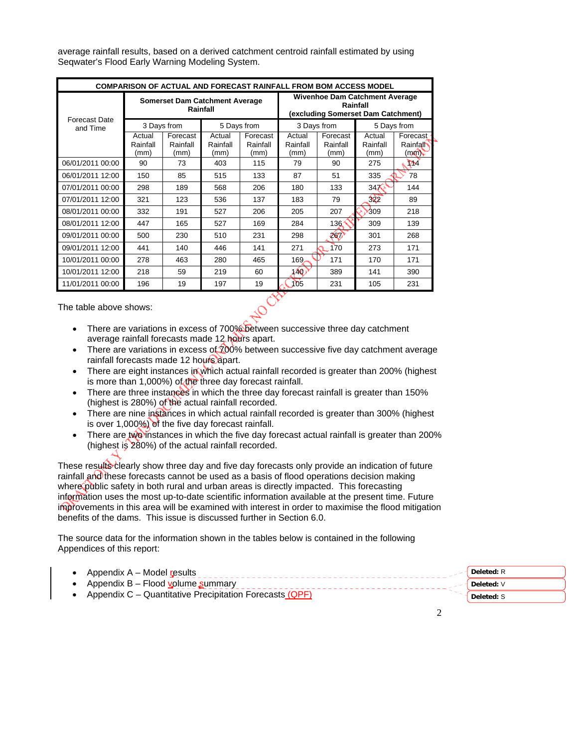average rainfall results, based on a derived catchment centroid rainfall estimated by using Seqwater's Flood Early Warning Modeling System.

| COMPARISON OF ACTUAL AND FORECAST RAINFALL FROM BOM ACCESS MODEL | | | | | | | | |
|---|---|---|---|---|---|---|---|---|
| Forecast Date and Time | Somerset Dam Catchment Average Rainfall | | | | Wivenhoe Dam Catchment Average Rainfall (excluding Somerset Dam Catchment) | | | |
| | 3 Days from | | 5 Days from | | 3 Days from | | 5 Days from | |
| | Actual Rainfall (mm) | Forecast Rainfall (mm) | Actual Rainfall (mm) | Forecast Rainfall (mm) | Actual Rainfall (mm) | Forecast Rainfall (mm) | Actual Rainfall (mm) | Forecast Rainfall (mm) |
| 06/01/2011 00:00 | 90 | 73 | 403 | 115 | 79 | 90 | 275 | 114 |
| 06/01/2011 12:00 | 150 | 85 | 515 | 133 | 87 | 51 | 335 | 78 |
| 07/01/2011 00:00 | 298 | 189 | 568 | 206 | 180 | 133 | 347 | 144 |
| 07/01/2011 12:00 | 321 | 123 | 536 | 137 | 183 | 79 | 322 | 89 |
| 08/01/2011 00:00 | 332 | 191 | 527 | 206 | 205 | 207 | 309 | 218 |
| 08/01/2011 12:00 | 447 | 165 | 527 | 169 | 284 | 136 | 309 | 139 |
| 09/01/2011 00:00 | 500 | 230 | 510 | 231 | 298 | 267 | 301 | 268 |
| 09/01/2011 12:00 | 441 | 140 | 446 | 141 | 271 | 170 | 273 | 171 |
| 10/01/2011 00:00 | 278 | 463 | 280 | 465 | 169 | 171 | 170 | 171 |
| 10/01/2011 12:00 | 218 | 59 | 219 | 60 | 140 | 389 | 141 | 390 |
| 11/01/2011 00:00 | 196 | 19 | 197 | 19 | 105 | 231 | 105 | 231 |

The table above shows:

- There are variations in excess of 700% between successive three day catchment average rainfall forecasts made 12 hours apart.
- There are variations in excess of 700% between successive five day catchment average rainfall forecasts made 12 hours apart.
- There are eight instances in which actual rainfall recorded is greater than 200% (highest is more than 1,000%) of the three day forecast rainfall.
- There are three instances in which the three day forecast rainfall is greater than 150% (highest is 280%) of the actual rainfall recorded.
- There are nine instances in which actual rainfall recorded is greater than 300% (highest is over 1,000%) of the five day forecast rainfall.
- There are two instances in which the five day forecast actual rainfall is greater than 200% (highest is 280%) of the actual rainfall recorded.

These results clearly show three day and five day forecasts only provide an indication of future rainfall and these forecasts cannot be used as a basis of flood operations decision making where public safety in both rural and urban areas is directly impacted. This forecasting information uses the most up-to-date scientific information available at the present time. Future improvements in this area will be examined with interest in order to maximise the flood mitigation benefits of the dams. This issue is discussed further in Section 6.0.

The source data for the information shown in the tables below is contained in the following Appendices of this report:

- Appendix A – Model results
- Appendix B – Flood volume summary
- Appendix C – Quantitative Precipitation Forecasts (QPF)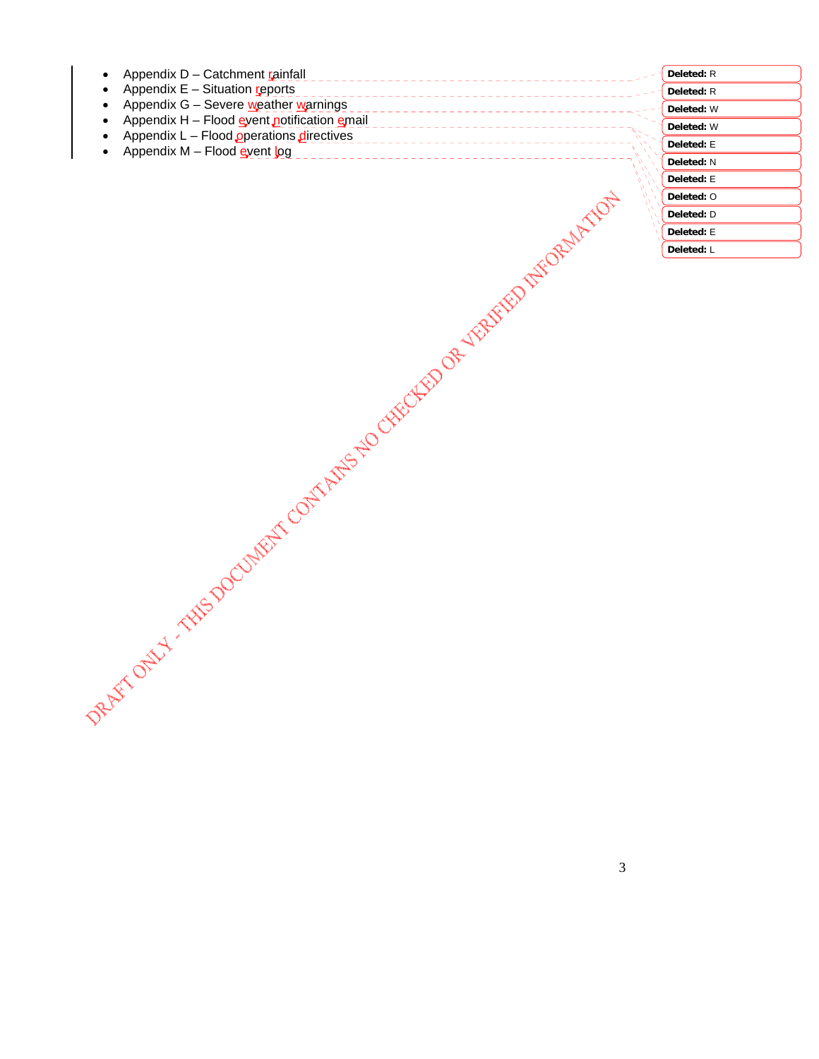- Appendix D – Catchment rainfall
- Appendix E – Situation reports
- Appendix G – Severe weather warnings
- Appendix H – Flood event notification email
- Appendix L – Flood operations directives
- Appendix M – Flood event log

DRAFT ONLY - THIS DOCUMENT CONTAINS NO CHECKED OR VERIFIED INFORMATION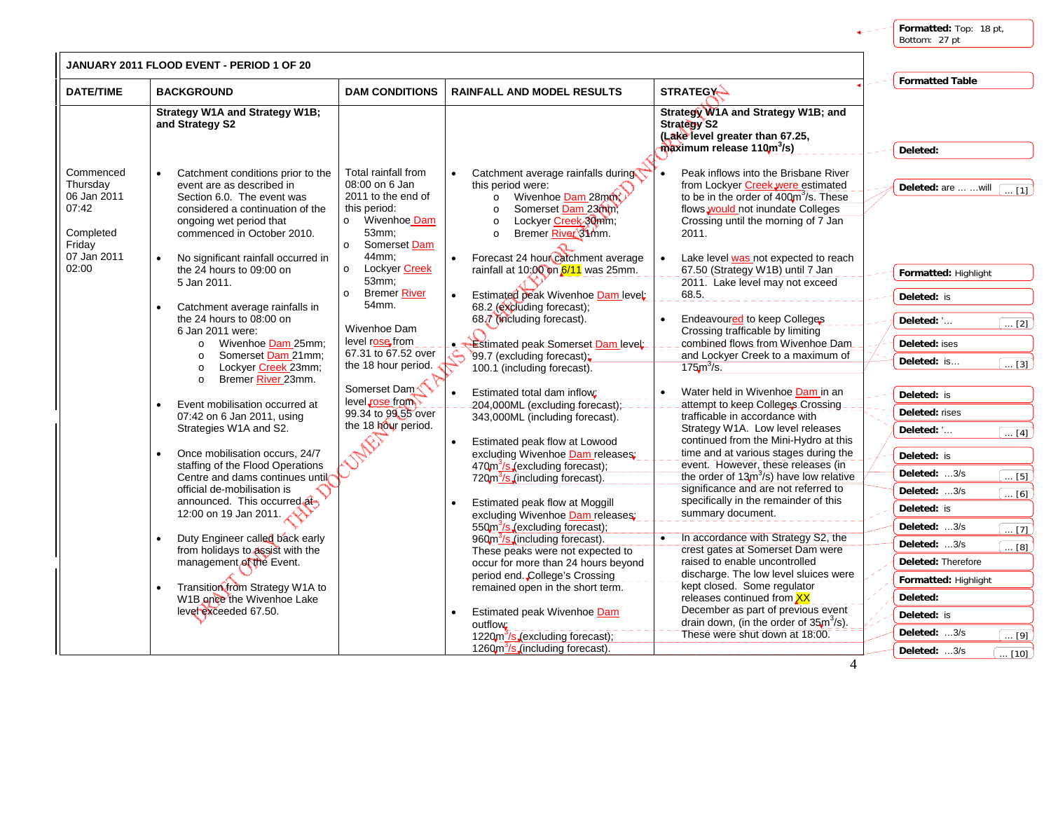| JANUARY 2011 FLOOD EVENT - PERIOD 1 OF 20 | | | | |
|---|---|---|---|---|
| **DATE/TIME** | **BACKGROUND** | **DAM CONDITIONS** | **RAINFALL AND MODEL RESULTS** | **STRATEGY** |
| | **Strategy W1A and Strategy W1B; and Strategy S2** | | | **Strategy W1A and Strategy W1B; and Strategy S2 (Lake level greater than 67.25, maximum release 110m$^3$/s)** |
| Commenced Thursday 06 Jan 2011 07:42<br><br>Completed Friday 07 Jan 2011 02:00 | • Catchment conditions prior to the event are as described in Section 6.0. The event was considered a continuation of the ongoing wet period that commenced in October 2010.<br><br>• No significant rainfall occurred in the 24 hours to 09:00 on 5 Jan 2011.<br><br>• Catchment average rainfalls in the 24 hours to 08:00 on 6 Jan 2011 were:<br>  o Wivenhoe Dam 25mm;<br>  o Somerset Dam 21mm;<br>  o Lockyer Creek 23mm;<br>  o Bremer River 23mm.<br><br>• Event mobilisation occurred at 07:42 on 6 Jan 2011, using Strategies W1A and S2.<br><br>• Once mobilisation occurs, 24/7 staffing of the Flood Operations Centre and dams continues until official de-mobilisation is announced. This occurred at 12:00 on 19 Jan 2011.<br><br>• Duty Engineer called back early from holidays to assist with the management of the Event.<br><br>• Transition from Strategy W1A to W1B once the Wivenhoe Lake level exceeded 67.50. | Total rainfall from 08:00 on 6 Jan 2011 to the end of this period:<br>o Wivenhoe Dam 53mm;<br>o Somerset Dam 44mm;<br>o Lockyer Creek 53mm;<br>o Bremer River 54mm.<br><br>Wivenhoe Dam level rose from 67.31 to 67.52 over the 18 hour period.<br><br>Somerset Dam level rose from 99.34 to 99.55 over the 18 hour period. | • Catchment average rainfalls during this period were:<br>  o Wivenhoe Dam 28mm;<br>  o Somerset Dam 23mm;<br>  o Lockyer Creek 30mm;<br>  o Bremer River 31mm.<br><br>• Forecast 24 hour catchment average rainfall at 10:00 on 6/11 was 25mm.<br><br>• Estimated peak Wivenhoe Dam level: 68.2 (excluding forecast); 68.7 (including forecast).<br><br>• Estimated peak Somerset Dam level: 99.7 (excluding forecast); 100.1 (including forecast).<br><br>• Estimated total dam inflow: 204,000ML (excluding forecast); 343,000ML (including forecast).<br><br>• Estimated peak flow at Lowood excluding Wivenhoe Dam releases: 470m$^3$/s (excluding forecast); 720m$^3$/s (including forecast).<br><br>• Estimated peak flow at Moggill excluding Wivenhoe Dam releases: 550m$^3$/s (excluding forecast); 960m$^3$/s (including forecast). These peaks were not expected to occur for more than 24 hours beyond period end. College's Crossing remained open in the short term.<br><br>• Estimated peak Wivenhoe Dam outflow: 1220m$^3$/s (excluding forecast); 1260m$^3$/s (including forecast). | • Peak inflows into the Brisbane River from Lockyer Creek were estimated to be in the order of 400m$^3$/s. These flows would not inundate Colleges Crossing until the morning of 7 Jan 2011.<br><br>• Lake level was not expected to reach 67.50 (Strategy W1B) until 7 Jan 2011. Lake level may not exceed 68.5.<br><br>• Endeavoured to keep Colleges Crossing trafficable by limiting combined flows from Wivenhoe Dam and Lockyer Creek to a maximum of 175m$^3$/s.<br><br>• Water held in Wivenhoe Dam in an attempt to keep Colleges Crossing trafficable in accordance with Strategy W1A. Low level releases continued from the Mini-Hydro at this time and at various stages during the event. However, these releases (in the order of 13m$^3$/s) have low relative significance and are not referred to specifically in the remainder of this summary document.<br><br>• In accordance with Strategy S2, the crest gates at Somerset Dam were raised to enable uncontrolled discharge. The low level sluices were kept closed. Some regulator releases continued from XX December as part of previous event drain down, (in the order of 35m$^3$/s). These were shut down at 18:00. |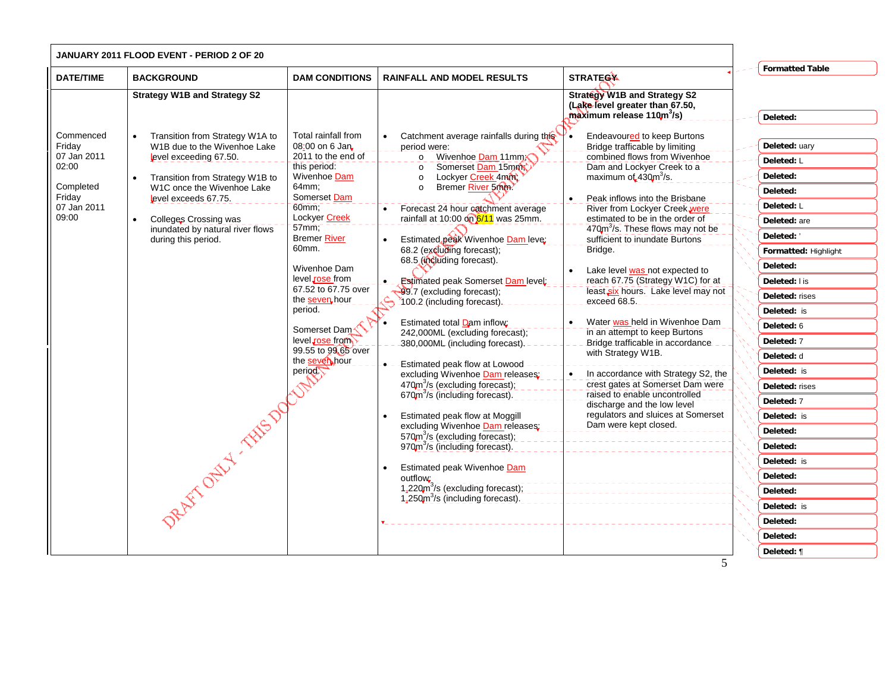**JANUARY 2011 FLOOD EVENT - PERIOD 2 OF 20**

| DATE/TIME | BACKGROUND | DAM CONDITIONS | RAINFALL AND MODEL RESULTS | STRATEGY |
|---|---|---|---|---|
| | **Strategy W1B and Strategy S2** | | | **Strategy W1B and Strategy S2 (Lake level greater than 67.50, maximum release 110m$^3$/s)** |
| Commenced Friday 07 Jan 2011 02:00<br><br>Completed Friday 07 Jan 2011 09:00 | • Transition from Strategy W1A to W1B due to the Wivenhoe Lake level exceeding 67.50.<br><br>• Transition from Strategy W1B to W1C once the Wivenhoe Lake level exceeds 67.75.<br><br>• Colleges Crossing was inundated by natural river flows during this period. | Total rainfall from 08:00 on 6 Jan 2011 to the end of this period:<br>Wivenhoe Dam 64mm;<br>Somerset Dam 60mm;<br>Lockyer Creek 57mm;<br>Bremer River 60mm.<br><br>Wivenhoe Dam level rose from 67.52 to 67.75 over the seven hour period.<br><br>Somerset Dam level rose from 99.55 to 99.65 over the seven hour period. | • Catchment average rainfalls during this period were:<br>o Wivenhoe Dam 11mm;<br>o Somerset Dam 15mm;<br>o Lockyer Creek 4mm;<br>o Bremer River 5mm.<br><br>• Forecast 24 hour catchment average rainfall at 10:00 on 6/11 was 25mm.<br><br>• Estimated peak Wivenhoe Dam level: 68.2 (excluding forecast); 68.5 (including forecast).<br><br>• Estimated peak Somerset Dam level: 99.7 (excluding forecast); 100.2 (including forecast).<br><br>• Estimated total Dam inflow: 242,000ML (excluding forecast); 380,000ML (including forecast).<br><br>• Estimated peak flow at Lowood excluding Wivenhoe Dam releases: 470m$^3$/s (excluding forecast); 670m$^3$/s (including forecast).<br><br>• Estimated peak flow at Moggill excluding Wivenhoe Dam releases: 570m$^3$/s (excluding forecast); 970m$^3$/s (including forecast).<br><br>• Estimated peak Wivenhoe Dam outflow: 1,220m$^3$/s (excluding forecast); 1,250m$^3$/s (including forecast). | • Endeavoured to keep Burtons Bridge trafficable by limiting combined flows from Wivenhoe Dam and Lockyer Creek to a maximum of 430m$^3$/s.<br><br>• Peak inflows into the Brisbane River from Lockyer Creek were estimated to be in the order of 470m$^3$/s. These flows may not be sufficient to inundate Burtons Bridge.<br><br>• Lake level was not expected to reach 67.75 (Strategy W1C) for at least six hours. Lake level may not exceed 68.5.<br><br>• Water was held in Wivenhoe Dam in an attempt to keep Burtons Bridge trafficable in accordance with Strategy W1B.<br><br>• In accordance with Strategy S2, the crest gates at Somerset Dam were raised to enable uncontrolled discharge and the low level regulators and sluices at Somerset Dam were kept closed. |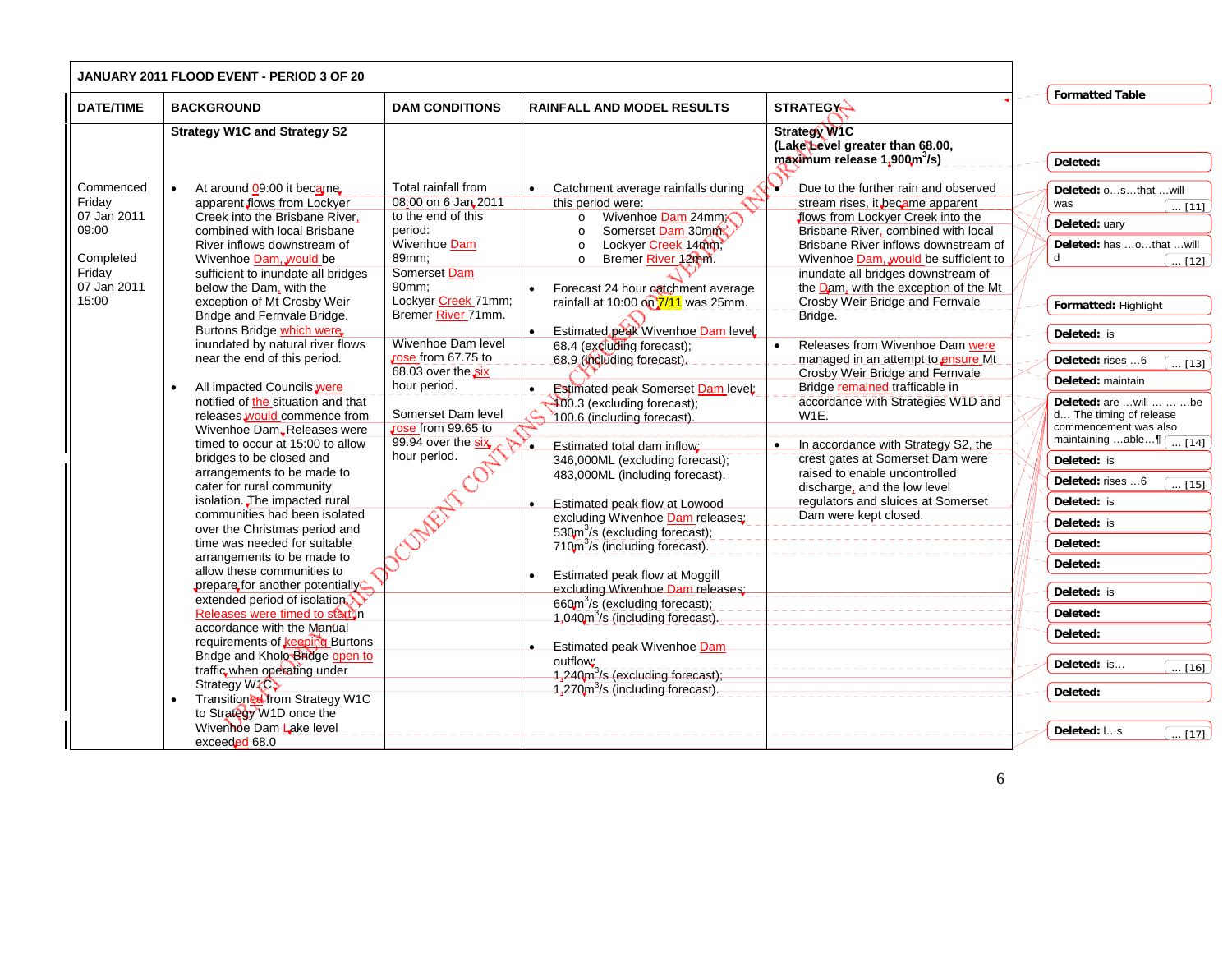| JANUARY 2011 FLOOD EVENT - PERIOD 3 OF 20 | | | | |
|---|---|---|---|---|
| **DATE/TIME** | **BACKGROUND** | **DAM CONDITIONS** | **RAINFALL AND MODEL RESULTS** | **STRATEGY** |
| | **Strategy W1C and Strategy S2** | | | **Strategy W1C (Lake Level greater than 68.00, maximum release 1,900m$^3$/s)** |
| Commenced Friday 07 Jan 2011 09:00<br><br>Completed Friday 07 Jan 2011 15:00 | • At around 09:00 it became apparent flows from Lockyer Creek into the Brisbane River, combined with local Brisbane River inflows downstream of Wivenhoe Dam, would be sufficient to inundate all bridges below the Dam, with the exception of Mt Crosby Weir Bridge and Fernvale Bridge. Burtons Bridge which were inundated by natural river flows near the end of this period.<br><br>• All impacted Councils were notified of the situation and that releases would commence from Wivenhoe Dam. Releases were timed to occur at 15:00 to allow bridges to be closed and arrangements to be made to cater for rural community isolation. The impacted rural communities had been isolated over the Christmas period and time was needed for suitable arrangements to be made to allow these communities to prepare for another potentially extended period of isolation. Releases were timed to start in accordance with the Manual requirements of keeping Burtons Bridge and Kholo Bridge open to traffic when operating under Strategy W1C.<br><br>• Transitioned from Strategy W1C to Strategy W1D once the Wivenhoe Dam Lake level exceeded 68.0 | Total rainfall from 08:00 on 6 Jan 2011 to the end of this period:<br>Wivenhoe Dam 89mm;<br>Somerset Dam 90mm;<br>Lockyer Creek 71mm;<br>Bremer River 71mm.<br><br>Wivenhoe Dam level rose from 67.75 to 68.03 over the six hour period.<br><br>Somerset Dam level rose from 99.65 to 99.94 over the six hour period. | • Catchment average rainfalls during this period were:<br>o Wivenhoe Dam 24mm;<br>o Somerset Dam 30mm;<br>o Lockyer Creek 14mm;<br>o Bremer River 12mm.<br><br>• Forecast 24 hour catchment average rainfall at 10:00 on 7/11 was 25mm.<br><br>• Estimated peak Wivenhoe Dam level:<br>68.4 (excluding forecast);<br>68.9 (including forecast).<br><br>• Estimated peak Somerset Dam level:<br>100.3 (excluding forecast);<br>100.6 (including forecast).<br><br>• Estimated total dam inflow:<br>346,000ML (excluding forecast);<br>483,000ML (including forecast).<br><br>• Estimated peak flow at Lowood excluding Wivenhoe Dam releases:<br>530m$^3$/s (excluding forecast);<br>710m$^3$/s (including forecast).<br><br>• Estimated peak flow at Moggill excluding Wivenhoe Dam releases:<br>660m$^3$/s (excluding forecast);<br>1,040m$^3$/s (including forecast).<br><br>• Estimated peak Wivenhoe Dam outflow:<br>1,240m$^3$/s (excluding forecast);<br>1,270m$^3$/s (including forecast). | • Due to the further rain and observed stream rises, it became apparent flows from Lockyer Creek into the Brisbane River, combined with local Brisbane River inflows downstream of Wivenhoe Dam, would be sufficient to inundate all bridges downstream of the Dam, with the exception of the Mt Crosby Weir Bridge and Fernvale Bridge.<br><br>• Releases from Wivenhoe Dam were managed in an attempt to ensure Mt Crosby Weir Bridge and Fernvale Bridge remained trafficable in accordance with Strategies W1D and W1E.<br><br>• In accordance with Strategy S2, the crest gates at Somerset Dam were raised to enable uncontrolled discharge, and the low level regulators and sluices at Somerset Dam were kept closed. |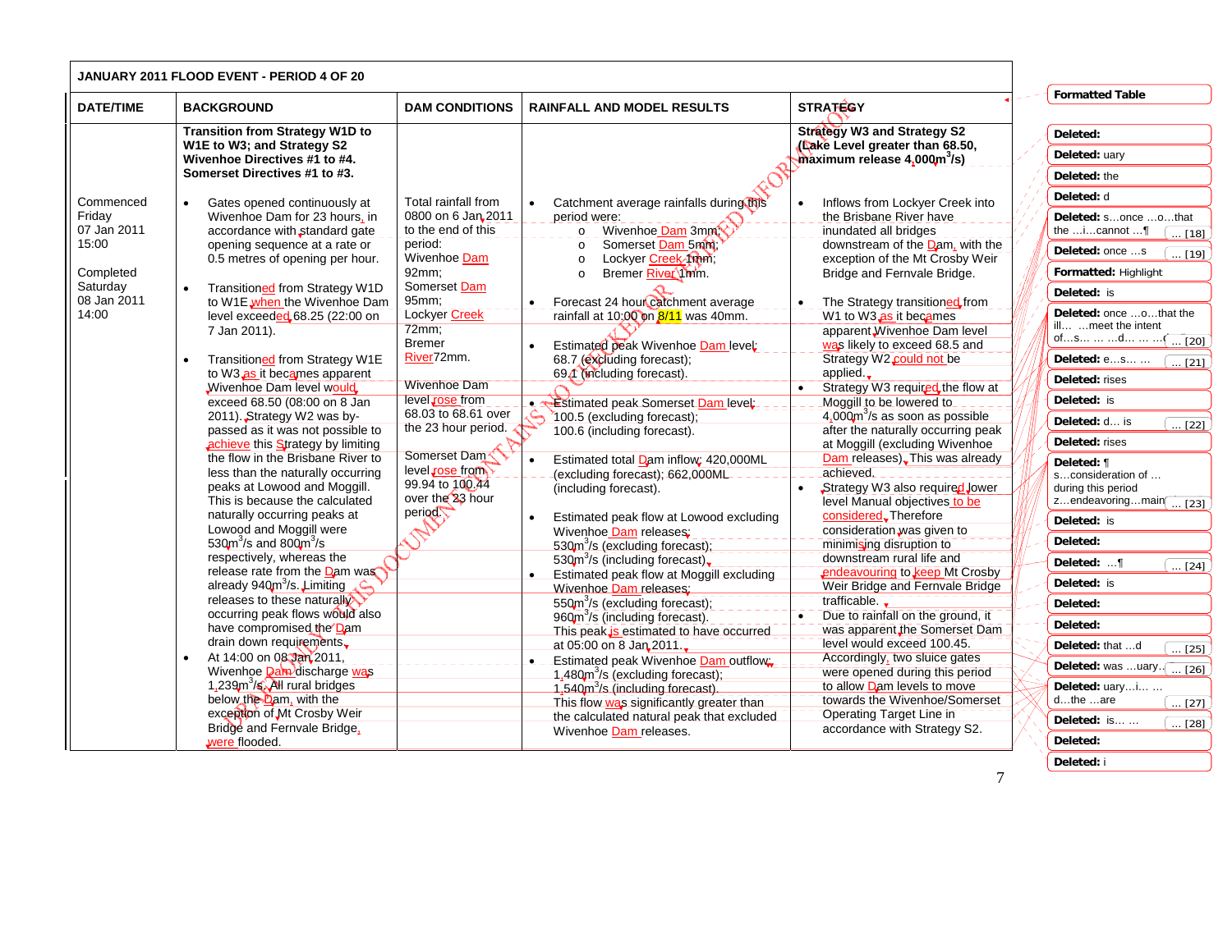| JANUARY 2011 FLOOD EVENT - PERIOD 4 OF 20 | | | | |
|---|---|---|---|---|
| **DATE/TIME** | **BACKGROUND** | **DAM CONDITIONS** | **RAINFALL AND MODEL RESULTS** | **STRATEGY** |
| | **Transition from Strategy W1D to W1E to W3; and Strategy S2 Wivenhoe Directives #1 to #4. Somerset Directives #1 to #3.** | | | **Strategy W3 and Strategy S2 (Lake Level greater than 68.50, maximum release 4,000m$^3$/s)** |
| Commenced Friday 07 Jan 2011 15:00<br><br>Completed Saturday 08 Jan 2011 14:00 | • Gates opened continuously at Wivenhoe Dam for 23 hours, in accordance with standard gate opening sequence at a rate or 0.5 metres of opening per hour.<br><br>• Transitioned from Strategy W1D to W1E when the Wivenhoe Dam level exceeded 68.25 (22:00 on 7 Jan 2011).<br><br>• Transitioned from Strategy W1E to W3 as it becames apparent Wivenhoe Dam level would exceed 68.50 (08:00 on 8 Jan 2011). Strategy W2 was by-passed as it was not possible to achieve this Strategy by limiting the flow in the Brisbane River to less than the naturally occurring peaks at Lowood and Moggill. This is because the calculated naturally occurring peaks at Lowood and Moggill were 530m$^3$/s and 800m$^3$/s respectively, whereas the release rate from the Dam was already 940m$^3$/s. Limiting releases to these naturally occurring peak flows would also have compromised the Dam drain down requirements.<br><br>• At 14:00 on 08 Jan 2011, Wivenhoe Dam discharge was 1,239m$^3$/s. All rural bridges below the Dam, with the exception of Mt Crosby Weir Bridge and Fernvale Bridge, were flooded. | Total rainfall from 0800 on 6 Jan 2011 to the end of this period:<br>Wivenhoe Dam 92mm;<br>Somerset Dam 95mm;<br>Lockyer Creek 72mm;<br>Bremer River72mm.<br><br>Wivenhoe Dam level rose from 68.03 to 68.61 over the 23 hour period.<br><br>Somerset Dam level rose from 99.94 to 100.44 over the 23 hour period. | • Catchment average rainfalls during this period were:<br>o Wivenhoe Dam 3mm;<br>o Somerset Dam 5mm;<br>o Lockyer Creek 1mm;<br>o Bremer River 1mm.<br><br>• Forecast 24 hour catchment average rainfall at 10:00 on 8/11 was 40mm.<br><br>• Estimated peak Wivenhoe Dam level: 68.7 (excluding forecast); 69.1 (including forecast).<br><br>• Estimated peak Somerset Dam level: 100.5 (excluding forecast); 100.6 (including forecast).<br><br>• Estimated total Dam inflow: 420,000ML (excluding forecast); 662,000ML (including forecast).<br><br>• Estimated peak flow at Lowood excluding Wivenhoe Dam releases: 530m$^3$/s (excluding forecast); 530m$^3$/s (including forecast).<br><br>• Estimated peak flow at Moggill excluding Wivenhoe Dam releases: 550m$^3$/s (excluding forecast); 960m$^3$/s (including forecast). This peak is estimated to have occurred at 05:00 on 8 Jan 2011.<br><br>• Estimated peak Wivenhoe Dam outflow: 1,480m$^3$/s (excluding forecast); 1,540m$^3$/s (including forecast). This flow was significantly greater than the calculated natural peak that excluded Wivenhoe Dam releases. | • Inflows from Lockyer Creek into the Brisbane River have inundated all bridges downstream of the Dam, with the exception of the Mt Crosby Weir Bridge and Fernvale Bridge.<br><br>• The Strategy transitioned from W1 to W3 as it becames apparent Wivenhoe Dam level was likely to exceed 68.5 and Strategy W2 could not be applied.<br><br>• Strategy W3 required the flow at Moggill to be lowered to 4,000m$^3$/s as soon as possible after the naturally occurring peak at Moggill (excluding Wivenhoe Dam releases). This was already achieved.<br><br>• Strategy W3 also required lower level Manual objectives to be considered. Therefore consideration was given to minimising disruption to downstream rural life and endeavouring to keep Mt Crosby Weir Bridge and Fernvale Bridge trafficable.<br><br>• Due to rainfall on the ground, it was apparent the Somerset Dam level would exceed 100.45. Accordingly, two sluice gates were opened during this period to allow Dam levels to move towards the Wivenhoe/Somerset Operating Target Line in accordance with Strategy S2. |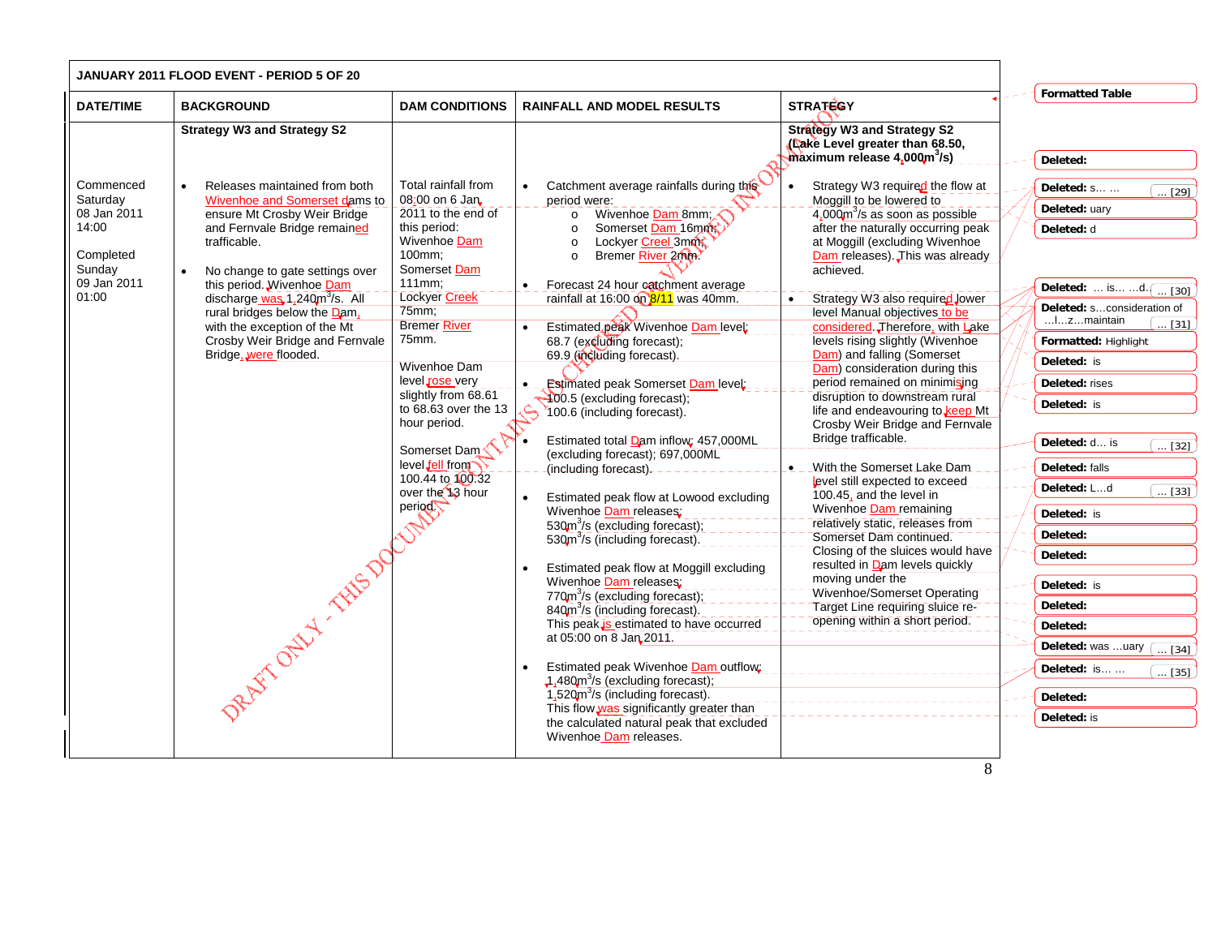**JANUARY 2011 FLOOD EVENT - PERIOD 5 OF 20**

| DATE/TIME | BACKGROUND | DAM CONDITIONS | RAINFALL AND MODEL RESULTS | STRATEGY |
|---|---|---|---|---|
| | **Strategy W3 and Strategy S2** | | | **Strategy W3 and Strategy S2 (Lake Level greater than 68.50, maximum release 4,000m$^3$/s)** |
| Commenced Saturday 08 Jan 2011 14:00<br><br>Completed Sunday 09 Jan 2011 01:00 | • Releases maintained from both Wivenhoe and Somerset dams to ensure Mt Crosby Weir Bridge and Fernvale Bridge remained trafficable.<br><br>• No change to gate settings over this period. Wivenhoe Dam discharge was 1,240m$^3$/s. All rural bridges below the Dam, with the exception of the Mt Crosby Weir Bridge and Fernvale Bridge, were flooded. | Total rainfall from 08:00 on 6 Jan 2011 to the end of this period:<br>Wivenhoe Dam 100mm;<br>Somerset Dam 111mm;<br>Lockyer Creek 75mm;<br>Bremer River 75mm.<br><br>Wivenhoe Dam level rose very slightly from 68.61 to 68.63 over the 13 hour period.<br><br>Somerset Dam level fell from 100.44 to 100.32 over the 13 hour period. | • Catchment average rainfalls during this period were:<br>o Wivenhoe Dam 8mm;<br>o Somerset Dam 16mm;<br>o Lockyer Creel 3mm;<br>o Bremer River 2mm.<br><br>• Forecast 24 hour catchment average rainfall at 16:00 on 8/11 was 40mm.<br><br>• Estimated peak Wivenhoe Dam level:<br>68.7 (excluding forecast);<br>69.9 (including forecast).<br><br>• Estimated peak Somerset Dam level:<br>100.5 (excluding forecast);<br>100.6 (including forecast).<br><br>• Estimated total Dam inflow: 457,000ML (excluding forecast); 697,000ML (including forecast).<br><br>• Estimated peak flow at Lowood excluding Wivenhoe Dam releases:<br>530m$^3$/s (excluding forecast);<br>530m$^3$/s (including forecast).<br><br>• Estimated peak flow at Moggill excluding Wivenhoe Dam releases:<br>770m$^3$/s (excluding forecast);<br>840m$^3$/s (including forecast).<br>This peak is estimated to have occurred at 05:00 on 8 Jan 2011.<br><br>• Estimated peak Wivenhoe Dam outflow:<br>1,480m$^3$/s (excluding forecast);<br>1,520m$^3$/s (including forecast).<br>This flow was significantly greater than the calculated natural peak that excluded Wivenhoe Dam releases. | • Strategy W3 required the flow at Moggill to be lowered to 4,000m$^3$/s as soon as possible after the naturally occurring peak at Moggill (excluding Wivenhoe Dam releases). This was already achieved.<br><br>• Strategy W3 also required lower level Manual objectives to be considered. Therefore, with Lake levels rising slightly (Wivenhoe Dam) and falling (Somerset Dam) consideration during this period remained on minimising disruption to downstream rural life and endeavouring to keep Mt Crosby Weir Bridge and Fernvale Bridge trafficable.<br><br>• With the Somerset Lake Dam level still expected to exceed 100.45, and the level in Wivenhoe Dam remaining relatively static, releases from Somerset Dam continued. Closing of the sluices would have resulted in Dam levels quickly moving under the Wivenhoe/Somerset Operating Target Line requiring sluice re-opening within a short period. |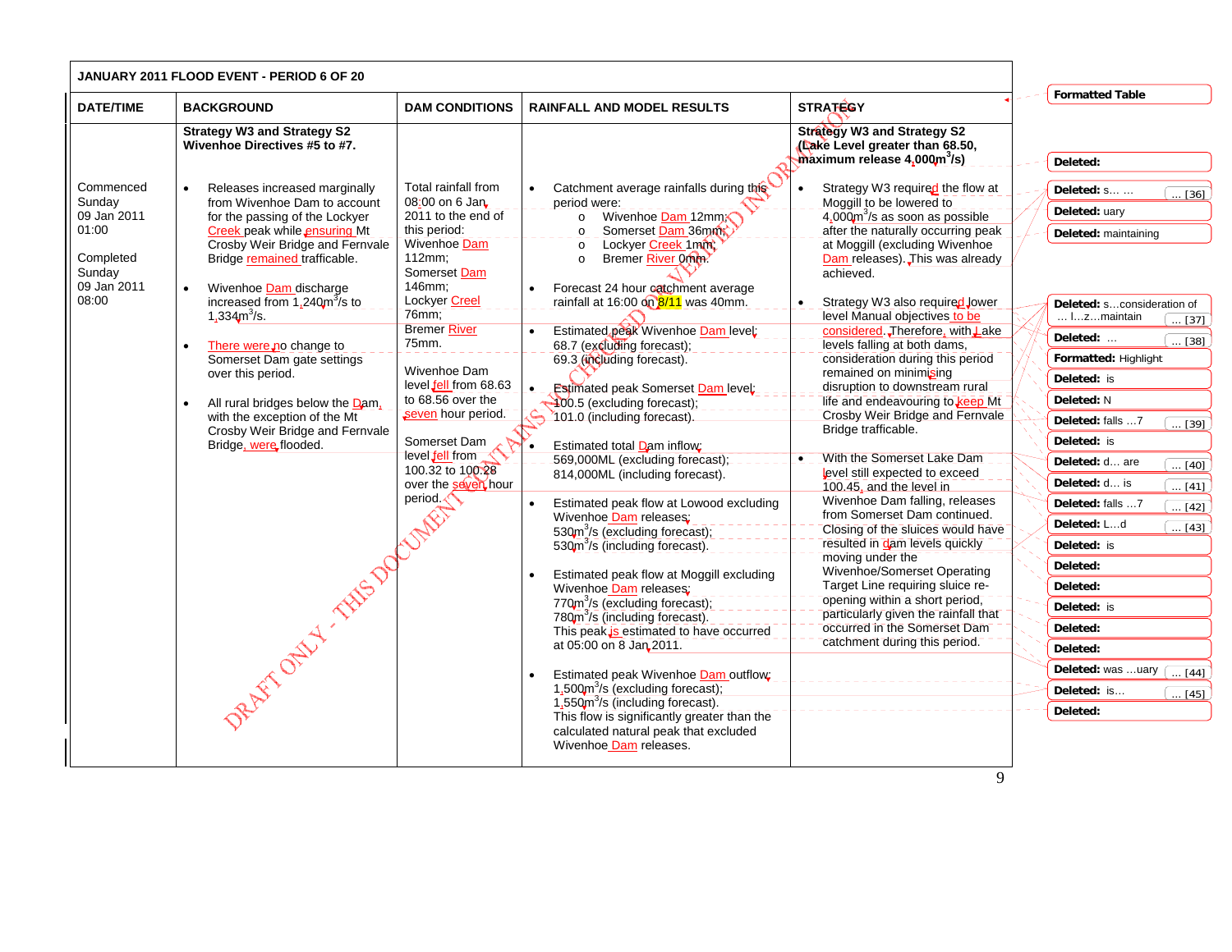| JANUARY 2011 FLOOD EVENT - PERIOD 6 OF 20 | | | | |
|---|---|---|---|---|
| **DATE/TIME** | **BACKGROUND** | **DAM CONDITIONS** | **RAINFALL AND MODEL RESULTS** | **STRATEGY** |
| Commenced Sunday 09 Jan 2011 01:00<br><br>Completed Sunday 09 Jan 2011 08:00 | **Strategy W3 and Strategy S2 Wivenhoe Directives #5 to #7.**<br><br>• Releases increased marginally from Wivenhoe Dam to account for the passing of the Lockyer Creek peak while ensuring Mt Crosby Weir Bridge and Fernvale Bridge remained trafficable.<br><br>• Wivenhoe Dam discharge increased from 1,240m³/s to 1,334m³/s.<br><br>• There were no change to Somerset Dam gate settings over this period.<br><br>• All rural bridges below the Dam, with the exception of the Mt Crosby Weir Bridge and Fernvale Bridge, were flooded. | Total rainfall from 08:00 on 6 Jan 2011 to the end of this period:<br>Wivenhoe Dam 112mm;<br>Somerset Dam 146mm;<br>Lockyer Creel 76mm;<br>Bremer River 75mm.<br><br>Wivenhoe Dam level fell from 68.63 to 68.56 over the seven hour period.<br><br>Somerset Dam level fell from 100.32 to 100.28 over the seven hour period. | • Catchment average rainfalls during this period were:<br>o Wivenhoe Dam 12mm;<br>o Somerset Dam 36mm;<br>o Lockyer Creek 1mm;<br>o Bremer River 0mm.<br><br>• Forecast 24 hour catchment average rainfall at 16:00 on 8/11 was 40mm.<br><br>• Estimated peak Wivenhoe Dam level:<br>68.7 (excluding forecast);<br>69.3 (including forecast).<br><br>• Estimated peak Somerset Dam level:<br>100.5 (excluding forecast);<br>101.0 (including forecast).<br><br>• Estimated total Dam inflow:<br>569,000ML (excluding forecast);<br>814,000ML (including forecast).<br><br>• Estimated peak flow at Lowood excluding Wivenhoe Dam releases:<br>530m³/s (excluding forecast);<br>530m³/s (including forecast).<br><br>• Estimated peak flow at Moggill excluding Wivenhoe Dam releases:<br>770m³/s (excluding forecast);<br>780m³/s (including forecast).<br>This peak is estimated to have occurred at 05:00 on 8 Jan 2011.<br><br>• Estimated peak Wivenhoe Dam outflow:<br>1,500m³/s (excluding forecast);<br>1,550m³/s (including forecast).<br>This flow is significantly greater than the calculated natural peak that excluded Wivenhoe Dam releases. | **Strategy W3 and Strategy S2 (Lake Level greater than 68.50, maximum release 4,000m³/s)**<br><br>• Strategy W3 required the flow at Moggill to be lowered to 4,000m³/s as soon as possible after the naturally occurring peak at Moggill (excluding Wivenhoe Dam releases). This was already achieved.<br><br>• Strategy W3 also required lower level Manual objectives to be considered. Therefore, with Lake levels falling at both dams, consideration during this period remained on minimising disruption to downstream rural life and endeavouring to keep Mt Crosby Weir Bridge and Fernvale Bridge trafficable.<br><br>• With the Somerset Lake Dam level still expected to exceed 100.45, and the level in Wivenhoe Dam falling, releases from Somerset Dam continued. Closing of the sluices would have resulted in dam levels quickly moving under the Wivenhoe/Somerset Operating Target Line requiring sluice re-opening within a short period, particularly given the rainfall that occurred in the Somerset Dam catchment during this period. |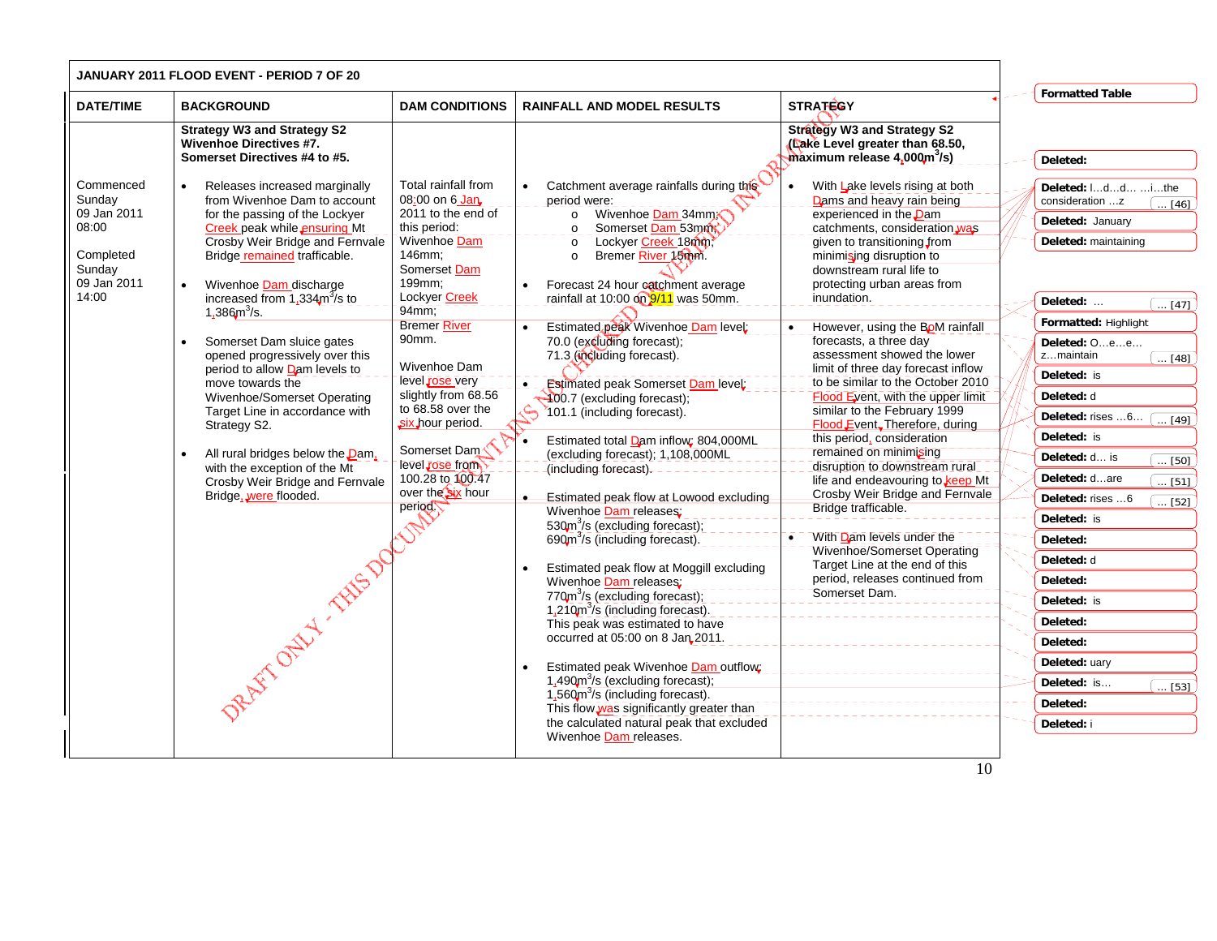| JANUARY 2011 FLOOD EVENT - PERIOD 7 OF 20 | | | | |
|---|---|---|---|---|
| **DATE/TIME** | **BACKGROUND** | **DAM CONDITIONS** | **RAINFALL AND MODEL RESULTS** | **STRATEGY** |
| Commenced Sunday 09 Jan 2011 08:00<br><br>Completed Sunday 09 Jan 2011 14:00 | **Strategy W3 and Strategy S2 Wivenhoe Directives #7. Somerset Directives #4 to #5.**<br><br>• Releases increased marginally from Wivenhoe Dam to account for the passing of the Lockyer Creek peak while ensuring Mt Crosby Weir Bridge and Fernvale Bridge remained trafficable.<br><br>• Wivenhoe Dam discharge increased from 1,334m$^3$/s to 1,386m$^3$/s.<br><br>• Somerset Dam sluice gates opened progressively over this period to allow Dam levels to move towards the Wivenhoe/Somerset Operating Target Line in accordance with Strategy S2.<br><br>• All rural bridges below the Dam, with the exception of the Mt Crosby Weir Bridge and Fernvale Bridge, were flooded. | Total rainfall from 08:00 on 6 Jan 2011 to the end of this period:<br>Wivenhoe Dam 146mm;<br>Somerset Dam 199mm;<br>Lockyer Creek 94mm;<br>Bremer River 90mm.<br><br>Wivenhoe Dam level rose very slightly from 68.56 to 68.58 over the six hour period.<br><br>Somerset Dam level rose from 100.28 to 100.47 over the six hour period. | • Catchment average rainfalls during this period were:<br>o Wivenhoe Dam 34mm;<br>o Somerset Dam 53mm;<br>o Lockyer Creek 18mm;<br>o Bremer River 15mm.<br><br>• Forecast 24 hour catchment average rainfall at 10:00 on 9/11 was 50mm.<br><br>• Estimated peak Wivenhoe Dam level: 70.0 (excluding forecast); 71.3 (including forecast).<br><br>• Estimated peak Somerset Dam level: 100.7 (excluding forecast); 101.1 (including forecast).<br><br>• Estimated total Dam inflow: 804,000ML (excluding forecast); 1,108,000ML (including forecast).<br><br>• Estimated peak flow at Lowood excluding Wivenhoe Dam releases: 530m$^3$/s (excluding forecast); 690m$^3$/s (including forecast).<br><br>• Estimated peak flow at Moggill excluding Wivenhoe Dam releases: 770m$^3$/s (excluding forecast); 1,210m$^3$/s (including forecast). This peak was estimated to have occurred at 05:00 on 8 Jan 2011.<br><br>• Estimated peak Wivenhoe Dam outflow: 1,490m$^3$/s (excluding forecast); 1,560m$^3$/s (including forecast). This flow was significantly greater than the calculated natural peak that excluded Wivenhoe Dam releases. | **Strategy W3 and Strategy S2 (Lake Level greater than 68.50, maximum release 4,000m$^3$/s)**<br><br>• With Lake levels rising at both Dams and heavy rain being experienced in the Dam catchments, consideration was given to transitioning from minimising disruption to downstream rural life to protecting urban areas from inundation.<br><br>• However, using the BoM rainfall forecasts, a three day assessment showed the lower limit of three day forecast inflow to be similar to the October 2010 Flood Event, with the upper limit similar to the February 1999 Flood Event. Therefore, during this period, consideration remained on minimising disruption to downstream rural life and endeavouring to keep Mt Crosby Weir Bridge and Fernvale Bridge trafficable.<br><br>• With Dam levels under the Wivenhoe/Somerset Operating Target Line at the end of this period, releases continued from Somerset Dam. |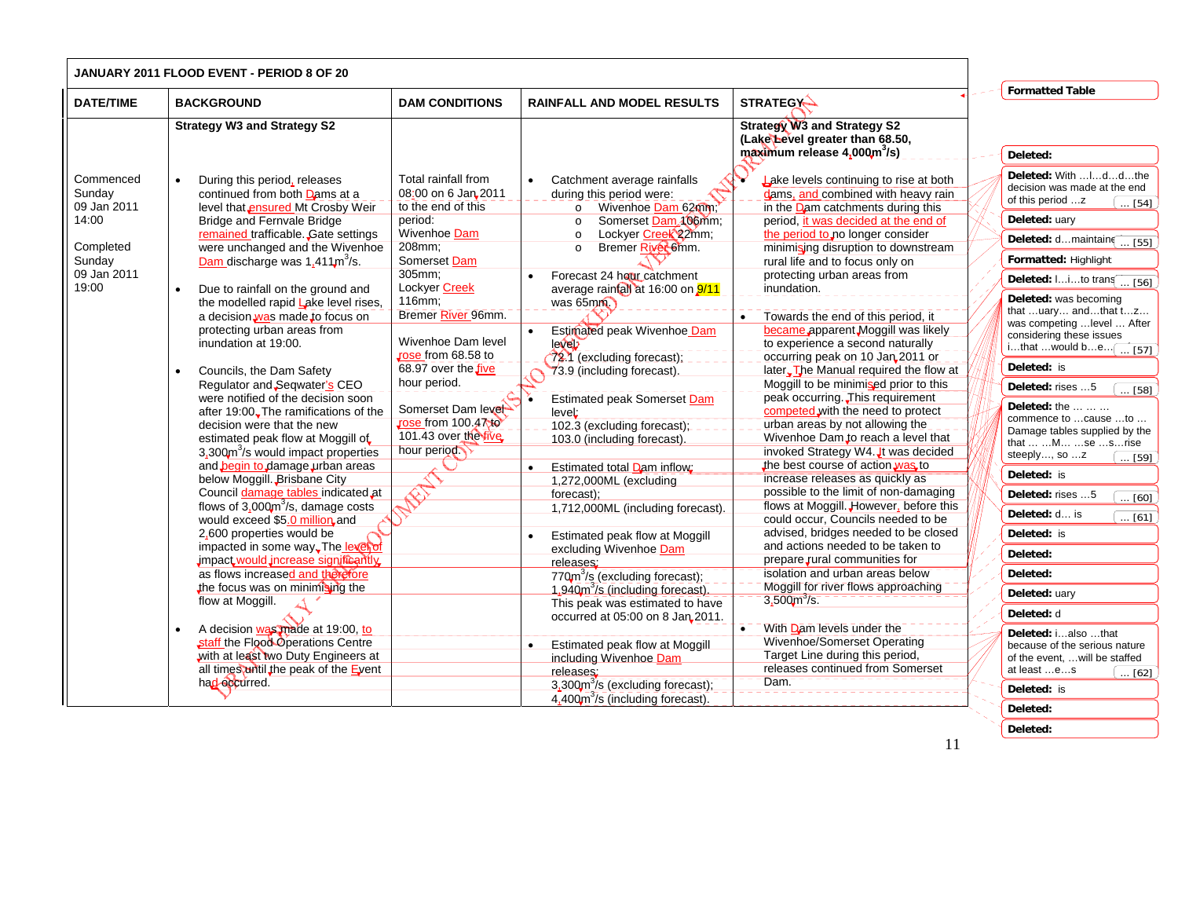**JANUARY 2011 FLOOD EVENT - PERIOD 8 OF 20**

| DATE/TIME | BACKGROUND | DAM CONDITIONS | RAINFALL AND MODEL RESULTS | STRATEGY |
|---|---|---|---|---|
| | **Strategy W3 and Strategy S2** | | | **Strategy W3 and Strategy S2 (Lake Level greater than 68.50, maximum release 4,000m$^3$/s)** |
| Commenced Sunday 09 Jan 2011 14:00<br><br>Completed Sunday 09 Jan 2011 19:00 | • During this period, releases continued from both Dams at a level that ensured Mt Crosby Weir Bridge and Fernvale Bridge remained trafficable. Gate settings were unchanged and the Wivenhoe Dam discharge was 1,411m$^3$/s.<br><br>• Due to rainfall on the ground and the modelled rapid Lake level rises, a decision was made to focus on protecting urban areas from inundation at 19:00.<br><br>• Councils, the Dam Safety Regulator and Seqwater's CEO were notified of the decision soon after 19:00. The ramifications of the new estimated peak flow at Moggill of 3,300m$^3$/s would impact properties and begin to damage urban areas below Moggill. Brisbane City Council damage tables indicated at flows of 3,000m$^3$/s, damage costs would exceed $5.0 million and 2,600 properties would be impacted in some way. The level of impact would increase significantly as flows increased and therefore the focus was on minimising the flow at Moggill.<br><br>• A decision was made at 19:00, to staff the Flood Operations Centre with at least two Duty Engineers at all times until the peak of the Event had occurred. | Total rainfall from 08:00 on 6 Jan 2011 to the end of this period:<br>Wivenhoe Dam 208mm;<br>Somerset Dam 305mm;<br>Lockyer Creek 116mm;<br>Bremer River 96mm.<br><br>Wivenhoe Dam level rose from 68.58 to 68.97 over the five hour period.<br><br>Somerset Dam level rose from 100.47 to 101.43 over the five hour period. | • Catchment average rainfalls during this period were:<br>o Wivenhoe Dam 62mm;<br>o Somerset Dam 106mm;<br>o Lockyer Creek 22mm;<br>o Bremer River 6mm.<br><br>• Forecast 24 hour catchment average rainfall at 16:00 on 9/11 was 65mm.<br><br>• Estimated peak Wivenhoe Dam level:<br>72.1 (excluding forecast);<br>73.9 (including forecast).<br><br>• Estimated peak Somerset Dam level:<br>102.3 (excluding forecast);<br>103.0 (including forecast).<br><br>• Estimated total Dam inflow:<br>1,272,000ML (excluding forecast);<br>1,712,000ML (including forecast).<br><br>• Estimated peak flow at Moggill excluding Wivenhoe Dam releases:<br>770m$^3$/s (excluding forecast);<br>1,940m$^3$/s (including forecast).<br>This peak was estimated to have occurred at 05:00 on 8 Jan 2011.<br><br>• Estimated peak flow at Moggill including Wivenhoe Dam releases:<br>3,300m$^3$/s (excluding forecast);<br>4,400m$^3$/s (including forecast). | • Lake levels continuing to rise at both dams, and combined with heavy rain in the Dam catchments during this period, it was decided at the end of the period to no longer consider minimising disruption to downstream rural life and to focus only on protecting urban areas from inundation.<br><br>• Towards the end of this period, it became apparent Moggill was likely to experience a second naturally occurring peak on 10 Jan 2011 or later. The Manual required the flow at Moggill to be minimised prior to this peak occurring. This requirement competed with the need to protect urban areas by not allowing the Wivenhoe Dam to reach a level that invoked Strategy W4. It was decided the best course of action was to increase releases as quickly as possible to the limit of non-damaging flows at Moggill. However, before this could occur, Councils needed to be advised, bridges needed to be closed and actions needed to be taken to prepare rural communities for isolation and urban areas below Moggill for river flows approaching 3,500m$^3$/s.<br><br>• With Dam levels under the Wivenhoe/Somerset Operating Target Line during this period, releases continued from Somerset Dam. |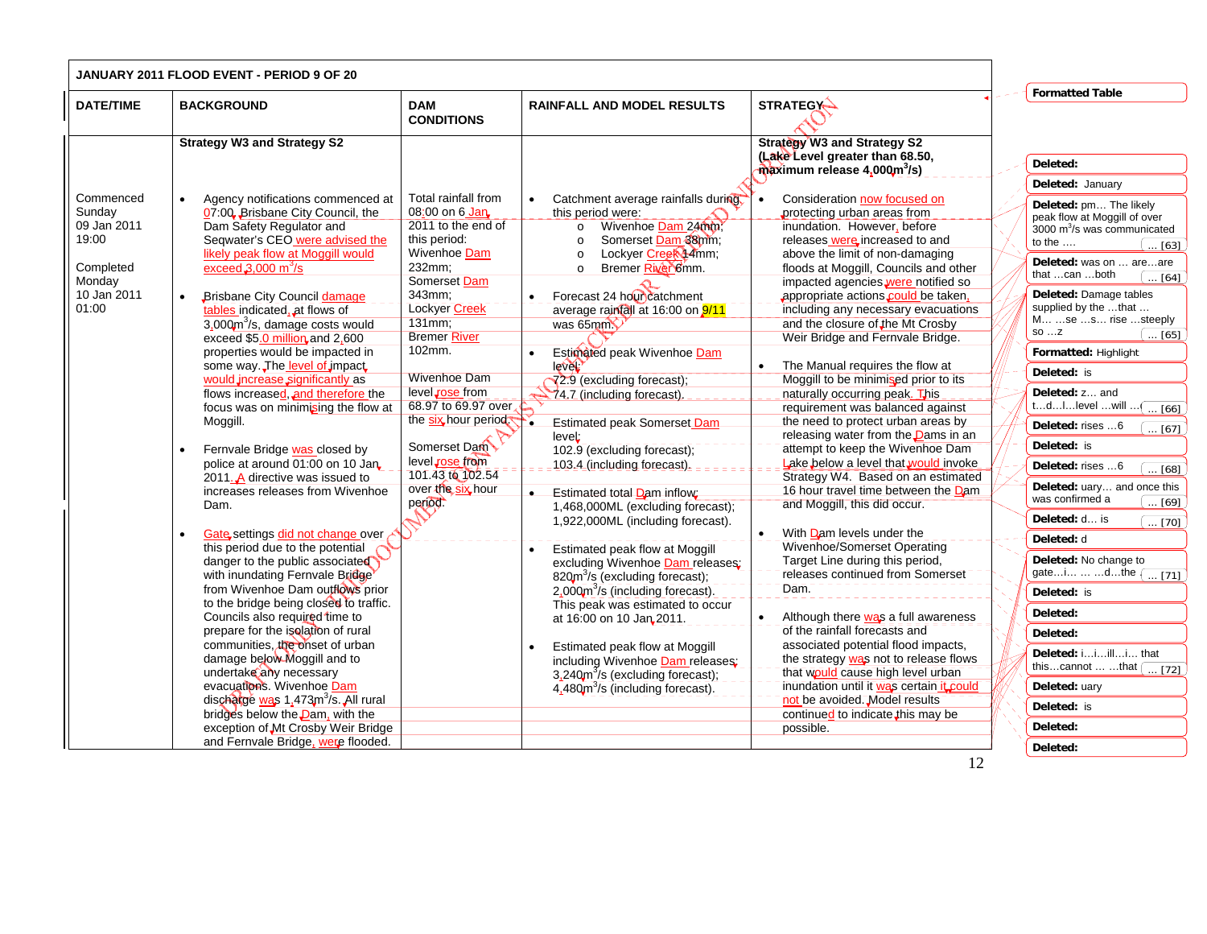# JANUARY 2011 FLOOD EVENT - PERIOD 9 OF 20

| DATE/TIME | BACKGROUND | DAM CONDITIONS | RAINFALL AND MODEL RESULTS | STRATEGY |
|---|---|---|---|---|
| | **Strategy W3 and Strategy S2** | | | **Strategy W3 and Strategy S2 (Lake Level greater than 68.50, maximum release 4,000m$^3$/s)** |
| Commenced Sunday 09 Jan 2011 19:00<br><br>Completed Monday 10 Jan 2011 01:00 | • Agency notifications commenced at 07:00. Brisbane City Council, the Dam Safety Regulator and Seqwater's CEO were advised the likely peak flow at Moggill would exceed 3,000 m$^3$/s<br><br>• Brisbane City Council damage tables indicated, at flows of 3,000m$^3$/s, damage costs would exceed $5.0 million and 2,600 properties would be impacted in some way. The level of impact would increase significantly as flows increased, and therefore the focus was on minimising the flow at Moggill.<br><br>• Fernvale Bridge was closed by police at around 01:00 on 10 Jan 2011. A directive was issued to increases releases from Wivenhoe Dam.<br><br>• Gate settings did not change over this period due to the potential danger to the public associated with inundating Fernvale Bridge from Wivenhoe Dam outflows prior to the bridge being closed to traffic. Councils also required time to prepare for the isolation of rural communities, the onset of urban damage below Moggill and to undertake any necessary evacuations. Wivenhoe Dam discharge was 1,473m$^3$/s. All rural bridges below the Dam, with the exception of Mt Crosby Weir Bridge and Fernvale Bridge, were flooded. | Total rainfall from 08:00 on 6 Jan 2011 to the end of this period:<br>Wivenhoe Dam 232mm;<br>Somerset Dam 343mm;<br>Lockyer Creek 131mm;<br>Bremer River 102mm.<br><br>Wivenhoe Dam level rose from 68.97 to 69.97 over the six hour period.<br><br>Somerset Dam level rose from 101.43 to 102.54 over the six hour period. | • Catchment average rainfalls during this period were:<br>o Wivenhoe Dam 24mm;<br>o Somerset Dam 38mm;<br>o Lockyer Creek 14mm;<br>o Bremer River 6mm.<br><br>• Forecast 24 hour catchment average rainfall at 16:00 on 9/11 was 65mm.<br><br>• Estimated peak Wivenhoe Dam level:<br>72.9 (excluding forecast);<br>74.7 (including forecast).<br><br>• Estimated peak Somerset Dam level:<br>102.9 (excluding forecast);<br>103.4 (including forecast).<br><br>• Estimated total Dam inflow:<br>1,468,000ML (excluding forecast);<br>1,922,000ML (including forecast).<br><br>• Estimated peak flow at Moggill excluding Wivenhoe Dam releases:<br>820m$^3$/s (excluding forecast);<br>2,000m$^3$/s (including forecast).<br>This peak was estimated to occur at 16:00 on 10 Jan 2011.<br><br>• Estimated peak flow at Moggill including Wivenhoe Dam releases:<br>3,240m$^3$/s (excluding forecast);<br>4,480m$^3$/s (including forecast). | • Consideration now focused on protecting urban areas from inundation. However, before releases were increased to and above the limit of non-damaging floods at Moggill, Councils and other impacted agencies were notified so appropriate actions could be taken, including any necessary evacuations and the closure of the Mt Crosby Weir Bridge and Fernvale Bridge.<br><br>• The Manual requires the flow at Moggill to be minimised prior to its naturally occurring peak. This requirement was balanced against the need to protect urban areas by releasing water from the Dams in an attempt to keep the Wivenhoe Dam Lake below a level that would invoke Strategy W4. Based on an estimated 16 hour travel time between the Dam and Moggill, this did occur.<br><br>• With Dam levels under the Wivenhoe/Somerset Operating Target Line during this period, releases continued from Somerset Dam.<br><br>• Although there was a full awareness of the rainfall forecasts and associated potential flood impacts, the strategy was not to release flows that would cause high level urban inundation until it was certain it could not be avoided. Model results continued to indicate this may be possible. |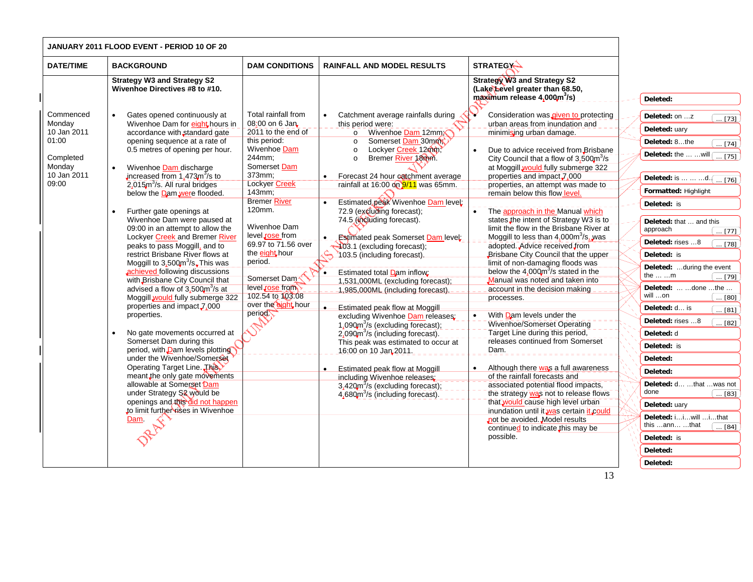| JANUARY 2011 FLOOD EVENT - PERIOD 10 OF 20 | | | | |
|---|---|---|---|---|
| **DATE/TIME** | **BACKGROUND** | **DAM CONDITIONS** | **RAINFALL AND MODEL RESULTS** | **STRATEGY** |
| Commenced Monday 10 Jan 2011 01:00<br><br>Completed Monday 10 Jan 2011 09:00 | **Strategy W3 and Strategy S2 Wivenhoe Directives #8 to #10.**<br><br>• Gates opened continuously at Wivenhoe Dam for eight hours in accordance with standard gate opening sequence at a rate of 0.5 metres of opening per hour.<br><br>• Wivenhoe Dam discharge increased from 1,473m³/s to 2,015m³/s. All rural bridges below the Dam were flooded.<br><br>• Further gate openings at Wivenhoe Dam were paused at 09:00 in an attempt to allow the Lockyer Creek and Bremer River peaks to pass Moggill, and to restrict Brisbane River flows at Moggill to 3,500m³/s. This was achieved following discussions with Brisbane City Council that advised a flow of 3,500m³/s at Moggill would fully submerge 322 properties and impact 7,000 properties.<br><br>• No gate movements occurred at Somerset Dam during this period, with Dam levels plotting under the Wivenhoe/Somerset Operating Target Line. This meant the only gate movements allowable at Somerset Dam under Strategy S2 would be openings and this did not happen to limit further rises in Wivenhoe Dam. | Total rainfall from 08:00 on 6 Jan 2011 to the end of this period:<br>Wivenhoe Dam 244mm;<br>Somerset Dam 373mm;<br>Lockyer Creek 143mm;<br>Bremer River 120mm.<br><br>Wivenhoe Dam level rose from 69.97 to 71.56 over the eight hour period.<br><br>Somerset Dam level rose from 102.54 to 103.08 over the eight hour period. | • Catchment average rainfalls during this period were:<br>o Wivenhoe Dam 12mm;<br>o Somerset Dam 30mm;<br>o Lockyer Creek 12mm;<br>o Bremer River 18mm.<br><br>• Forecast 24 hour catchment average rainfall at 16:00 on 9/11 was 65mm.<br><br>• Estimated peak Wivenhoe Dam level:<br>72.9 (excluding forecast);<br>74.5 (including forecast).<br><br>• Estimated peak Somerset Dam level:<br>103.1 (excluding forecast);<br>103.5 (including forecast).<br><br>• Estimated total Dam inflow:<br>1,531,000ML (excluding forecast);<br>1,985,000ML (including forecast).<br><br>• Estimated peak flow at Moggill excluding Wivenhoe Dam releases:<br>1,090m³/s (excluding forecast);<br>2,090m³/s (including forecast).<br>This peak was estimated to occur at 16:00 on 10 Jan 2011.<br><br>• Estimated peak flow at Moggill including Wivenhoe releases:<br>3,420m³/s (excluding forecast);<br>4,680m³/s (including forecast). | **Strategy W3 and Strategy S2 (Lake Level greater than 68.50, maximum release 4,000m³/s)**<br><br>• Consideration was given to protecting urban areas from inundation and minimising urban damage.<br><br>• Due to advice received from Brisbane City Council that a flow of 3,500m³/s at Moggill would fully submerge 322 properties and impact 7,000 properties, an attempt was made to remain below this flow level.<br><br>• The approach in the Manual which states the intent of Strategy W3 is to limit the flow in the Brisbane River at Moggill to less than 4,000m³/s, was adopted. Advice received from Brisbane City Council that the upper limit of non-damaging floods was below the 4,000m³/s stated in the Manual was noted and taken into account in the decision making processes.<br><br>• With Dam levels under the Wivenhoe/Somerset Operating Target Line during this period, releases continued from Somerset Dam.<br><br>• Although there was a full awareness of the rainfall forecasts and associated potential flood impacts, the strategy was not to release flows that would cause high level urban inundation until it was certain it could not be avoided. Model results continued to indicate this may be possible. |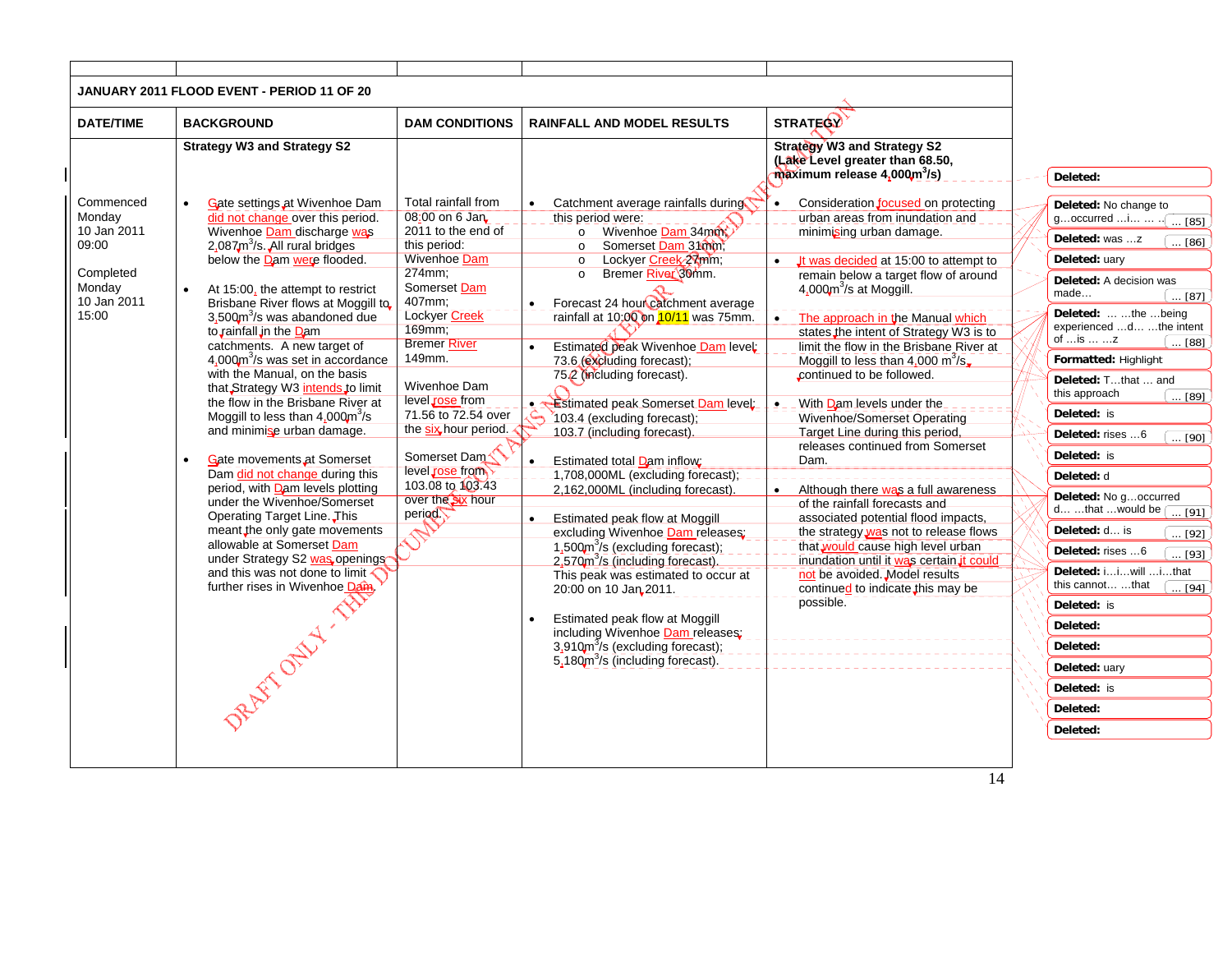| | | | | |
|---|---|---|---|---|
| **JANUARY 2011 FLOOD EVENT - PERIOD 11 OF 20** | | | | |
| **DATE/TIME** | **BACKGROUND** | **DAM CONDITIONS** | **RAINFALL AND MODEL RESULTS** | **STRATEGY** |
| | **Strategy W3 and Strategy S2** | | | **Strategy W3 and Strategy S2 (Lake Level greater than 68.50, maximum release 4,000m$^3$/s)** |
| Commenced Monday 10 Jan 2011 09:00<br><br>Completed Monday 10 Jan 2011 15:00 | • Gate settings at Wivenhoe Dam did not change over this period. Wivenhoe Dam discharge was 2,087m$^3$/s. All rural bridges below the Dam were flooded.<br><br>• At 15:00, the attempt to restrict Brisbane River flows at Moggill to 3,500m$^3$/s was abandoned due to rainfall in the Dam catchments. A new target of 4,000m$^3$/s was set in accordance with the Manual, on the basis that Strategy W3 intends to limit the flow in the Brisbane River at Moggill to less than 4,000m$^3$/s and minimise urban damage.<br><br>• Gate movements at Somerset Dam did not change during this period, with Dam levels plotting under the Wivenhoe/Somerset Operating Target Line. This meant the only gate movements allowable at Somerset Dam under Strategy S2 was openings and this was not done to limit further rises in Wivenhoe Dam. | Total rainfall from 08:00 on 6 Jan 2011 to the end of this period:<br>Wivenhoe Dam 274mm;<br>Somerset Dam 407mm;<br>Lockyer Creek 169mm;<br>Bremer River 149mm.<br><br>Wivenhoe Dam level rose from 71.56 to 72.54 over the six hour period.<br><br>Somerset Dam level rose from 103.08 to 103.43 over the six hour period. | • Catchment average rainfalls during this period were:<br>o Wivenhoe Dam 34mm;<br>o Somerset Dam 31mm;<br>o Lockyer Creek 27mm;<br>o Bremer River 30mm.<br><br>• Forecast 24 hour catchment average rainfall at 10:00 on 10/11 was 75mm.<br><br>• Estimated peak Wivenhoe Dam level:<br>73.6 (excluding forecast);<br>75.2 (including forecast).<br><br>• Estimated peak Somerset Dam level:<br>103.4 (excluding forecast);<br>103.7 (including forecast).<br><br>• Estimated total Dam inflow:<br>1,708,000ML (excluding forecast);<br>2,162,000ML (including forecast).<br><br>• Estimated peak flow at Moggill excluding Wivenhoe Dam releases:<br>1,500m$^3$/s (excluding forecast);<br>2,570m$^3$/s (including forecast).<br>This peak was estimated to occur at 20:00 on 10 Jan 2011.<br><br>• Estimated peak flow at Moggill including Wivenhoe Dam releases:<br>3,910m$^3$/s (excluding forecast);<br>5,180m$^3$/s (including forecast). | • Consideration focused on protecting urban areas from inundation and minimising urban damage.<br><br>• It was decided at 15:00 to attempt to remain below a target flow of around 4,000m$^3$/s at Moggill.<br><br>• The approach in the Manual which states the intent of Strategy W3 is to limit the flow in the Brisbane River at Moggill to less than 4,000 m$^3$/s, continued to be followed.<br><br>• With Dam levels under the Wivenhoe/Somerset Operating Target Line during this period, releases continued from Somerset Dam.<br><br>• Although there was a full awareness of the rainfall forecasts and associated potential flood impacts, the strategy was not to release flows that would cause high level urban inundation until it was certain it could not be avoided. Model results continued to indicate this may be possible. |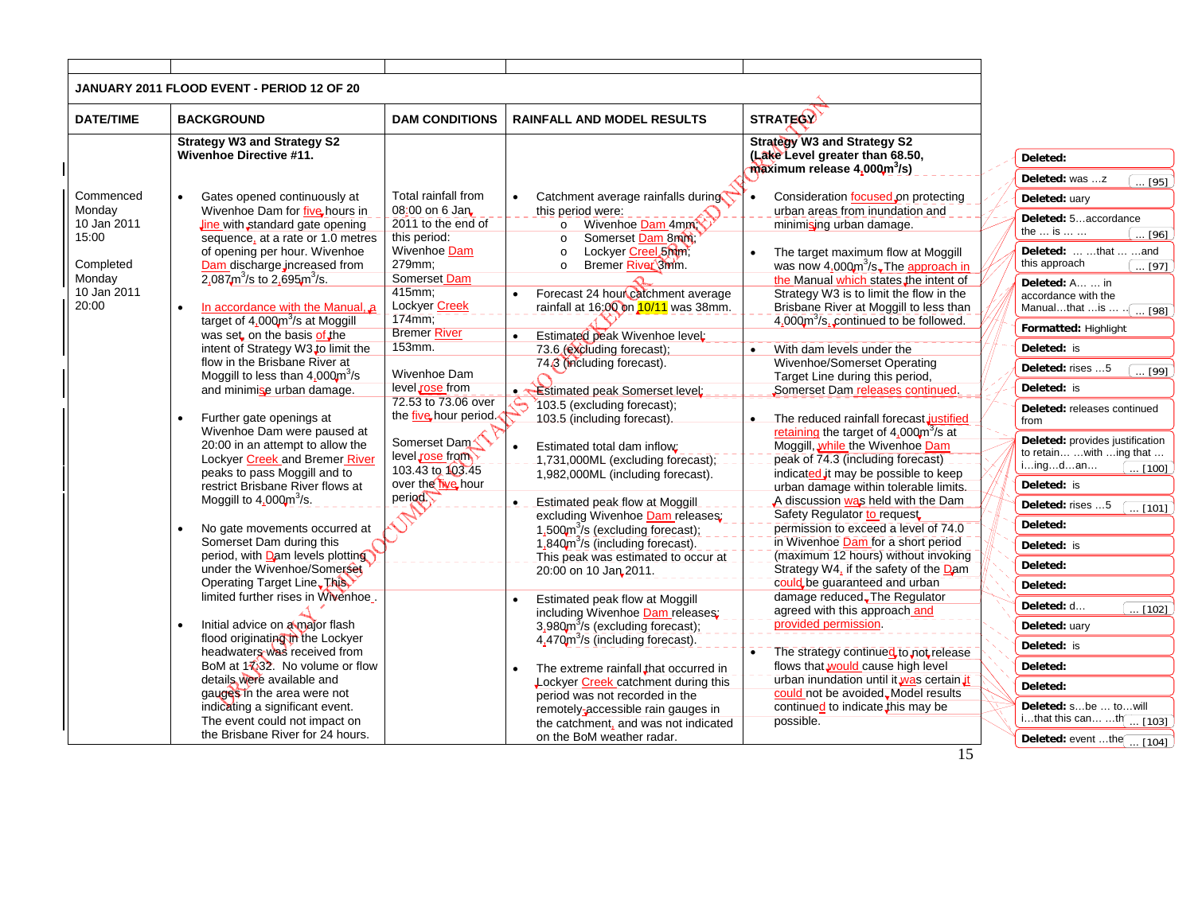| | | | | |
|---|---|---|---|---|
| **JANUARY 2011 FLOOD EVENT - PERIOD 12 OF 20** | | | | |
| **DATE/TIME** | **BACKGROUND** | **DAM CONDITIONS** | **RAINFALL AND MODEL RESULTS** | **STRATEGY** |
| | **Strategy W3 and Strategy S2 Wivenhoe Directive #11.** | | | **Strategy W3 and Strategy S2 (Lake Level greater than 68.50, maximum release 4,000m$^3$/s)** |
| Commenced Monday 10 Jan 2011 15:00<br><br>Completed Monday 10 Jan 2011 20:00 | • Gates opened continuously at Wivenhoe Dam for five hours in line with standard gate opening sequence, at a rate or 1.0 metres of opening per hour. Wivenhoe Dam discharge increased from 2,087m$^3$/s to 2,695m$^3$/s.<br><br>• In accordance with the Manual, a target of 4,000m$^3$/s at Moggill was set, on the basis of the intent of Strategy W3 to limit the flow in the Brisbane River at Moggill to less than 4,000m$^3$/s and minimise urban damage.<br><br>• Further gate openings at Wivenhoe Dam were paused at 20:00 in an attempt to allow the Lockyer Creek and Bremer River peaks to pass Moggill and to restrict Brisbane River flows at Moggill to 4,000m$^3$/s.<br><br>• No gate movements occurred at Somerset Dam during this period, with Dam levels plotting under the Wivenhoe/Somerset Operating Target Line. This limited further rises in Wivenhoe.<br><br>• Initial advice on a major flash flood originating in the Lockyer headwaters was received from BoM at 17:32. No volume or flow details were available and gauges in the area were not indicating a significant event. The event could not impact on the Brisbane River for 24 hours. | Total rainfall from 08:00 on 6 Jan 2011 to the end of this period:<br>Wivenhoe Dam 279mm;<br>Somerset Dam 415mm;<br>Lockyer Creek 174mm;<br>Bremer River 153mm.<br><br>Wivenhoe Dam level rose from 72.53 to 73.06 over the five hour period.<br><br>Somerset Dam level rose from 103.43 to 103.45 over the five hour period. | • Catchment average rainfalls during this period were:<br>o Wivenhoe Dam 4mm;<br>o Somerset Dam 8mm;<br>o Lockyer Creel 5mm;<br>o Bremer River 3mm.<br><br>• Forecast 24 hour catchment average rainfall at 16:00 on 10/11 was 38mm.<br><br>• Estimated peak Wivenhoe level:<br>73.6 (excluding forecast);<br>74.3 (including forecast).<br><br>• Estimated peak Somerset level:<br>103.5 (excluding forecast);<br>103.5 (including forecast).<br><br>• Estimated total dam inflow:<br>1,731,000ML (excluding forecast);<br>1,982,000ML (including forecast).<br><br>• Estimated peak flow at Moggill excluding Wivenhoe Dam releases:<br>1,500m$^3$/s (excluding forecast);<br>1,840m$^3$/s (including forecast).<br>This peak was estimated to occur at 20:00 on 10 Jan 2011.<br><br>• Estimated peak flow at Moggill including Wivenhoe Dam releases:<br>3,980m$^3$/s (excluding forecast);<br>4,470m$^3$/s (including forecast).<br><br>• The extreme rainfall that occurred in Lockyer Creek catchment during this period was not recorded in the remotely-accessible rain gauges in the catchment, and was not indicated on the BoM weather radar. | • Consideration focused on protecting urban areas from inundation and minimising urban damage.<br><br>• The target maximum flow at Moggill was now 4,000m$^3$/s. The approach in the Manual which states the intent of Strategy W3 is to limit the flow in the Brisbane River at Moggill to less than 4,000m$^3$/s, continued to be followed.<br><br>• With dam levels under the Wivenhoe/Somerset Operating Target Line during this period, Somerset Dam releases continued.<br><br>• The reduced rainfall forecast justified retaining the target of 4,000m$^3$/s at Moggill, while the Wivenhoe Dam peak of 74.3 (including forecast) indicated it may be possible to keep urban damage within tolerable limits. A discussion was held with the Dam Safety Regulator to request permission to exceed a level of 74.0 in Wivenhoe Dam for a short period (maximum 12 hours) without invoking Strategy W4, if the safety of the Dam could be guaranteed and urban damage reduced. The Regulator agreed with this approach and provided permission.<br><br>• The strategy continued to not release flows that would cause high level urban inundation until it was certain it could not be avoided. Model results continued to indicate this may be possible. |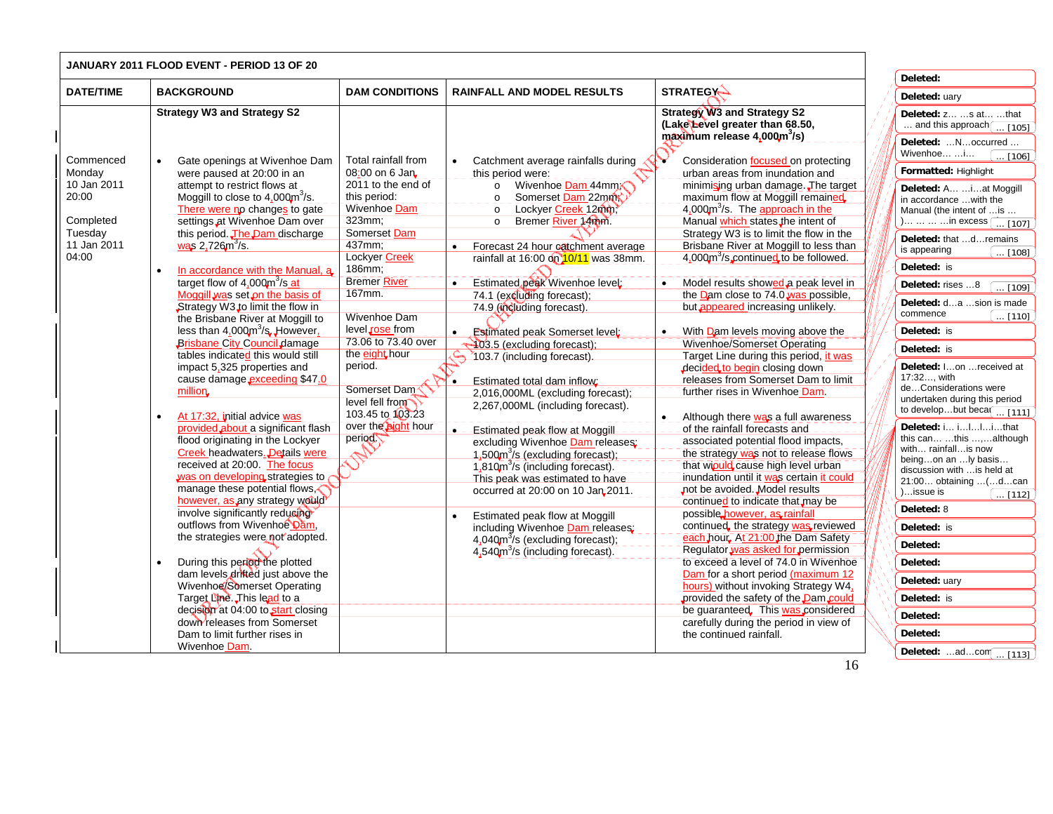**JANUARY 2011 FLOOD EVENT - PERIOD 13 OF 20**

| DATE/TIME | BACKGROUND | DAM CONDITIONS | RAINFALL AND MODEL RESULTS | STRATEGY |
|---|---|---|---|---|
| | **Strategy W3 and Strategy S2** | | | **Strategy W3 and Strategy S2 (Lake Level greater than 68.50, maximum release 4,000m$^3$/s)** |
| Commenced Monday 10 Jan 2011 20:00<br><br>Completed Tuesday 11 Jan 2011 04:00 | • Gate openings at Wivenhoe Dam were paused at 20:00 in an attempt to restrict flows at Moggill to close to 4,000m$^3$/s. There were no changes to gate settings at Wivenhoe Dam over this period. The Dam discharge was 2,726m$^3$/s.<br><br>• In accordance with the Manual, a target flow of 4,000m$^3$/s at Moggill was set on the basis of Strategy W3 to limit the flow in the Brisbane River at Moggill to less than 4,000m$^3$/s. However, Brisbane City Council damage tables indicated this would still impact 5,325 properties and cause damage exceeding $47.0 million.<br><br>• At 17:32, initial advice was provided about a significant flash flood originating in the Lockyer Creek headwaters. Details were received at 20:00. The focus was on developing strategies to manage these potential flows, however, as any strategy would involve significantly reducing outflows from Wivenhoe Dam, the strategies were not adopted.<br><br>• During this period the plotted dam levels drifted just above the Wivenhoe/Somerset Operating Target Line. This lead to a decision at 04:00 to start closing down releases from Somerset Dam to limit further rises in Wivenhoe Dam. | Total rainfall from 08:00 on 6 Jan 2011 to the end of this period:<br>Wivenhoe Dam 323mm;<br>Somerset Dam 437mm;<br>Lockyer Creek 186mm;<br>Bremer River 167mm.<br><br>Wivenhoe Dam level rose from 73.06 to 73.40 over the eight hour period.<br><br>Somerset Dam level fell from 103.45 to 103.23 over the eight hour period. | • Catchment average rainfalls during this period were:<br>o Wivenhoe Dam 44mm;<br>o Somerset Dam 22mm;<br>o Lockyer Creek 12mm;<br>o Bremer River 14mm.<br><br>• Forecast 24 hour catchment average rainfall at 16:00 on 10/11 was 38mm.<br><br>• Estimated peak Wivenhoe level:<br>74.1 (excluding forecast);<br>74.9 (including forecast).<br><br>• Estimated peak Somerset level:<br>103.5 (excluding forecast);<br>103.7 (including forecast).<br><br>• Estimated total dam inflow:<br>2,016,000ML (excluding forecast);<br>2,267,000ML (including forecast).<br><br>• Estimated peak flow at Moggill excluding Wivenhoe Dam releases:<br>1,500m$^3$/s (excluding forecast);<br>1,810m$^3$/s (including forecast).<br>This peak was estimated to have occurred at 20:00 on 10 Jan 2011.<br><br>• Estimated peak flow at Moggill including Wivenhoe Dam releases:<br>4,040m$^3$/s (excluding forecast);<br>4,540m$^3$/s (including forecast). | • Consideration focused on protecting urban areas from inundation and minimising urban damage. The target maximum flow at Moggill remained 4,000m$^3$/s. The approach in the Manual which states the intent of Strategy W3 is to limit the flow in the Brisbane River at Moggill to less than 4,000m$^3$/s continued to be followed.<br><br>• Model results showed a peak level in the Dam close to 74.0 was possible, but appeared increasing unlikely.<br><br>• With Dam levels moving above the Wivenhoe/Somerset Operating Target Line during this period, it was decided to begin closing down releases from Somerset Dam to limit further rises in Wivenhoe Dam.<br><br>• Although there was a full awareness of the rainfall forecasts and associated potential flood impacts, the strategy was not to release flows that would cause high level urban inundation until it was certain it could not be avoided. Model results continued to indicate that may be possible, however, as rainfall continued, the strategy was reviewed each hour. At 21:00 the Dam Safety Regulator was asked for permission to exceed a level of 74.0 in Wivenhoe Dam for a short period (maximum 12 hours) without invoking Strategy W4, provided the safety of the Dam could be guaranteed. This was considered carefully during the period in view of the continued rainfall. |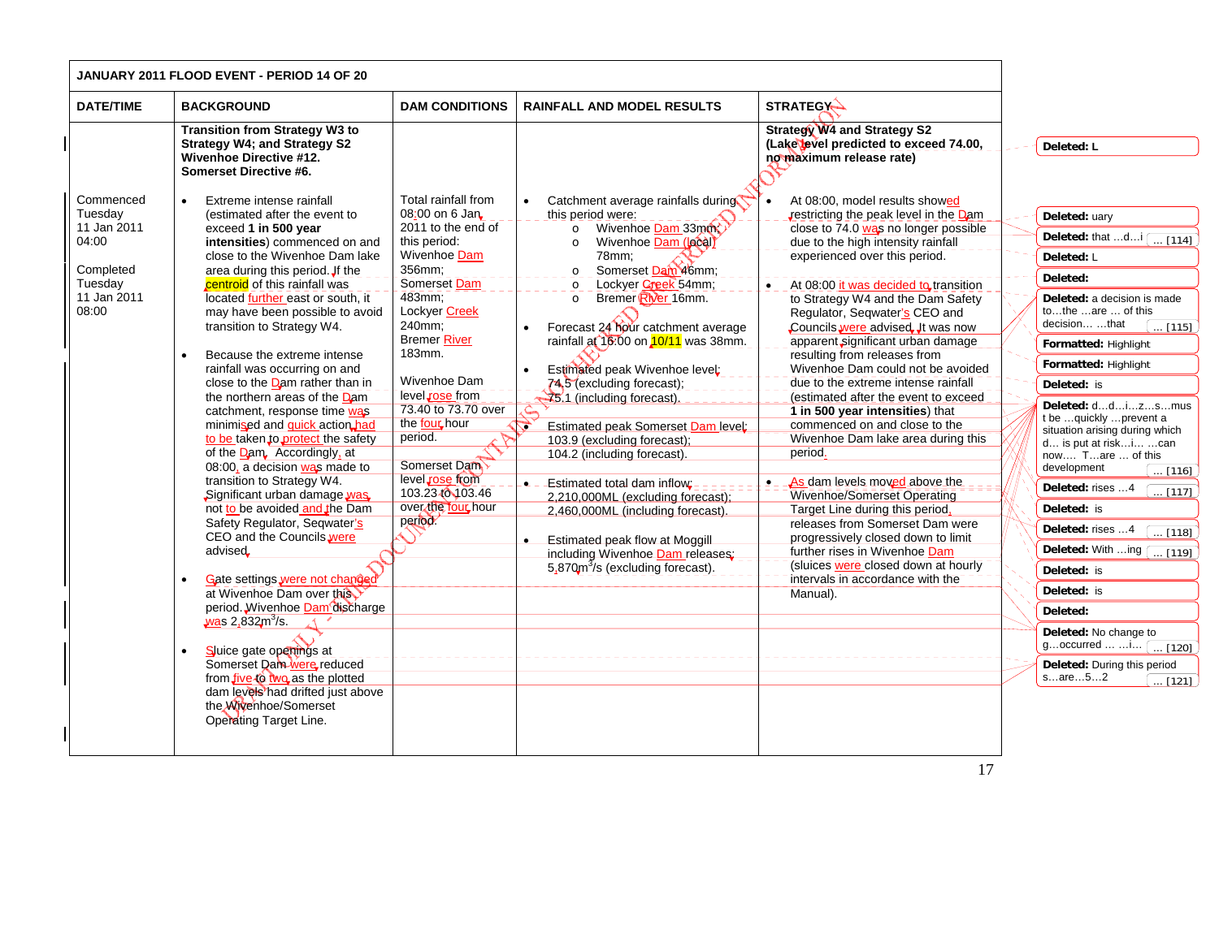| JANUARY 2011 FLOOD EVENT - PERIOD 14 OF 20 | | | | |
|---|---|---|---|---|
| **DATE/TIME** | **BACKGROUND** | **DAM CONDITIONS** | **RAINFALL AND MODEL RESULTS** | **STRATEGY** |
| | **Transition from Strategy W3 to Strategy W4; and Strategy S2 Wivenhoe Directive #12. Somerset Directive #6.** | | | **Strategy W4 and Strategy S2 (Lake level predicted to exceed 74.00, no maximum release rate)** |
| Commenced Tuesday 11 Jan 2011 04:00<br><br>Completed Tuesday 11 Jan 2011 08:00 | • Extreme intense rainfall (estimated after the event to exceed **1 in 500 year intensities**) commenced on and close to the Wivenhoe Dam lake area during this period. If the centroid of this rainfall was located further east or south, it may have been possible to avoid transition to Strategy W4.<br><br>• Because the extreme intense rainfall was occurring on and close to the Dam rather than in the northern areas of the Dam catchment, response time was minimised and quick action had to be taken to protect the safety of the Dam. Accordingly, at 08:00, a decision was made to transition to Strategy W4. Significant urban damage was not to be avoided and the Dam Safety Regulator, Seqwater's CEO and the Councils were advised.<br><br>• Gate settings were not changed at Wivenhoe Dam over this period. Wivenhoe Dam discharge was 2,832m³/s.<br><br>• Sluice gate openings at Somerset Dam were reduced from five to two as the plotted dam levels had drifted just above the Wivenhoe/Somerset Operating Target Line. | Total rainfall from 08:00 on 6 Jan 2011 to the end of this period:<br>Wivenhoe Dam 356mm;<br>Somerset Dam 483mm;<br>Lockyer Creek 240mm;<br>Bremer River 183mm.<br><br>Wivenhoe Dam level rose from 73.40 to 73.70 over the four hour period.<br><br>Somerset Dam level rose from 103.23 to 103.46 over the four hour period. | • Catchment average rainfalls during this period were:<br>o Wivenhoe Dam 33mm;<br>o Wivenhoe Dam (local) 78mm;<br>o Somerset Dam 46mm;<br>o Lockyer Creek 54mm;<br>o Bremer River 16mm.<br><br>• Forecast 24 hour catchment average rainfall at 16:00 on 10/11 was 38mm.<br><br>• Estimated peak Wivenhoe level:<br>74.5 (excluding forecast);<br>75.1 (including forecast).<br><br>• Estimated peak Somerset Dam level:<br>103.9 (excluding forecast);<br>104.2 (including forecast).<br><br>• Estimated total dam inflow:<br>2,210,000ML (excluding forecast);<br>2,460,000ML (including forecast).<br><br>• Estimated peak flow at Moggill including Wivenhoe Dam releases:<br>5,870m³/s (excluding forecast). | • At 08:00, model results showed restricting the peak level in the Dam close to 74.0 was no longer possible due to the high intensity rainfall experienced over this period.<br><br>• At 08:00 it was decided to transition to Strategy W4 and the Dam Safety Regulator, Seqwater's CEO and Councils were advised. It was now apparent significant urban damage resulting from releases from Wivenhoe Dam could not be avoided due to the extreme intense rainfall (estimated after the event to exceed **1 in 500 year intensities**) that commenced on and close to the Wivenhoe Dam lake area during this period.<br><br>• As dam levels moved above the Wivenhoe/Somerset Operating Target Line during this period, releases from Somerset Dam were progressively closed down to limit further rises in Wivenhoe Dam (sluices were closed down at hourly intervals in accordance with the Manual). |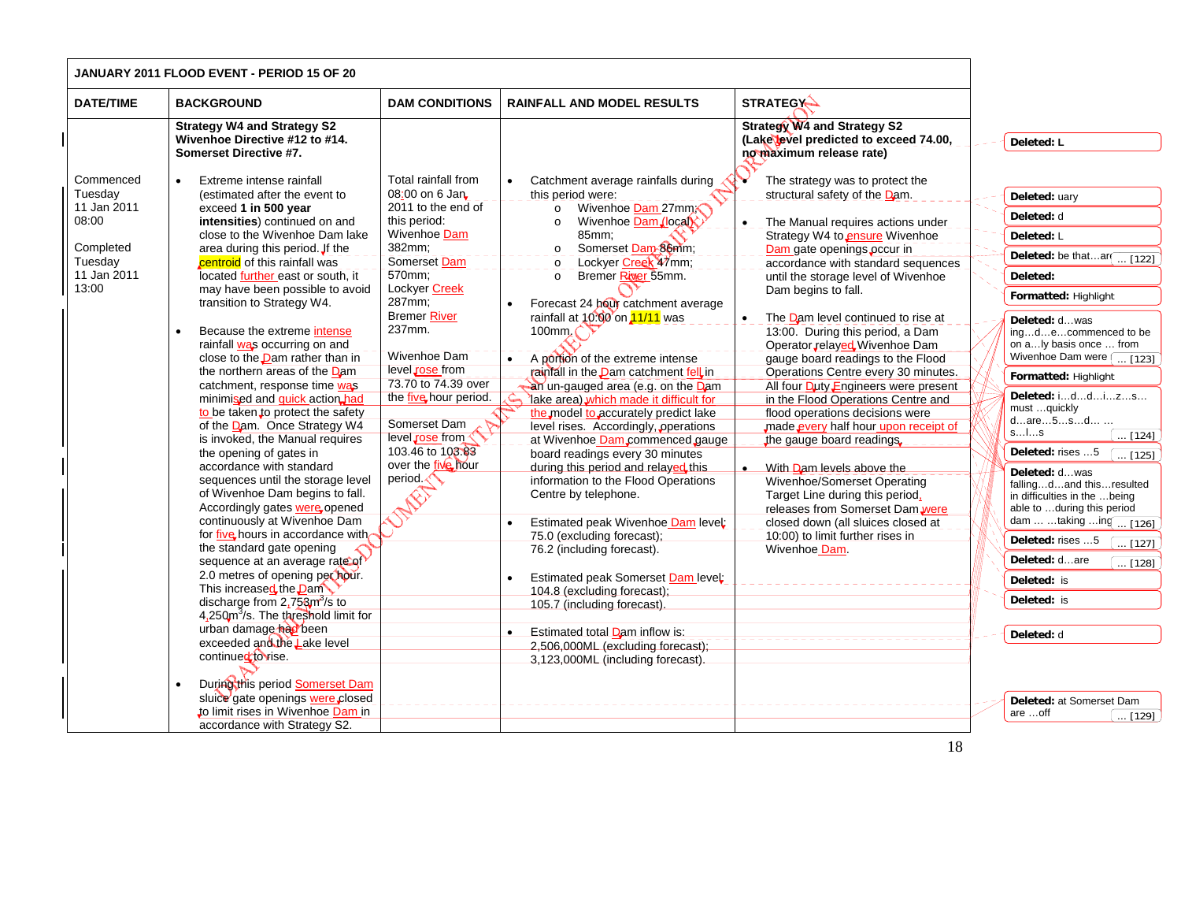| JANUARY 2011 FLOOD EVENT - PERIOD 15 OF 20 | | | | |
|---|---|---|---|---|
| **DATE/TIME** | **BACKGROUND** | **DAM CONDITIONS** | **RAINFALL AND MODEL RESULTS** | **STRATEGY** |
| Commenced Tuesday 11 Jan 2011 08:00<br><br>Completed Tuesday 11 Jan 2011 13:00 | **Strategy W4 and Strategy S2**<br>**Wivenhoe Directive #12 to #14.**<br>**Somerset Directive #7.**<br><br>• Extreme intense rainfall (estimated after the event to exceed **1 in 500 year intensities**) continued on and close to the Wivenhoe Dam lake area during this period. If the centroid of this rainfall was located further east or south, it may have been possible to avoid transition to Strategy W4.<br><br>• Because the extreme intense rainfall was occurring on and close to the Dam rather than in the northern areas of the Dam catchment, response time was minimised and quick action had to be taken to protect the safety of the Dam. Once Strategy W4 is invoked, the Manual requires the opening of gates in accordance with standard sequences until the storage level of Wivenhoe Dam begins to fall. Accordingly gates were opened continuously at Wivenhoe Dam for five hours in accordance with the standard gate opening sequence at an average rate of 2.0 metres of opening per hour. This increased the Dam discharge from 2,753m$^3$/s to 4,250m$^3$/s. The threshold limit for urban damage had been exceeded and the Lake level continued to rise.<br><br>• During this period Somerset Dam sluice gate openings were closed to limit rises in Wivenhoe Dam in accordance with Strategy S2. | Total rainfall from 08:00 on 6 Jan 2011 to the end of this period:<br>Wivenhoe Dam 382mm;<br>Somerset Dam 570mm;<br>Lockyer Creek 287mm;<br>Bremer River 237mm.<br><br>Wivenhoe Dam level rose from 73.70 to 74.39 over the five hour period.<br><br>Somerset Dam level rose from 103.46 to 103.83 over the five hour period. | • Catchment average rainfalls during this period were:<br>o Wivenhoe Dam 27mm;<br>o Wivenhoe Dam (local) 85mm;<br>o Somerset Dam 86mm;<br>o Lockyer Creek 47mm;<br>o Bremer River 55mm.<br><br>• Forecast 24 hour catchment average rainfall at 10:00 on 11/11 was 100mm.<br><br>• A portion of the extreme intense rainfall in the Dam catchment fell in an un-gauged area (e.g. on the Dam lake area) which made it difficult for the model to accurately predict lake level rises. Accordingly, operations at Wivenhoe Dam commenced gauge board readings every 30 minutes during this period and relayed this information to the Flood Operations Centre by telephone.<br><br>• Estimated peak Wivenhoe Dam level:<br>75.0 (excluding forecast);<br>76.2 (including forecast).<br><br>• Estimated peak Somerset Dam level:<br>104.8 (excluding forecast);<br>105.7 (including forecast).<br><br>• Estimated total Dam inflow is:<br>2,506,000ML (excluding forecast);<br>3,123,000ML (including forecast). | **Strategy W4 and Strategy S2**<br>**(Lake level predicted to exceed 74.00, no maximum release rate)**<br><br>• The strategy was to protect the structural safety of the Dam.<br><br>• The Manual requires actions under Strategy W4 to ensure Wivenhoe Dam gate openings occur in accordance with standard sequences until the storage level of Wivenhoe Dam begins to fall.<br><br>• The Dam level continued to rise at 13:00. During this period, a Dam Operator relayed Wivenhoe Dam gauge board readings to the Flood Operations Centre every 30 minutes. All four Duty Engineers were present in the Flood Operations Centre and flood operations decisions were made every half hour upon receipt of the gauge board readings.<br><br>• With Dam levels above the Wivenhoe/Somerset Operating Target Line during this period, releases from Somerset Dam were closed down (all sluices closed at 10:00) to limit further rises in Wivenhoe Dam. |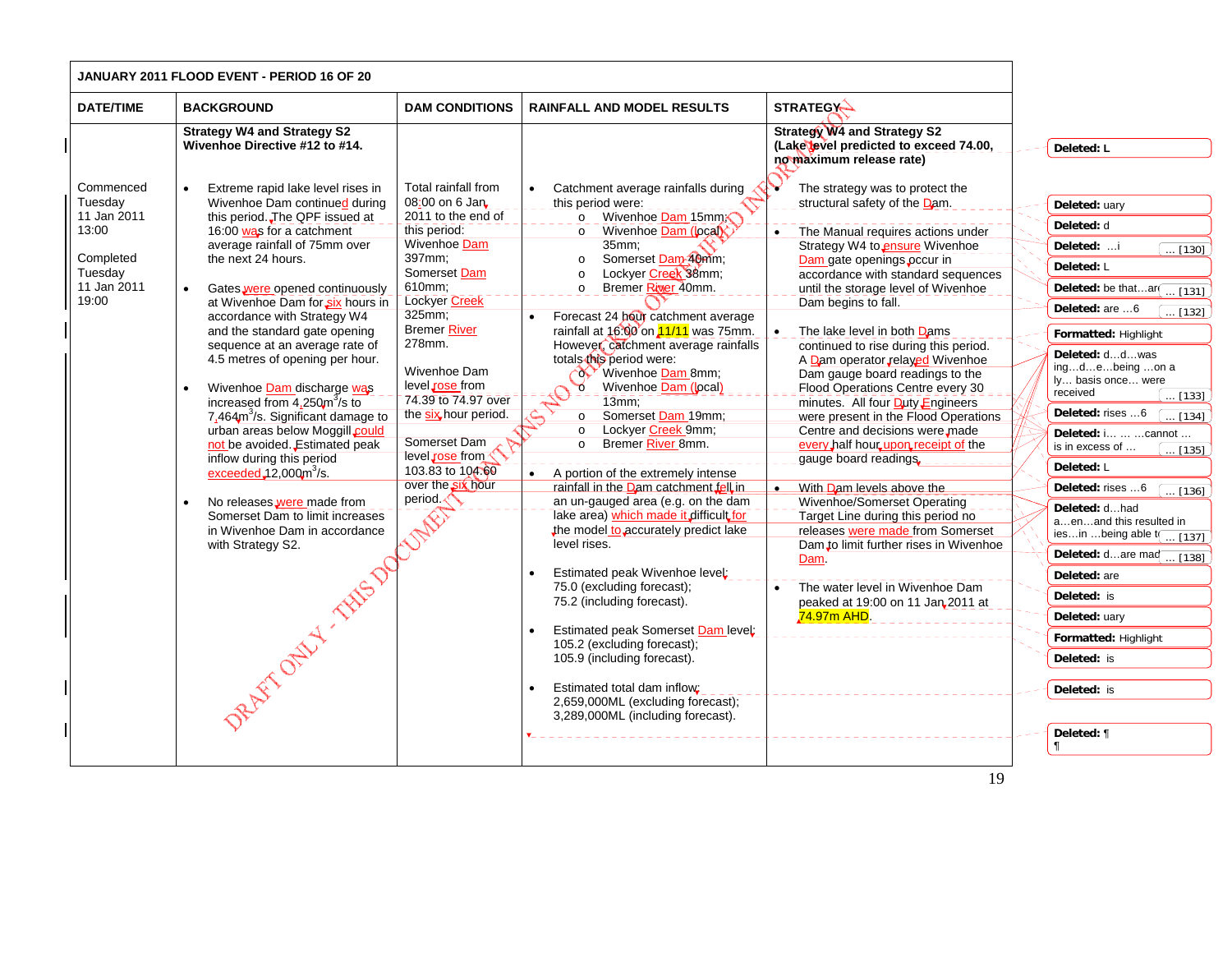| JANUARY 2011 FLOOD EVENT - PERIOD 16 OF 20 | | | | |
|---|---|---|---|---|
| **DATE/TIME** | **BACKGROUND** | **DAM CONDITIONS** | **RAINFALL AND MODEL RESULTS** | **STRATEGY** |
| Commenced Tuesday 11 Jan 2011 13:00<br><br>Completed Tuesday 11 Jan 2011 19:00 | **Strategy W4 and Strategy S2 Wivenhoe Directive #12 to #14.**<br><br>• Extreme rapid lake level rises in Wivenhoe Dam continued during this period. The QPF issued at 16:00 was for a catchment average rainfall of 75mm over the next 24 hours.<br><br>• Gates were opened continuously at Wivenhoe Dam for six hours in accordance with Strategy W4 and the standard gate opening sequence at an average rate of 4.5 metres of opening per hour.<br><br>• Wivenhoe Dam discharge was increased from 4,250m$^3$/s to 7,464m$^3$/s. Significant damage to urban areas below Moggill could not be avoided. Estimated peak inflow during this period exceeded 12,000m$^3$/s.<br><br>• No releases were made from Somerset Dam to limit increases in Wivenhoe Dam in accordance with Strategy S2. | Total rainfall from 08:00 on 6 Jan 2011 to the end of this period:<br>Wivenhoe Dam 397mm;<br>Somerset Dam 610mm;<br>Lockyer Creek 325mm;<br>Bremer River 278mm.<br><br>Wivenhoe Dam level rose from 74.39 to 74.97 over the six hour period.<br><br>Somerset Dam level rose from 103.83 to 104.60 over the six hour period. | • Catchment average rainfalls during this period were:<br>o Wivenhoe Dam 15mm;<br>o Wivenhoe Dam (local) 35mm;<br>o Somerset Dam 40mm;<br>o Lockyer Creek 38mm;<br>o Bremer River 40mm.<br><br>• Forecast 24 hour catchment average rainfall at 16:00 on 11/11 was 75mm. However, catchment average rainfalls totals this period were:<br>o Wivenhoe Dam 8mm;<br>o Wivenhoe Dam (local) 13mm;<br>o Somerset Dam 19mm;<br>o Lockyer Creek 9mm;<br>o Bremer River 8mm.<br><br>• A portion of the extremely intense rainfall in the Dam catchment fell in an un-gauged area (e.g. on the dam lake area) which made it difficult for the model to accurately predict lake level rises.<br><br>• Estimated peak Wivenhoe level:<br>75.0 (excluding forecast);<br>75.2 (including forecast).<br><br>• Estimated peak Somerset Dam level:<br>105.2 (excluding forecast);<br>105.9 (including forecast).<br><br>• Estimated total dam inflow:<br>2,659,000ML (excluding forecast);<br>3,289,000ML (including forecast). | **Strategy W4 and Strategy S2 (Lake level predicted to exceed 74.00, no maximum release rate)**<br><br>• The strategy was to protect the structural safety of the Dam.<br><br>• The Manual requires actions under Strategy W4 to ensure Wivenhoe Dam gate openings occur in accordance with standard sequences until the storage level of Wivenhoe Dam begins to fall.<br><br>• The lake level in both Dams continued to rise during this period. A Dam operator relayed Wivenhoe Dam gauge board readings to the Flood Operations Centre every 30 minutes. All four Duty Engineers were present in the Flood Operations Centre and decisions were made every half hour upon receipt of the gauge board readings.<br><br>• With Dam levels above the Wivenhoe/Somerset Operating Target Line during this period no releases were made from Somerset Dam to limit further rises in Wivenhoe Dam.<br><br>• The water level in Wivenhoe Dam peaked at 19:00 on 11 Jan 2011 at 74.97m AHD. |

DRAFT ONLY - THIS DOCUMENT CONTAINS NO CHECKED OR VERIFIED INFORMATION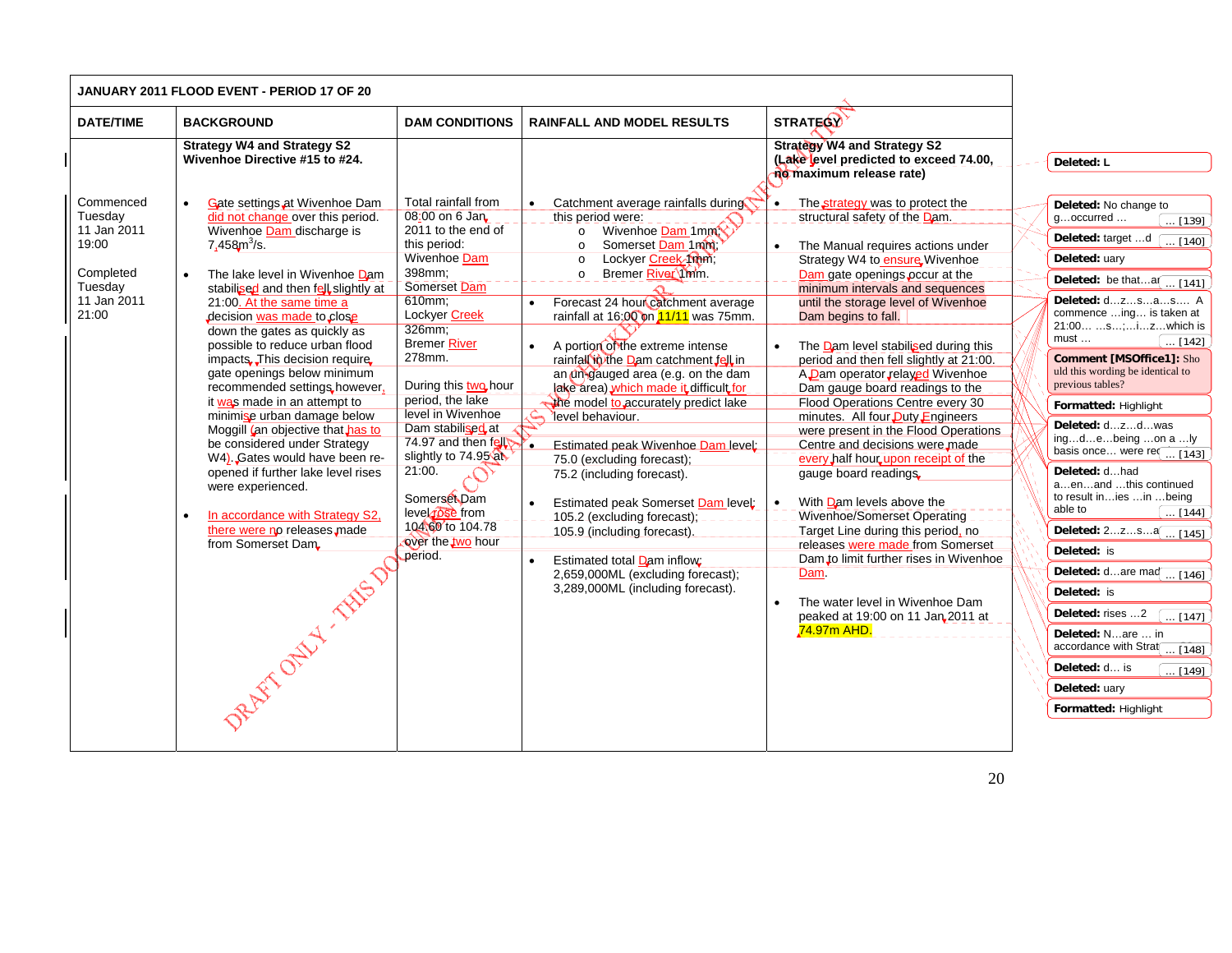| JANUARY 2011 FLOOD EVENT - PERIOD 17 OF 20 | | | | |
|---|---|---|---|---|
| **DATE/TIME** | **BACKGROUND** | **DAM CONDITIONS** | **RAINFALL AND MODEL RESULTS** | **STRATEGY** |
| | **Strategy W4 and Strategy S2**<br>**Wivenhoe Directive #15 to #24.** | | | **Strategy W4 and Strategy S2**<br>**(Lake level predicted to exceed 74.00, no maximum release rate)** |
| Commenced Tuesday 11 Jan 2011 19:00<br><br>Completed Tuesday 11 Jan 2011 21:00 | • Gate settings at Wivenhoe Dam did not change over this period. Wivenhoe Dam discharge is 7,458m³/s.<br><br>• The lake level in Wivenhoe Dam stabilised and then fell slightly at 21:00. At the same time a decision was made to close down the gates as quickly as possible to reduce urban flood impacts. This decision require gate openings below minimum recommended settings, however, it was made in an attempt to minimise urban damage below Moggill (an objective that has to be considered under Strategy W4). Gates would have been re-opened if further lake level rises were experienced.<br><br>• In accordance with Strategy S2, there were no releases made from Somerset Dam. | Total rainfall from 08:00 on 6 Jan 2011 to the end of this period:<br>Wivenhoe Dam 398mm;<br>Somerset Dam 610mm;<br>Lockyer Creek 326mm;<br>Bremer River 278mm.<br><br>During this two hour period, the lake level in Wivenhoe Dam stabilised at 74.97 and then fell slightly to 74.95 at 21:00.<br><br>Somerset Dam level rose from 104.60 to 104.78 over the two hour period. | • Catchment average rainfalls during this period were:<br>&nbsp;&nbsp;o Wivenhoe Dam 1mm;<br>&nbsp;&nbsp;o Somerset Dam 1mm;<br>&nbsp;&nbsp;o Lockyer Creek 1mm;<br>&nbsp;&nbsp;o Bremer River 1mm.<br><br>• Forecast 24 hour catchment average rainfall at 16:00 on 11/11 was 75mm.<br><br>• A portion of the extreme intense rainfall in the Dam catchment fell in an un-gauged area (e.g. on the dam lake area) which made it difficult for the model to accurately predict lake level behaviour.<br><br>• Estimated peak Wivenhoe Dam level:<br>75.0 (excluding forecast);<br>75.2 (including forecast).<br><br>• Estimated peak Somerset Dam level:<br>105.2 (excluding forecast);<br>105.9 (including forecast).<br><br>• Estimated total Dam inflow:<br>2,659,000ML (excluding forecast);<br>3,289,000ML (including forecast). | • The strategy was to protect the structural safety of the Dam.<br><br>• The Manual requires actions under Strategy W4 to ensure Wivenhoe Dam gate openings occur at the minimum intervals and sequences until the storage level of Wivenhoe Dam begins to fall.<br><br>• The Dam level stabilised during this period and then fell slightly at 21:00. A Dam operator relayed Wivenhoe Dam gauge board readings to the Flood Operations Centre every 30 minutes. All four Duty Engineers were present in the Flood Operations Centre and decisions were made every half hour upon receipt of the gauge board readings.<br><br>• With Dam levels above the Wivenhoe/Somerset Operating Target Line during this period, no releases were made from Somerset Dam to limit further rises in Wivenhoe Dam.<br><br>• The water level in Wivenhoe Dam peaked at 19:00 on 11 Jan 2011 at 74.97m AHD. |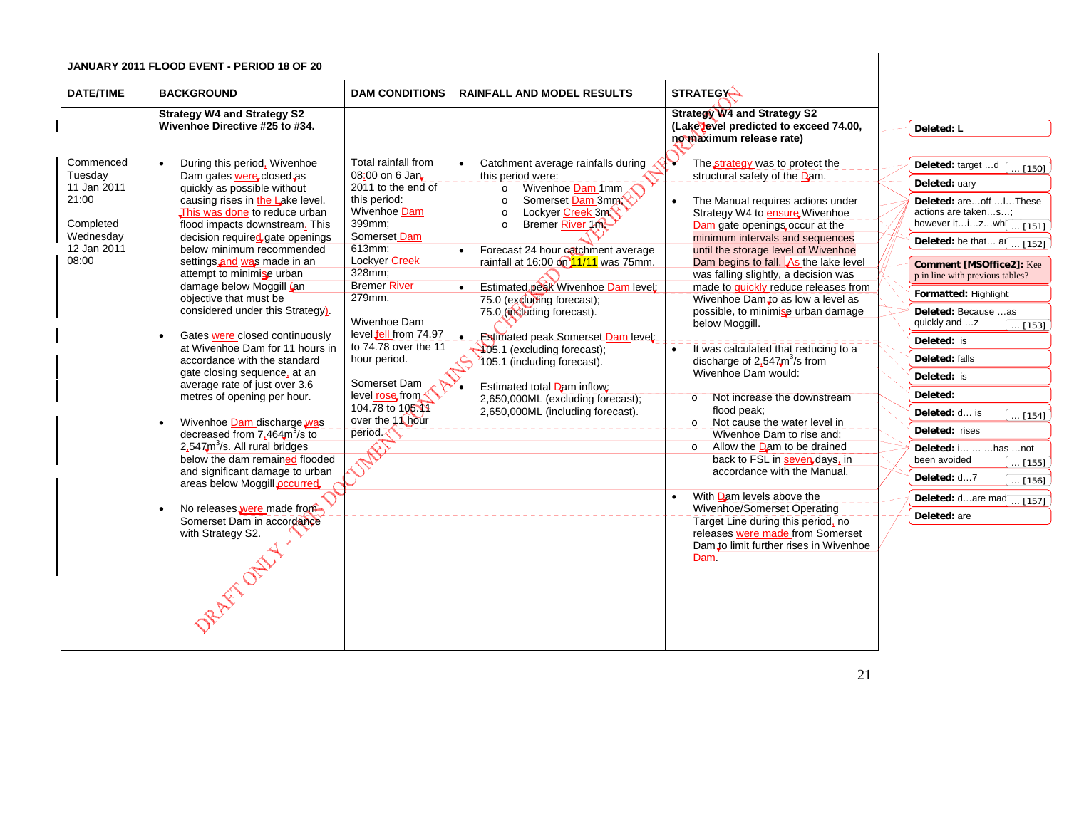| JANUARY 2011 FLOOD EVENT - PERIOD 18 OF 20 | | | | |
|---|---|---|---|---|
| **DATE/TIME** | **BACKGROUND** | **DAM CONDITIONS** | **RAINFALL AND MODEL RESULTS** | **STRATEGY** |
| | **Strategy W4 and Strategy S2 Wivenhoe Directive #25 to #34.** | | | **Strategy W4 and Strategy S2 (Lake level predicted to exceed 74.00, no maximum release rate)** |
| Commenced Tuesday 11 Jan 2011 21:00<br><br>Completed Wednesday 12 Jan 2011 08:00 | • During this period, Wivenhoe Dam gates were closed as quickly as possible without causing rises in the Lake level. This was done to reduce urban flood impacts downstream. This decision required gate openings below minimum recommended settings and was made in an attempt to minimise urban damage below Moggill (an objective that must be considered under this Strategy).<br><br>• Gates were closed continuously at Wivenhoe Dam for 11 hours in accordance with the standard gate closing sequence, at an average rate of just over 3.6 metres of opening per hour.<br><br>• Wivenhoe Dam discharge was decreased from 7,464m³/s to 2,547m³/s. All rural bridges below the dam remained flooded and significant damage to urban areas below Moggill occurred.<br><br>• No releases were made from Somerset Dam in accordance with Strategy S2. | Total rainfall from 08:00 on 6 Jan 2011 to the end of this period:<br>Wivenhoe Dam 399mm;<br>Somerset Dam 613mm;<br>Lockyer Creek 328mm;<br>Bremer River 279mm.<br><br>Wivenhoe Dam level fell from 74.97 to 74.78 over the 11 hour period.<br><br>Somerset Dam level rose from 104.78 to 105.11 over the 11 hour period. | • Catchment average rainfalls during this period were:<br>o Wivenhoe Dam 1mm<br>o Somerset Dam 3mm;<br>o Lockyer Creek 3m;<br>o Bremer River 1m.<br><br>• Forecast 24 hour catchment average rainfall at 16:00 on 11/11 was 75mm.<br><br>• Estimated peak Wivenhoe Dam level:<br>75.0 (excluding forecast);<br>75.0 (including forecast).<br><br>• Estimated peak Somerset Dam level:<br>105.1 (excluding forecast);<br>105.1 (including forecast).<br><br>• Estimated total Dam inflow:<br>2,650,000ML (excluding forecast);<br>2,650,000ML (including forecast). | • The strategy was to protect the structural safety of the Dam.<br><br>• The Manual requires actions under Strategy W4 to ensure Wivenhoe Dam gate openings occur at the minimum intervals and sequences until the storage level of Wivenhoe Dam begins to fall. As the lake level was falling slightly, a decision was made to quickly reduce releases from Wivenhoe Dam to as low a level as possible, to minimise urban damage below Moggill.<br><br>• It was calculated that reducing to a discharge of 2,547m³/s from Wivenhoe Dam would:<br>o Not increase the downstream flood peak;<br>o Not cause the water level in Wivenhoe Dam to rise and;<br>o Allow the Dam to be drained back to FSL in seven days, in accordance with the Manual.<br><br>• With Dam levels above the Wivenhoe/Somerset Operating Target Line during this period, no releases were made from Somerset Dam to limit further rises in Wivenhoe Dam. |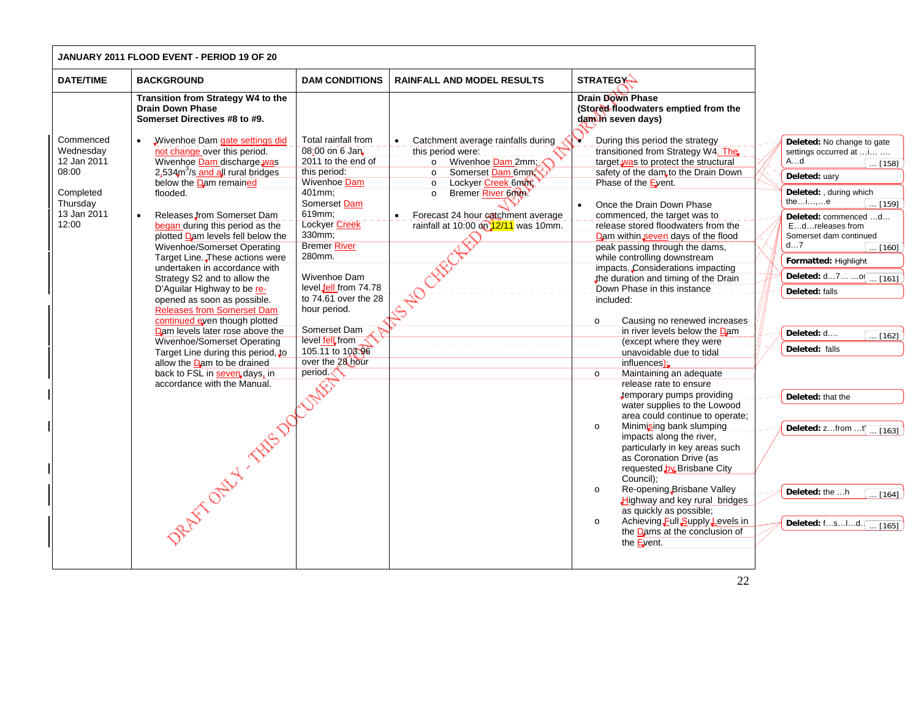| JANUARY 2011 FLOOD EVENT - PERIOD 19 OF 20 | | | | |
|---|---|---|---|---|
| **DATE/TIME** | **BACKGROUND** | **DAM CONDITIONS** | **RAINFALL AND MODEL RESULTS** | **STRATEGY** |
| | **Transition from Strategy W4 to the Drain Down Phase**<br>**Somerset Directives #8 to #9.** | | | **Drain Down Phase**<br>**(Stored floodwaters emptied from the dam in seven days)** |
| Commenced<br>Wednesday<br>12 Jan 2011<br>08:00<br><br>Completed<br>Thursday<br>13 Jan 2011<br>12:00 | • Wivenhoe Dam gate settings did not change over this period. Wivenhoe Dam discharge was 2,534m$^3$/s and all rural bridges below the Dam remained flooded.<br><br>• Releases from Somerset Dam began during this period as the plotted Dam levels fell below the Wivenhoe/Somerset Operating Target Line. These actions were undertaken in accordance with Strategy S2 and to allow the D'Aguilar Highway to be re-opened as soon as possible. Releases from Somerset Dam continued even though plotted Dam levels later rose above the Wivenhoe/Somerset Operating Target Line during this period, to allow the Dam to be drained back to FSL in seven days, in accordance with the Manual. | Total rainfall from 08:00 on 6 Jan 2011 to the end of this period:<br>Wivenhoe Dam 401mm;<br>Somerset Dam 619mm;<br>Lockyer Creek 330mm;<br>Bremer River 280mm.<br><br>Wivenhoe Dam level fell from 74.78 to 74.61 over the 28 hour period.<br><br>Somerset Dam level fell from 105.11 to 103.96 over the 28 hour period. | • Catchment average rainfalls during this period were:<br>o Wivenhoe Dam 2mm;<br>o Somerset Dam 6mm;<br>o Lockyer Creek 6mm;<br>o Bremer River 6mm.<br><br>• Forecast 24 hour catchment average rainfall at 10:00 on 12/11 was 10mm. | • During this period the strategy transitioned from Strategy W4. The target was to protect the structural safety of the dam to the Drain Down Phase of the Event.<br><br>• Once the Drain Down Phase commenced, the target was to release stored floodwaters from the Dam within seven days of the flood peak passing through the dams, while controlling downstream impacts. Considerations impacting the duration and timing of the Drain Down Phase in this instance included:<br>o Causing no renewed increases in river levels below the Dam (except where they were unavoidable due to tidal influences);<br>o Maintaining an adequate release rate to ensure temporary pumps providing water supplies to the Lowood area could continue to operate;<br>o Minimising bank slumping impacts along the river, particularly in key areas such as Coronation Drive (as requested by Brisbane City Council);<br>o Re-opening Brisbane Valley Highway and key rural bridges as quickly as possible;<br>o Achieving Full Supply Levels in the Dams at the conclusion of the Event. |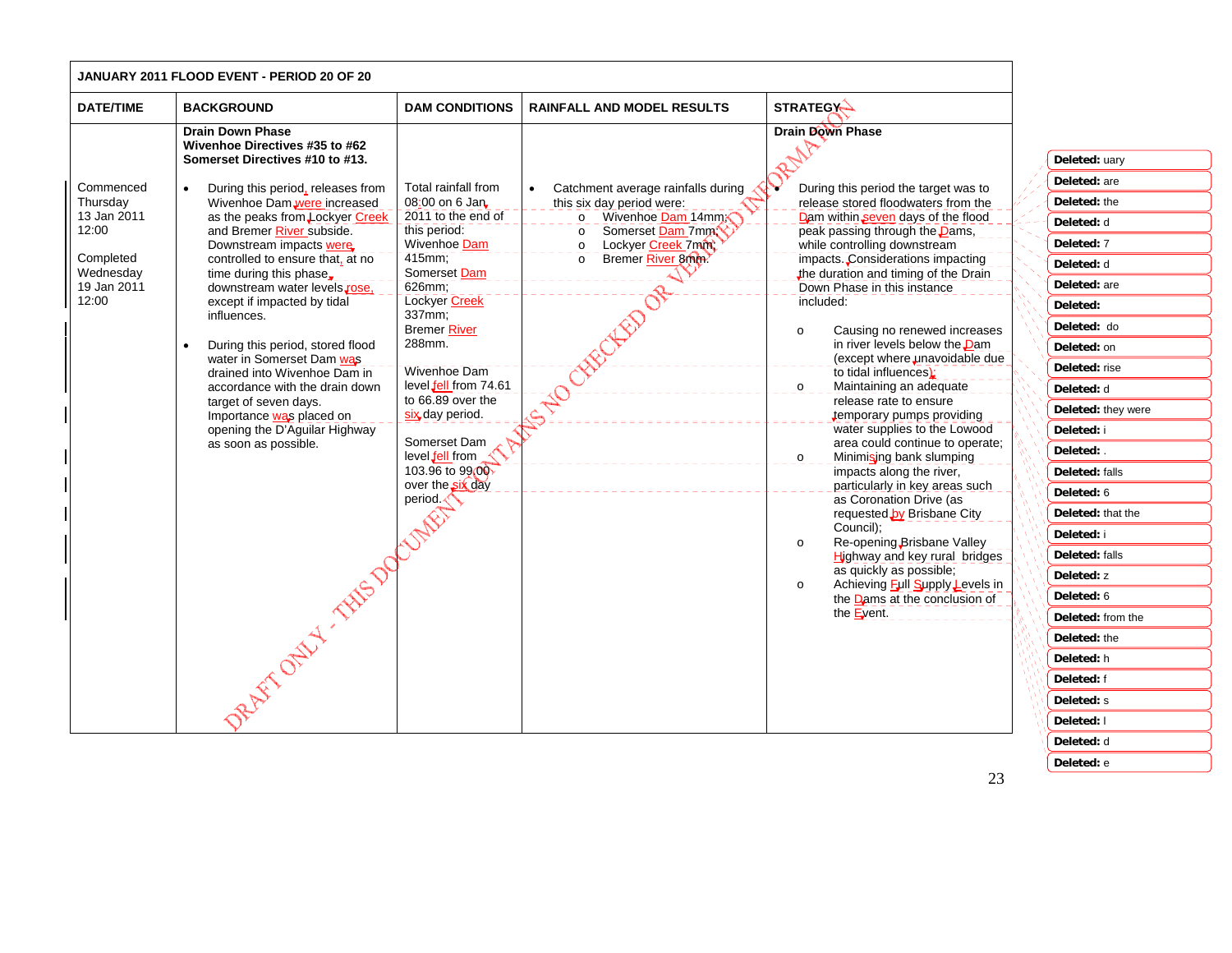| JANUARY 2011 FLOOD EVENT - PERIOD 20 OF 20 | | | | |
|---|---|---|---|---|
| **DATE/TIME** | **BACKGROUND** | **DAM CONDITIONS** | **RAINFALL AND MODEL RESULTS** | **STRATEGY** |
| | **Drain Down Phase**<br>**Wivenhoe Directives #35 to #62**<br>**Somerset Directives #10 to #13.** | | | **Drain Down Phase** |
| Commenced Thursday 13 Jan 2011 12:00<br><br>Completed Wednesday 19 Jan 2011 12:00 | • During this period, releases from Wivenhoe Dam were increased as the peaks from Lockyer Creek and Bremer River subside. Downstream impacts were controlled to ensure that, at no time during this phase, downstream water levels rose, except if impacted by tidal influences.<br><br>• During this period, stored flood water in Somerset Dam was drained into Wivenhoe Dam in accordance with the drain down target of seven days. Importance was placed on opening the D'Aguilar Highway as soon as possible. | Total rainfall from 08:00 on 6 Jan 2011 to the end of this period:<br>Wivenhoe Dam 415mm;<br>Somerset Dam 626mm;<br>Lockyer Creek 337mm;<br>Bremer River 288mm.<br><br>Wivenhoe Dam level fell from 74.61 to 66.89 over the six day period.<br><br>Somerset Dam level fell from 103.96 to 99.00 over the six day period. | • Catchment average rainfalls during this six day period were:<br>o Wivenhoe Dam 14mm;<br>o Somerset Dam 7mm;<br>o Lockyer Creek 7mm;<br>o Bremer River 8mm. | • During this period the target was to release stored floodwaters from the Dam within seven days of the flood peak passing through the Dams, while controlling downstream impacts. Considerations impacting the duration and timing of the Drain Down Phase in this instance included:<br><br>o Causing no renewed increases in river levels below the Dam (except where unavoidable due to tidal influences);<br>o Maintaining an adequate release rate to ensure temporary pumps providing water supplies to the Lowood area could continue to operate;<br>o Minimising bank slumping impacts along the river, particularly in key areas such as Coronation Drive (as requested by Brisbane City Council);<br>o Re-opening Brisbane Valley Highway and key rural bridges as quickly as possible;<br>o Achieving Full Supply Levels in the Dams at the conclusion of the Event. |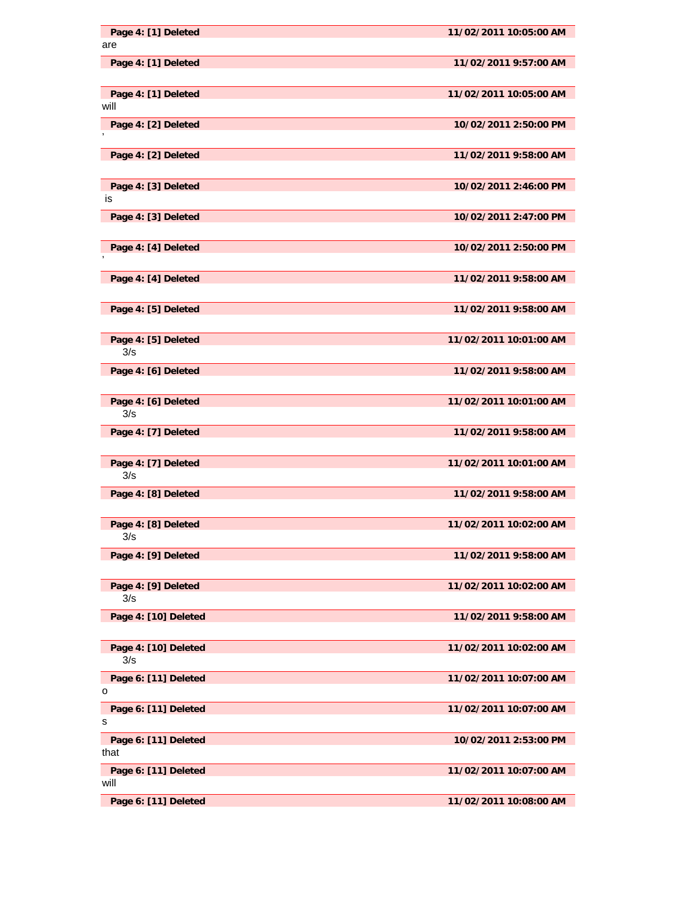| Page 4: [1] Deleted | 11/02/2011 10:05:00 AM |
|---|---|

are

| Page 4: [1] Deleted | 11/02/2011 9:57:00 AM |
|---|---|

| Page 4: [1] Deleted | 11/02/2011 10:05:00 AM |
|---|---|

will

| Page 4: [2] Deleted | 10/02/2011 2:50:00 PM |
|---|---|

'

| Page 4: [2] Deleted | 11/02/2011 9:58:00 AM |
|---|---|

| Page 4: [3] Deleted | 10/02/2011 2:46:00 PM |
|---|---|

is

| Page 4: [3] Deleted | 10/02/2011 2:47:00 PM |
|---|---|

| Page 4: [4] Deleted | 10/02/2011 2:50:00 PM |
|---|---|

'

| Page 4: [4] Deleted | 11/02/2011 9:58:00 AM |
|---|---|

| Page 4: [5] Deleted | 11/02/2011 9:58:00 AM |
|---|---|

| Page 4: [5] Deleted | 11/02/2011 10:01:00 AM |
|---|---|

3/s

| Page 4: [6] Deleted | 11/02/2011 9:58:00 AM |
|---|---|

| Page 4: [6] Deleted | 11/02/2011 10:01:00 AM |
|---|---|

3/s

| Page 4: [7] Deleted | 11/02/2011 9:58:00 AM |
|---|---|

| Page 4: [7] Deleted | 11/02/2011 10:01:00 AM |
|---|---|

3/s

| Page 4: [8] Deleted | 11/02/2011 9:58:00 AM |
|---|---|

| Page 4: [8] Deleted | 11/02/2011 10:02:00 AM |
|---|---|

3/s

| Page 4: [9] Deleted | 11/02/2011 9:58:00 AM |
|---|---|

| Page 4: [9] Deleted | 11/02/2011 10:02:00 AM |
|---|---|

3/s

| Page 4: [10] Deleted | 11/02/2011 9:58:00 AM |
|---|---|

| Page 4: [10] Deleted | 11/02/2011 10:02:00 AM |
|---|---|

3/s

| Page 6: [11] Deleted | 11/02/2011 10:07:00 AM |
|---|---|

o

| Page 6: [11] Deleted | 11/02/2011 10:07:00 AM |
|---|---|

s

| Page 6: [11] Deleted | 10/02/2011 2:53:00 PM |
|---|---|

that

| Page 6: [11] Deleted | 11/02/2011 10:07:00 AM |
|---|---|

will

| Page 6: [11] Deleted | 11/02/2011 10:08:00 AM |
|---|---|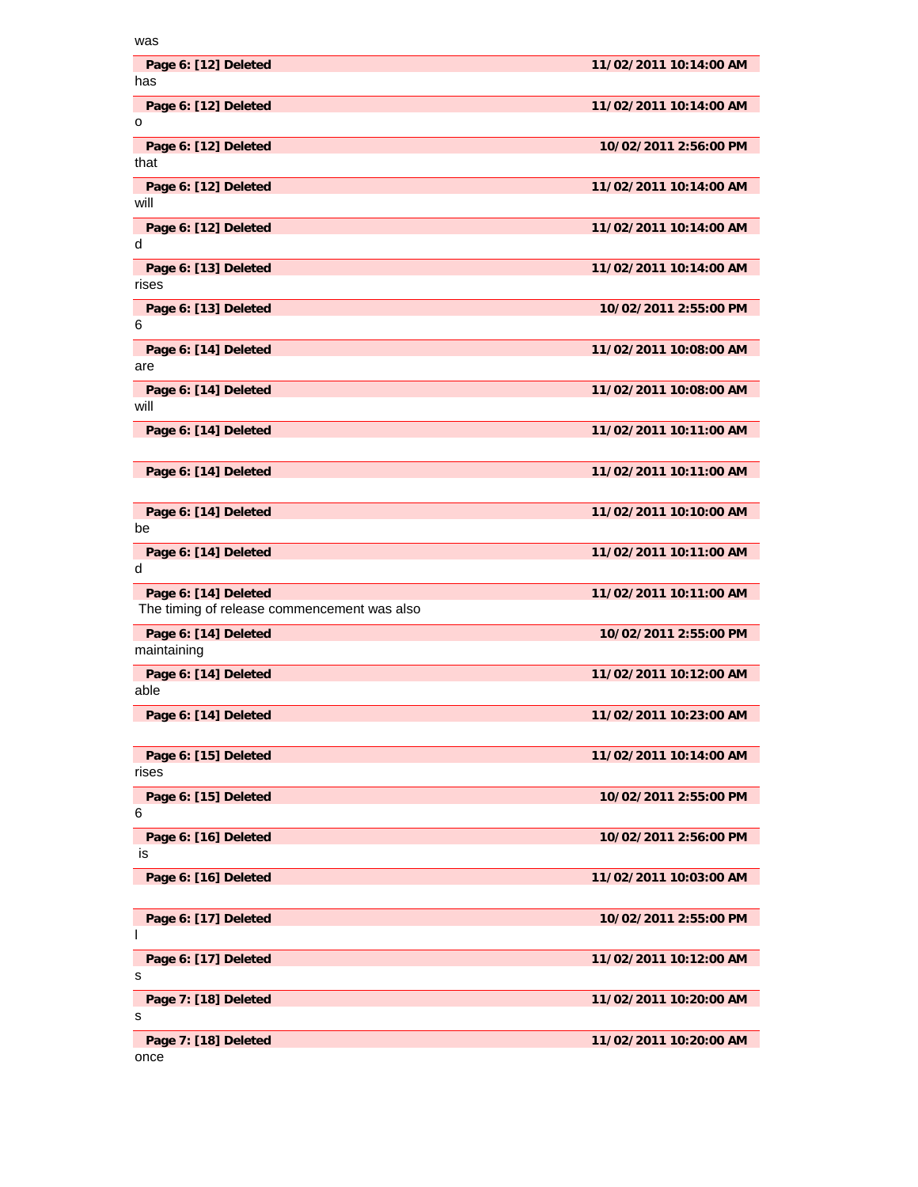was

| Page 6: [12] Deleted | 11/02/2011 10:14:00 AM |
|---|---|

has

| Page 6: [12] Deleted | 11/02/2011 10:14:00 AM |
|---|---|

o

| Page 6: [12] Deleted | 10/02/2011 2:56:00 PM |
|---|---|

that

| Page 6: [12] Deleted | 11/02/2011 10:14:00 AM |
|---|---|

will

| Page 6: [12] Deleted | 11/02/2011 10:14:00 AM |
|---|---|

d

| Page 6: [13] Deleted | 11/02/2011 10:14:00 AM |
|---|---|

rises

| Page 6: [13] Deleted | 10/02/2011 2:55:00 PM |
|---|---|

6

| Page 6: [14] Deleted | 11/02/2011 10:08:00 AM |
|---|---|

are

| Page 6: [14] Deleted | 11/02/2011 10:08:00 AM |
|---|---|

will

| Page 6: [14] Deleted | 11/02/2011 10:11:00 AM |
|---|---|

| Page 6: [14] Deleted | 11/02/2011 10:11:00 AM |
|---|---|

| Page 6: [14] Deleted | 11/02/2011 10:10:00 AM |
|---|---|

be

| Page 6: [14] Deleted | 11/02/2011 10:11:00 AM |
|---|---|

d

| Page 6: [14] Deleted | 11/02/2011 10:11:00 AM |
|---|---|

The timing of release commencement was also

| Page 6: [14] Deleted | 10/02/2011 2:55:00 PM |
|---|---|

maintaining

| Page 6: [14] Deleted | 11/02/2011 10:12:00 AM |
|---|---|

able

| Page 6: [14] Deleted | 11/02/2011 10:23:00 AM |
|---|---|

| Page 6: [15] Deleted | 11/02/2011 10:14:00 AM |
|---|---|

rises

| Page 6: [15] Deleted | 10/02/2011 2:55:00 PM |
|---|---|

6

| Page 6: [16] Deleted | 10/02/2011 2:56:00 PM |
|---|---|

is

| Page 6: [16] Deleted | 11/02/2011 10:03:00 AM |
|---|---|

| Page 6: [17] Deleted | 10/02/2011 2:55:00 PM |
|---|---|

l

| Page 6: [17] Deleted | 11/02/2011 10:12:00 AM |
|---|---|

s

| Page 7: [18] Deleted | 11/02/2011 10:20:00 AM |
|---|---|

s

| Page 7: [18] Deleted | 11/02/2011 10:20:00 AM |
|---|---|

once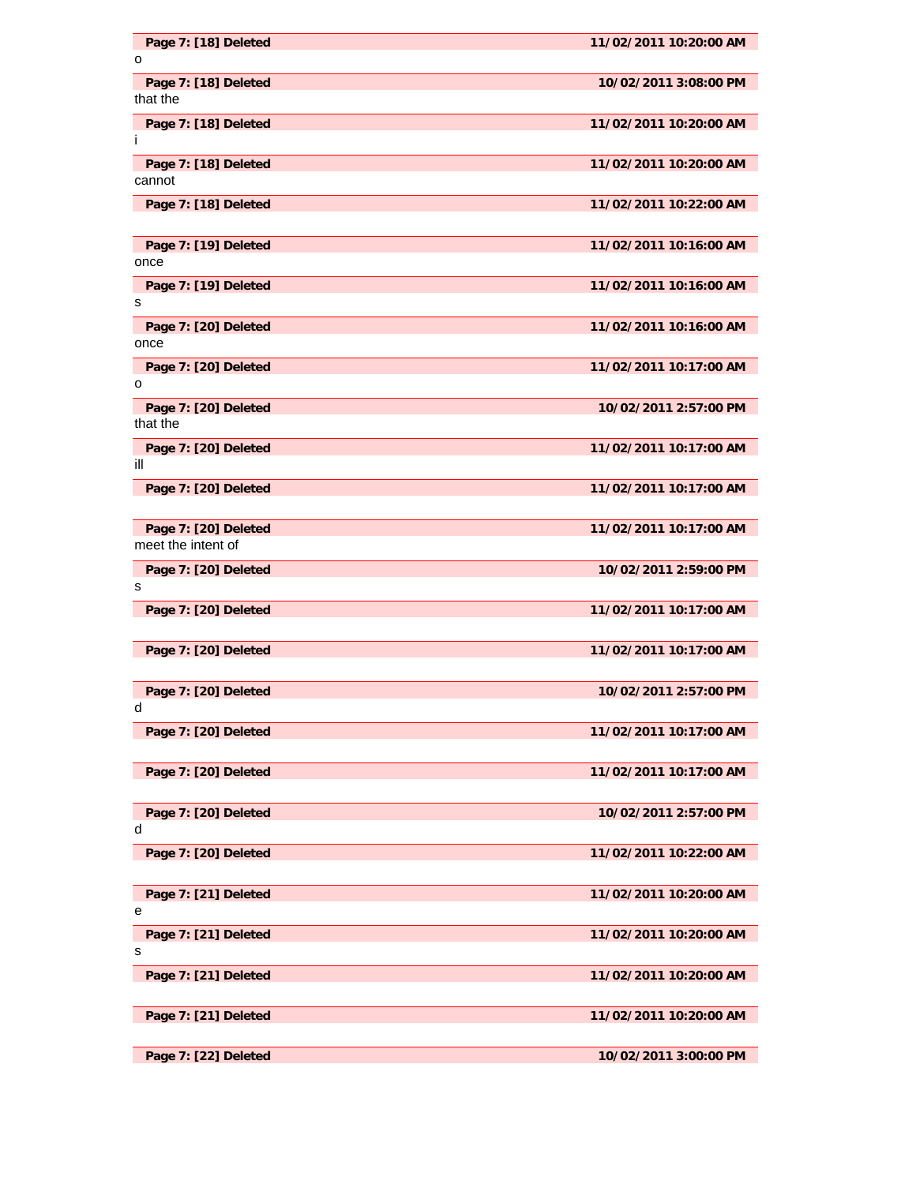| Page 7: [18] Deleted | 11/02/2011 10:20:00 AM |
|---|---|

o

| Page 7: [18] Deleted | 10/02/2011 3:08:00 PM |
|---|---|

that the

| Page 7: [18] Deleted | 11/02/2011 10:20:00 AM |
|---|---|

i

| Page 7: [18] Deleted | 11/02/2011 10:20:00 AM |
|---|---|

cannot

| Page 7: [18] Deleted | 11/02/2011 10:22:00 AM |
|---|---|

| Page 7: [19] Deleted | 11/02/2011 10:16:00 AM |
|---|---|

once

| Page 7: [19] Deleted | 11/02/2011 10:16:00 AM |
|---|---|

s

| Page 7: [20] Deleted | 11/02/2011 10:16:00 AM |
|---|---|

once

| Page 7: [20] Deleted | 11/02/2011 10:17:00 AM |
|---|---|

o

| Page 7: [20] Deleted | 10/02/2011 2:57:00 PM |
|---|---|

that the

| Page 7: [20] Deleted | 11/02/2011 10:17:00 AM |
|---|---|

ill

| Page 7: [20] Deleted | 11/02/2011 10:17:00 AM |
|---|---|

| Page 7: [20] Deleted | 11/02/2011 10:17:00 AM |
|---|---|

meet the intent of

| Page 7: [20] Deleted | 10/02/2011 2:59:00 PM |
|---|---|

s

| Page 7: [20] Deleted | 11/02/2011 10:17:00 AM |
|---|---|

| Page 7: [20] Deleted | 11/02/2011 10:17:00 AM |
|---|---|

| Page 7: [20] Deleted | 10/02/2011 2:57:00 PM |
|---|---|

d

| Page 7: [20] Deleted | 11/02/2011 10:17:00 AM |
|---|---|

| Page 7: [20] Deleted | 11/02/2011 10:17:00 AM |
|---|---|

| Page 7: [20] Deleted | 10/02/2011 2:57:00 PM |
|---|---|

d

| Page 7: [20] Deleted | 11/02/2011 10:22:00 AM |
|---|---|

| Page 7: [21] Deleted | 11/02/2011 10:20:00 AM |
|---|---|

e

| Page 7: [21] Deleted | 11/02/2011 10:20:00 AM |
|---|---|

s

| Page 7: [21] Deleted | 11/02/2011 10:20:00 AM |
|---|---|

| Page 7: [21] Deleted | 11/02/2011 10:20:00 AM |
|---|---|

| Page 7: [22] Deleted | 10/02/2011 3:00:00 PM |
|---|---|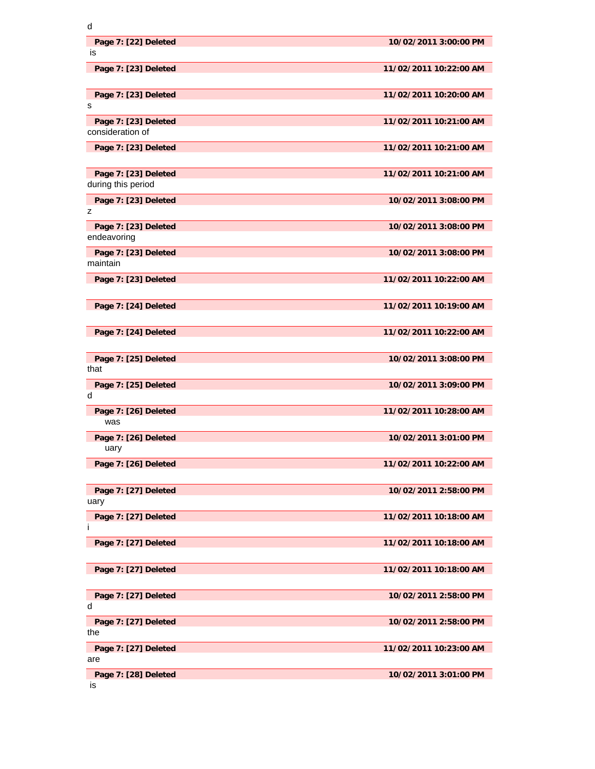d

| Page 7: [22] Deleted | 10/02/2011 3:00:00 PM |
|---|---|

is

| Page 7: [23] Deleted | 11/02/2011 10:22:00 AM |
|---|---|

| Page 7: [23] Deleted | 11/02/2011 10:20:00 AM |
|---|---|

s

| Page 7: [23] Deleted | 11/02/2011 10:21:00 AM |
|---|---|

consideration of

| Page 7: [23] Deleted | 11/02/2011 10:21:00 AM |
|---|---|

| Page 7: [23] Deleted | 11/02/2011 10:21:00 AM |
|---|---|

during this period

| Page 7: [23] Deleted | 10/02/2011 3:08:00 PM |
|---|---|

z

| Page 7: [23] Deleted | 10/02/2011 3:08:00 PM |
|---|---|

endeavoring

| Page 7: [23] Deleted | 10/02/2011 3:08:00 PM |
|---|---|

maintain

| Page 7: [23] Deleted | 11/02/2011 10:22:00 AM |
|---|---|

| Page 7: [24] Deleted | 11/02/2011 10:19:00 AM |
|---|---|

| Page 7: [24] Deleted | 11/02/2011 10:22:00 AM |
|---|---|

| Page 7: [25] Deleted | 10/02/2011 3:08:00 PM |
|---|---|

that

| Page 7: [25] Deleted | 10/02/2011 3:09:00 PM |
|---|---|

d

| Page 7: [26] Deleted | 11/02/2011 10:28:00 AM |
|---|---|

was

| Page 7: [26] Deleted | 10/02/2011 3:01:00 PM |
|---|---|

uary

| Page 7: [26] Deleted | 11/02/2011 10:22:00 AM |
|---|---|

| Page 7: [27] Deleted | 10/02/2011 2:58:00 PM |
|---|---|

uary

| Page 7: [27] Deleted | 11/02/2011 10:18:00 AM |
|---|---|

i

| Page 7: [27] Deleted | 11/02/2011 10:18:00 AM |
|---|---|

| Page 7: [27] Deleted | 11/02/2011 10:18:00 AM |
|---|---|

| Page 7: [27] Deleted | 10/02/2011 2:58:00 PM |
|---|---|

d

| Page 7: [27] Deleted | 10/02/2011 2:58:00 PM |
|---|---|

the

| Page 7: [27] Deleted | 11/02/2011 10:23:00 AM |
|---|---|

are

| Page 7: [28] Deleted | 10/02/2011 3:01:00 PM |
|---|---|

is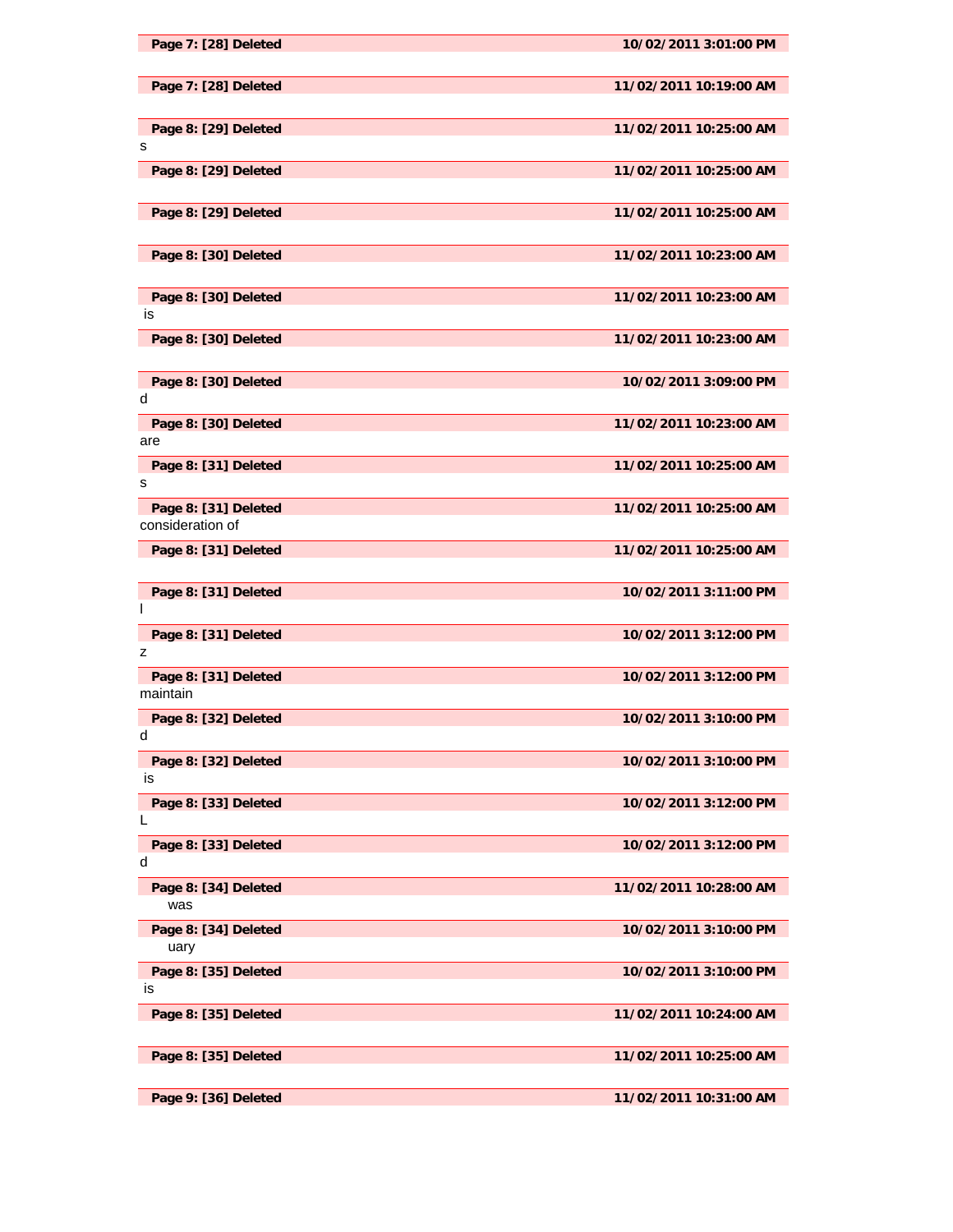| Page 7: [28] Deleted | 10/02/2011 3:01:00 PM |
|---|---|

| Page 7: [28] Deleted | 11/02/2011 10:19:00 AM |
|---|---|

| Page 8: [29] Deleted | 11/02/2011 10:25:00 AM |
|---|---|

s

| Page 8: [29] Deleted | 11/02/2011 10:25:00 AM |
|---|---|

| Page 8: [29] Deleted | 11/02/2011 10:25:00 AM |
|---|---|

| Page 8: [30] Deleted | 11/02/2011 10:23:00 AM |
|---|---|

| Page 8: [30] Deleted | 11/02/2011 10:23:00 AM |
|---|---|

is

| Page 8: [30] Deleted | 11/02/2011 10:23:00 AM |
|---|---|

| Page 8: [30] Deleted | 10/02/2011 3:09:00 PM |
|---|---|

d

| Page 8: [30] Deleted | 11/02/2011 10:23:00 AM |
|---|---|

are

| Page 8: [31] Deleted | 11/02/2011 10:25:00 AM |
|---|---|

s

| Page 8: [31] Deleted | 11/02/2011 10:25:00 AM |
|---|---|

consideration of

| Page 8: [31] Deleted | 11/02/2011 10:25:00 AM |
|---|---|

| Page 8: [31] Deleted | 10/02/2011 3:11:00 PM |
|---|---|

l

| Page 8: [31] Deleted | 10/02/2011 3:12:00 PM |
|---|---|

z

| Page 8: [31] Deleted | 10/02/2011 3:12:00 PM |
|---|---|

maintain

| Page 8: [32] Deleted | 10/02/2011 3:10:00 PM |
|---|---|

d

| Page 8: [32] Deleted | 10/02/2011 3:10:00 PM |
|---|---|

is

| Page 8: [33] Deleted | 10/02/2011 3:12:00 PM |
|---|---|

L

| Page 8: [33] Deleted | 10/02/2011 3:12:00 PM |
|---|---|

d

| Page 8: [34] Deleted | 11/02/2011 10:28:00 AM |
|---|---|

was

| Page 8: [34] Deleted | 10/02/2011 3:10:00 PM |
|---|---|

uary

| Page 8: [35] Deleted | 10/02/2011 3:10:00 PM |
|---|---|

is

| Page 8: [35] Deleted | 11/02/2011 10:24:00 AM |
|---|---|

| Page 8: [35] Deleted | 11/02/2011 10:25:00 AM |
|---|---|

| Page 9: [36] Deleted | 11/02/2011 10:31:00 AM |
|---|---|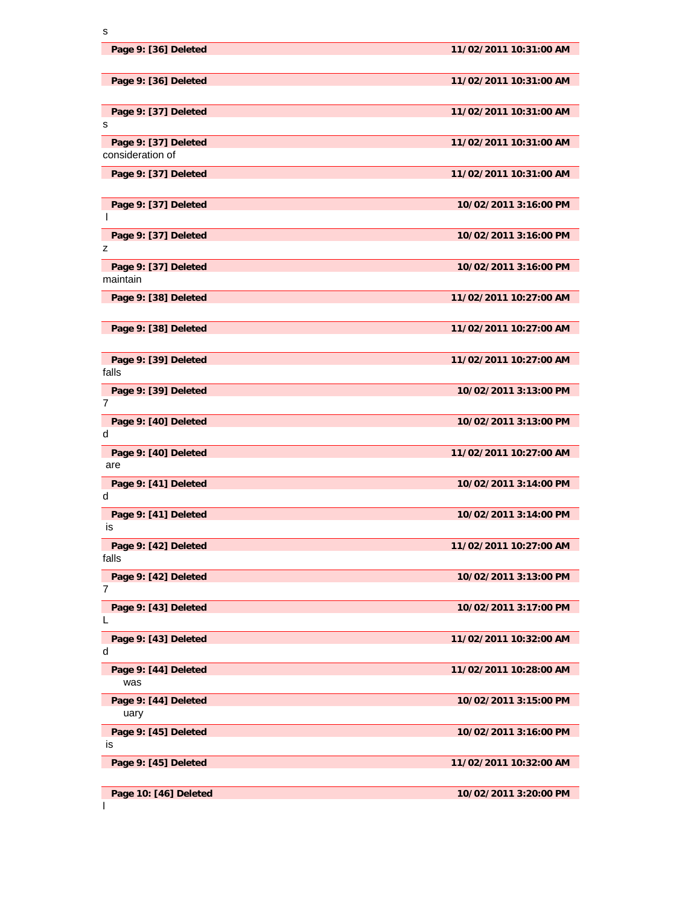s

| **Page 9: [36] Deleted** | **11/02/2011 10:31:00 AM** |
|---|---|

| **Page 9: [36] Deleted** | **11/02/2011 10:31:00 AM** |
|---|---|

| **Page 9: [37] Deleted** | **11/02/2011 10:31:00 AM** |
|---|---|

s

| **Page 9: [37] Deleted** | **11/02/2011 10:31:00 AM** |
|---|---|

consideration of

| **Page 9: [37] Deleted** | **11/02/2011 10:31:00 AM** |
|---|---|

| **Page 9: [37] Deleted** | **10/02/2011 3:16:00 PM** |
|---|---|

l

| **Page 9: [37] Deleted** | **10/02/2011 3:16:00 PM** |
|---|---|

z

| **Page 9: [37] Deleted** | **10/02/2011 3:16:00 PM** |
|---|---|

maintain

| **Page 9: [38] Deleted** | **11/02/2011 10:27:00 AM** |
|---|---|

| **Page 9: [38] Deleted** | **11/02/2011 10:27:00 AM** |
|---|---|

| **Page 9: [39] Deleted** | **11/02/2011 10:27:00 AM** |
|---|---|

falls

| **Page 9: [39] Deleted** | **10/02/2011 3:13:00 PM** |
|---|---|

7

| **Page 9: [40] Deleted** | **10/02/2011 3:13:00 PM** |
|---|---|

d

| **Page 9: [40] Deleted** | **11/02/2011 10:27:00 AM** |
|---|---|

are

| **Page 9: [41] Deleted** | **10/02/2011 3:14:00 PM** |
|---|---|

d

| **Page 9: [41] Deleted** | **10/02/2011 3:14:00 PM** |
|---|---|

is

| **Page 9: [42] Deleted** | **11/02/2011 10:27:00 AM** |
|---|---|

falls

| **Page 9: [42] Deleted** | **10/02/2011 3:13:00 PM** |
|---|---|

7

| **Page 9: [43] Deleted** | **10/02/2011 3:17:00 PM** |
|---|---|

L

| **Page 9: [43] Deleted** | **11/02/2011 10:32:00 AM** |
|---|---|

d

| **Page 9: [44] Deleted** | **11/02/2011 10:28:00 AM** |
|---|---|

was

| **Page 9: [44] Deleted** | **10/02/2011 3:15:00 PM** |
|---|---|

uary

| **Page 9: [45] Deleted** | **10/02/2011 3:16:00 PM** |
|---|---|

is

| **Page 9: [45] Deleted** | **11/02/2011 10:32:00 AM** |
|---|---|

| **Page 10: [46] Deleted** | **10/02/2011 3:20:00 PM** |
|---|---|

l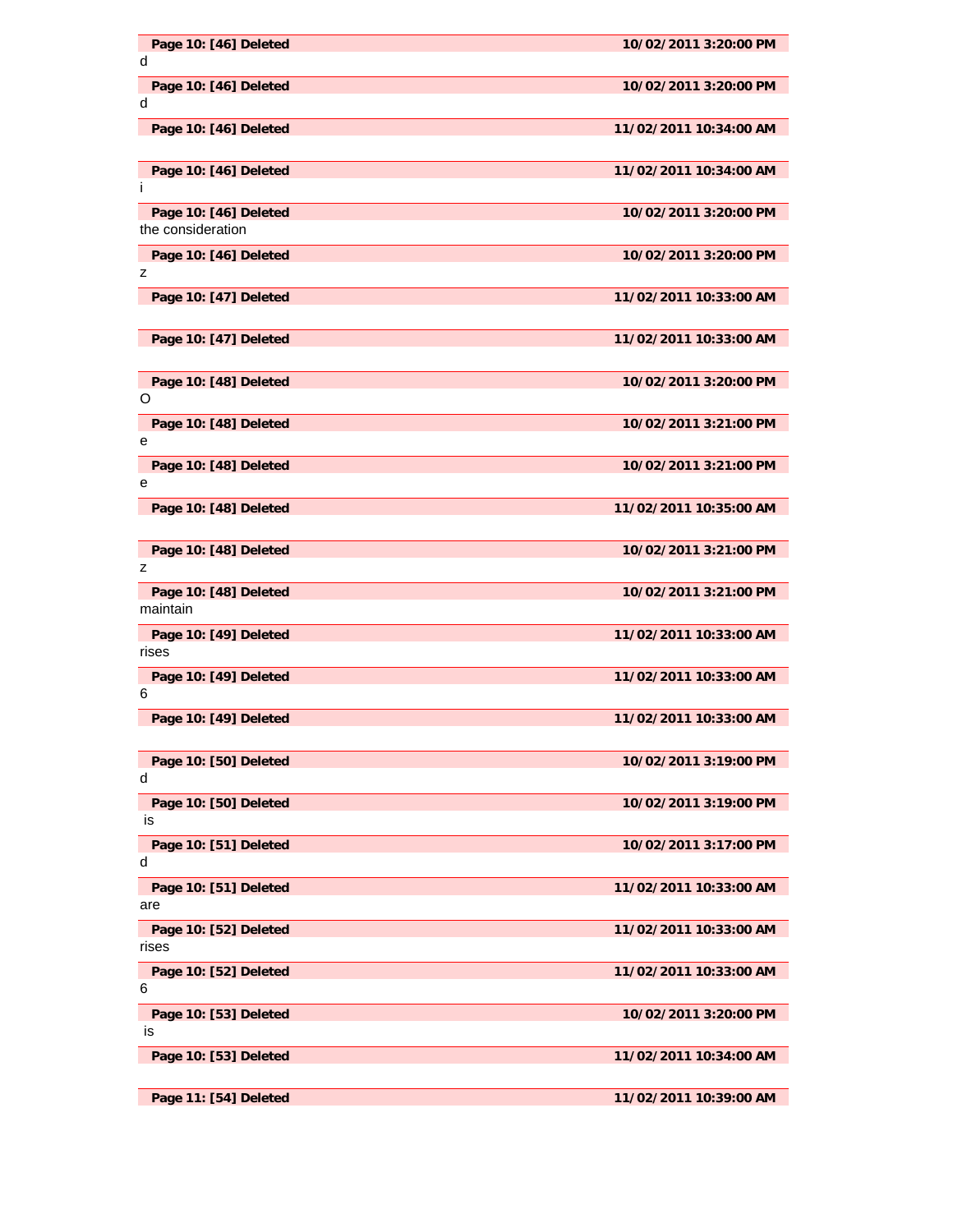**Page 10: [46] Deleted** **10/02/2011 3:20:00 PM**

d

**Page 10: [46] Deleted** **10/02/2011 3:20:00 PM**

d

**Page 10: [46] Deleted** **11/02/2011 10:34:00 AM**

**Page 10: [46] Deleted** **11/02/2011 10:34:00 AM**

i

**Page 10: [46] Deleted** **10/02/2011 3:20:00 PM**

the consideration

**Page 10: [46] Deleted** **10/02/2011 3:20:00 PM**

z

**Page 10: [47] Deleted** **11/02/2011 10:33:00 AM**

**Page 10: [47] Deleted** **11/02/2011 10:33:00 AM**

**Page 10: [48] Deleted** **10/02/2011 3:20:00 PM**

O

**Page 10: [48] Deleted** **10/02/2011 3:21:00 PM**

e

**Page 10: [48] Deleted** **10/02/2011 3:21:00 PM**

e

**Page 10: [48] Deleted** **11/02/2011 10:35:00 AM**

**Page 10: [48] Deleted** **10/02/2011 3:21:00 PM**

z

**Page 10: [48] Deleted** **10/02/2011 3:21:00 PM**

maintain

**Page 10: [49] Deleted** **11/02/2011 10:33:00 AM**

rises

**Page 10: [49] Deleted** **11/02/2011 10:33:00 AM**

6

**Page 10: [49] Deleted** **11/02/2011 10:33:00 AM**

**Page 10: [50] Deleted** **10/02/2011 3:19:00 PM**

d

**Page 10: [50] Deleted** **10/02/2011 3:19:00 PM**

is

**Page 10: [51] Deleted** **10/02/2011 3:17:00 PM**

d

**Page 10: [51] Deleted** **11/02/2011 10:33:00 AM**

are

**Page 10: [52] Deleted** **11/02/2011 10:33:00 AM**

rises

**Page 10: [52] Deleted** **11/02/2011 10:33:00 AM**

6

**Page 10: [53] Deleted** **10/02/2011 3:20:00 PM**

is

**Page 10: [53] Deleted** **11/02/2011 10:34:00 AM**

**Page 11: [54] Deleted** **11/02/2011 10:39:00 AM**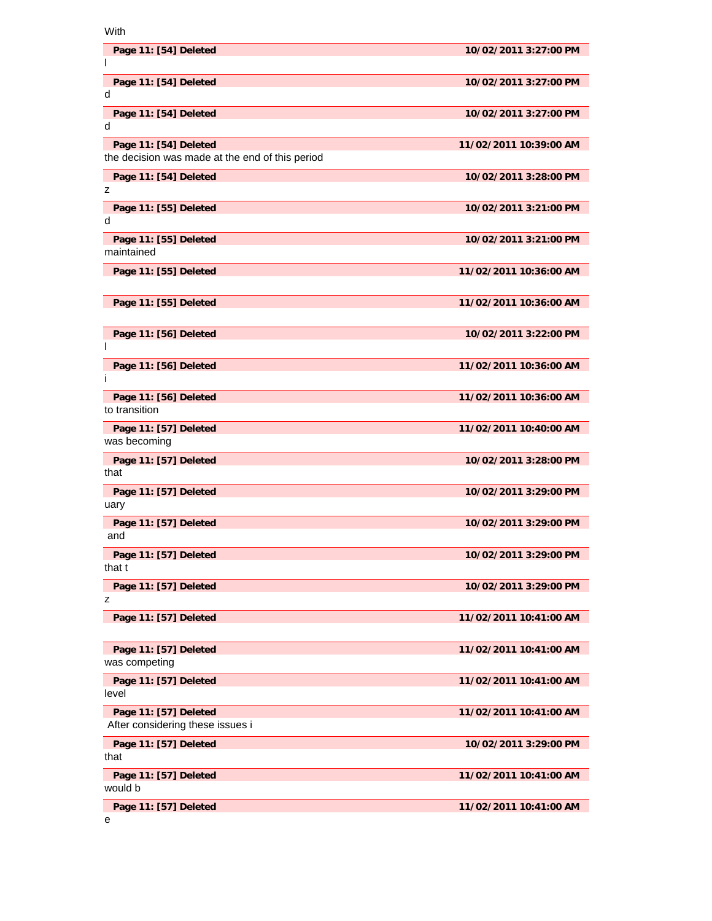With

| Page 11: [54] Deleted | 10/02/2011 3:27:00 PM |
|---|---|

l

| Page 11: [54] Deleted | 10/02/2011 3:27:00 PM |
|---|---|

d

| Page 11: [54] Deleted | 10/02/2011 3:27:00 PM |
|---|---|

d

| Page 11: [54] Deleted | 11/02/2011 10:39:00 AM |
|---|---|

the decision was made at the end of this period

| Page 11: [54] Deleted | 10/02/2011 3:28:00 PM |
|---|---|

z

| Page 11: [55] Deleted | 10/02/2011 3:21:00 PM |
|---|---|

d

| Page 11: [55] Deleted | 10/02/2011 3:21:00 PM |
|---|---|

maintained

| Page 11: [55] Deleted | 11/02/2011 10:36:00 AM |
|---|---|

| Page 11: [55] Deleted | 11/02/2011 10:36:00 AM |
|---|---|

| Page 11: [56] Deleted | 10/02/2011 3:22:00 PM |
|---|---|

l

| Page 11: [56] Deleted | 11/02/2011 10:36:00 AM |
|---|---|

i

| Page 11: [56] Deleted | 11/02/2011 10:36:00 AM |
|---|---|

to transition

| Page 11: [57] Deleted | 11/02/2011 10:40:00 AM |
|---|---|

was becoming

| Page 11: [57] Deleted | 10/02/2011 3:28:00 PM |
|---|---|

that

| Page 11: [57] Deleted | 10/02/2011 3:29:00 PM |
|---|---|

uary

| Page 11: [57] Deleted | 10/02/2011 3:29:00 PM |
|---|---|

and

| Page 11: [57] Deleted | 10/02/2011 3:29:00 PM |
|---|---|

that t

| Page 11: [57] Deleted | 10/02/2011 3:29:00 PM |
|---|---|

z

| Page 11: [57] Deleted | 11/02/2011 10:41:00 AM |
|---|---|

| Page 11: [57] Deleted | 11/02/2011 10:41:00 AM |
|---|---|

was competing

| Page 11: [57] Deleted | 11/02/2011 10:41:00 AM |
|---|---|

level

| Page 11: [57] Deleted | 11/02/2011 10:41:00 AM |
|---|---|

After considering these issues i

| Page 11: [57] Deleted | 10/02/2011 3:29:00 PM |
|---|---|

that

| Page 11: [57] Deleted | 11/02/2011 10:41:00 AM |
|---|---|

would b

| Page 11: [57] Deleted | 11/02/2011 10:41:00 AM |
|---|---|

e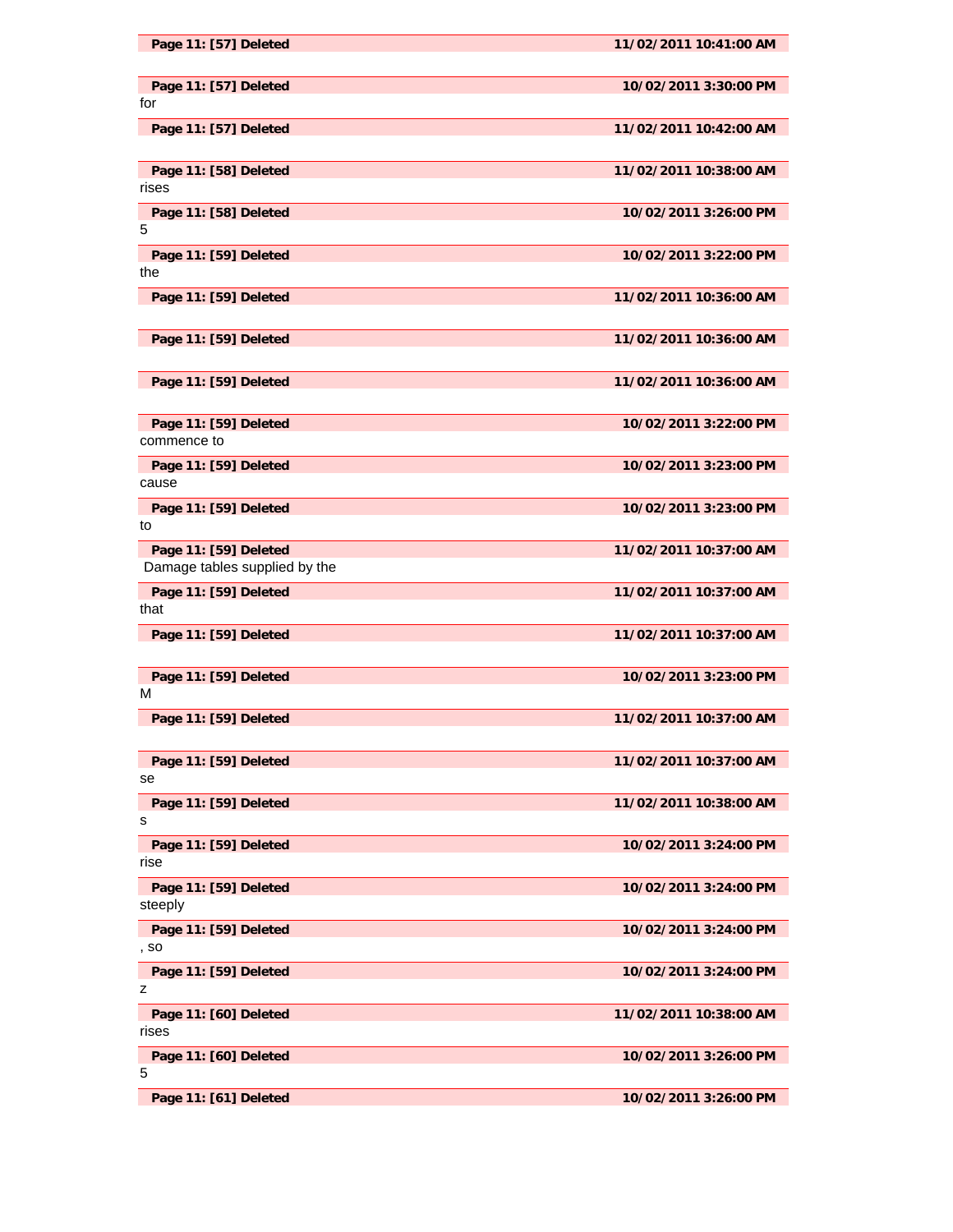**Page 11: [57] Deleted** 11/02/2011 10:41:00 AM

**Page 11: [57] Deleted** 10/02/2011 3:30:00 PM

for

**Page 11: [57] Deleted** 11/02/2011 10:42:00 AM

**Page 11: [58] Deleted** 11/02/2011 10:38:00 AM

rises

**Page 11: [58] Deleted** 10/02/2011 3:26:00 PM

5

**Page 11: [59] Deleted** 10/02/2011 3:22:00 PM

the

**Page 11: [59] Deleted** 11/02/2011 10:36:00 AM

**Page 11: [59] Deleted** 11/02/2011 10:36:00 AM

**Page 11: [59] Deleted** 11/02/2011 10:36:00 AM

**Page 11: [59] Deleted** 10/02/2011 3:22:00 PM

commence to

**Page 11: [59] Deleted** 10/02/2011 3:23:00 PM

cause

**Page 11: [59] Deleted** 10/02/2011 3:23:00 PM

to

**Page 11: [59] Deleted** 11/02/2011 10:37:00 AM

Damage tables supplied by the

**Page 11: [59] Deleted** 11/02/2011 10:37:00 AM

that

**Page 11: [59] Deleted** 11/02/2011 10:37:00 AM

**Page 11: [59] Deleted** 10/02/2011 3:23:00 PM

M

**Page 11: [59] Deleted** 11/02/2011 10:37:00 AM

**Page 11: [59] Deleted** 11/02/2011 10:37:00 AM

se

**Page 11: [59] Deleted** 11/02/2011 10:38:00 AM

s

**Page 11: [59] Deleted** 10/02/2011 3:24:00 PM

rise

**Page 11: [59] Deleted** 10/02/2011 3:24:00 PM

steeply

**Page 11: [59] Deleted** 10/02/2011 3:24:00 PM

, so

**Page 11: [59] Deleted** 10/02/2011 3:24:00 PM

z

**Page 11: [60] Deleted** 11/02/2011 10:38:00 AM

rises

**Page 11: [60] Deleted** 10/02/2011 3:26:00 PM

5

**Page 11: [61] Deleted** 10/02/2011 3:26:00 PM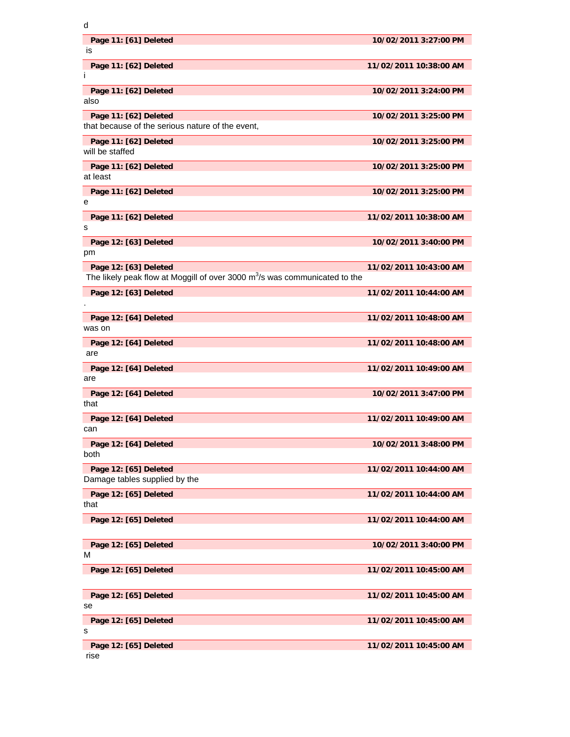d

**Page 11: [61] Deleted** **10/02/2011 3:27:00 PM**

is

**Page 11: [62] Deleted** **11/02/2011 10:38:00 AM**

i

**Page 11: [62] Deleted** **10/02/2011 3:24:00 PM**

also

**Page 11: [62] Deleted** **10/02/2011 3:25:00 PM**

that because of the serious nature of the event,

**Page 11: [62] Deleted** **10/02/2011 3:25:00 PM**

will be staffed

**Page 11: [62] Deleted** **10/02/2011 3:25:00 PM**

at least

**Page 11: [62] Deleted** **10/02/2011 3:25:00 PM**

e

**Page 11: [62] Deleted** **11/02/2011 10:38:00 AM**

s

**Page 12: [63] Deleted** **10/02/2011 3:40:00 PM**

pm

**Page 12: [63] Deleted** **11/02/2011 10:43:00 AM**

The likely peak flow at Moggill of over 3000 $m^3/s$ was communicated to the

**Page 12: [63] Deleted** **11/02/2011 10:44:00 AM**

.

**Page 12: [64] Deleted** **11/02/2011 10:48:00 AM**

was on

**Page 12: [64] Deleted** **11/02/2011 10:48:00 AM**

are

**Page 12: [64] Deleted** **11/02/2011 10:49:00 AM**

are

**Page 12: [64] Deleted** **10/02/2011 3:47:00 PM**

that

**Page 12: [64] Deleted** **11/02/2011 10:49:00 AM**

can

**Page 12: [64] Deleted** **10/02/2011 3:48:00 PM**

both

**Page 12: [65] Deleted** **11/02/2011 10:44:00 AM**

Damage tables supplied by the

**Page 12: [65] Deleted** **11/02/2011 10:44:00 AM**

that

**Page 12: [65] Deleted** **11/02/2011 10:44:00 AM**

**Page 12: [65] Deleted** **10/02/2011 3:40:00 PM**

M

**Page 12: [65] Deleted** **11/02/2011 10:45:00 AM**

**Page 12: [65] Deleted** **11/02/2011 10:45:00 AM**

se

**Page 12: [65] Deleted** **11/02/2011 10:45:00 AM**

s

**Page 12: [65] Deleted** **11/02/2011 10:45:00 AM**

rise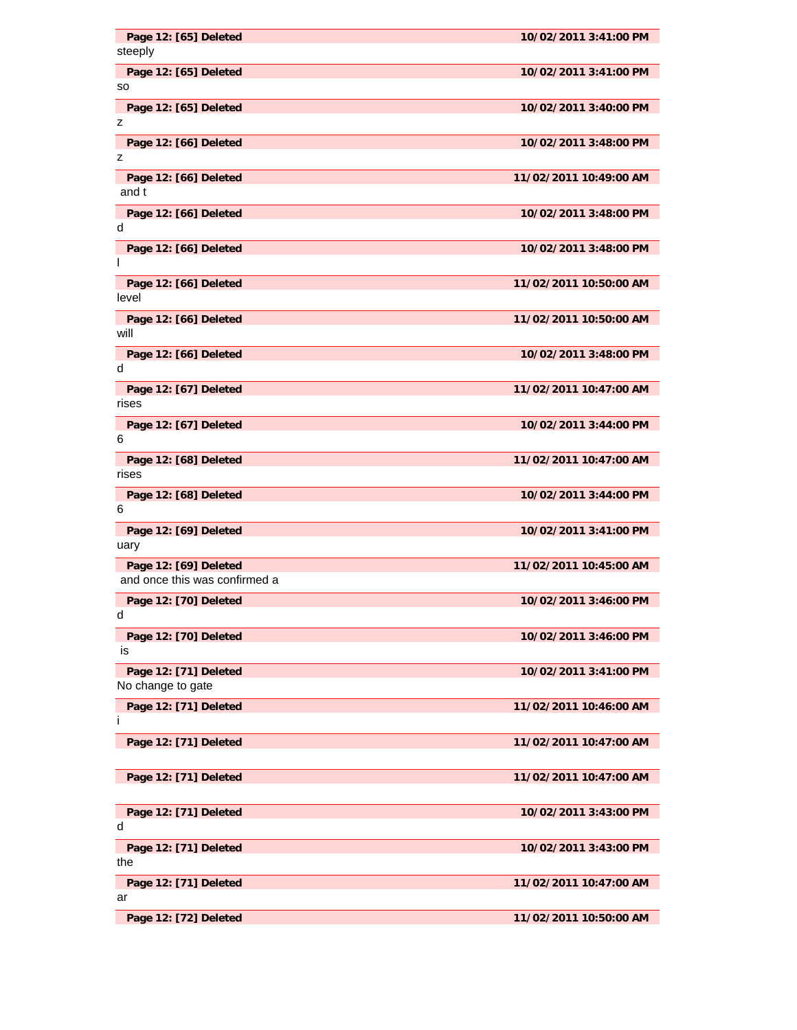**Page 12: [65] Deleted** **10/02/2011 3:41:00 PM**

steeply

**Page 12: [65] Deleted** **10/02/2011 3:41:00 PM**

so

**Page 12: [65] Deleted** **10/02/2011 3:40:00 PM**

z

**Page 12: [66] Deleted** **10/02/2011 3:48:00 PM**

z

**Page 12: [66] Deleted** **11/02/2011 10:49:00 AM**

and t

**Page 12: [66] Deleted** **10/02/2011 3:48:00 PM**

d

**Page 12: [66] Deleted** **10/02/2011 3:48:00 PM**

l

**Page 12: [66] Deleted** **11/02/2011 10:50:00 AM**

level

**Page 12: [66] Deleted** **11/02/2011 10:50:00 AM**

will

**Page 12: [66] Deleted** **10/02/2011 3:48:00 PM**

d

**Page 12: [67] Deleted** **11/02/2011 10:47:00 AM**

rises

**Page 12: [67] Deleted** **10/02/2011 3:44:00 PM**

6

**Page 12: [68] Deleted** **11/02/2011 10:47:00 AM**

rises

**Page 12: [68] Deleted** **10/02/2011 3:44:00 PM**

6

**Page 12: [69] Deleted** **10/02/2011 3:41:00 PM**

uary

**Page 12: [69] Deleted** **11/02/2011 10:45:00 AM**

and once this was confirmed a

**Page 12: [70] Deleted** **10/02/2011 3:46:00 PM**

d

**Page 12: [70] Deleted** **10/02/2011 3:46:00 PM**

is

**Page 12: [71] Deleted** **10/02/2011 3:41:00 PM**

No change to gate

**Page 12: [71] Deleted** **11/02/2011 10:46:00 AM**

i

**Page 12: [71] Deleted** **11/02/2011 10:47:00 AM**

**Page 12: [71] Deleted** **11/02/2011 10:47:00 AM**

**Page 12: [71] Deleted** **10/02/2011 3:43:00 PM**

d

**Page 12: [71] Deleted** **10/02/2011 3:43:00 PM**

the

**Page 12: [71] Deleted** **11/02/2011 10:47:00 AM**

ar

**Page 12: [72] Deleted** **11/02/2011 10:50:00 AM**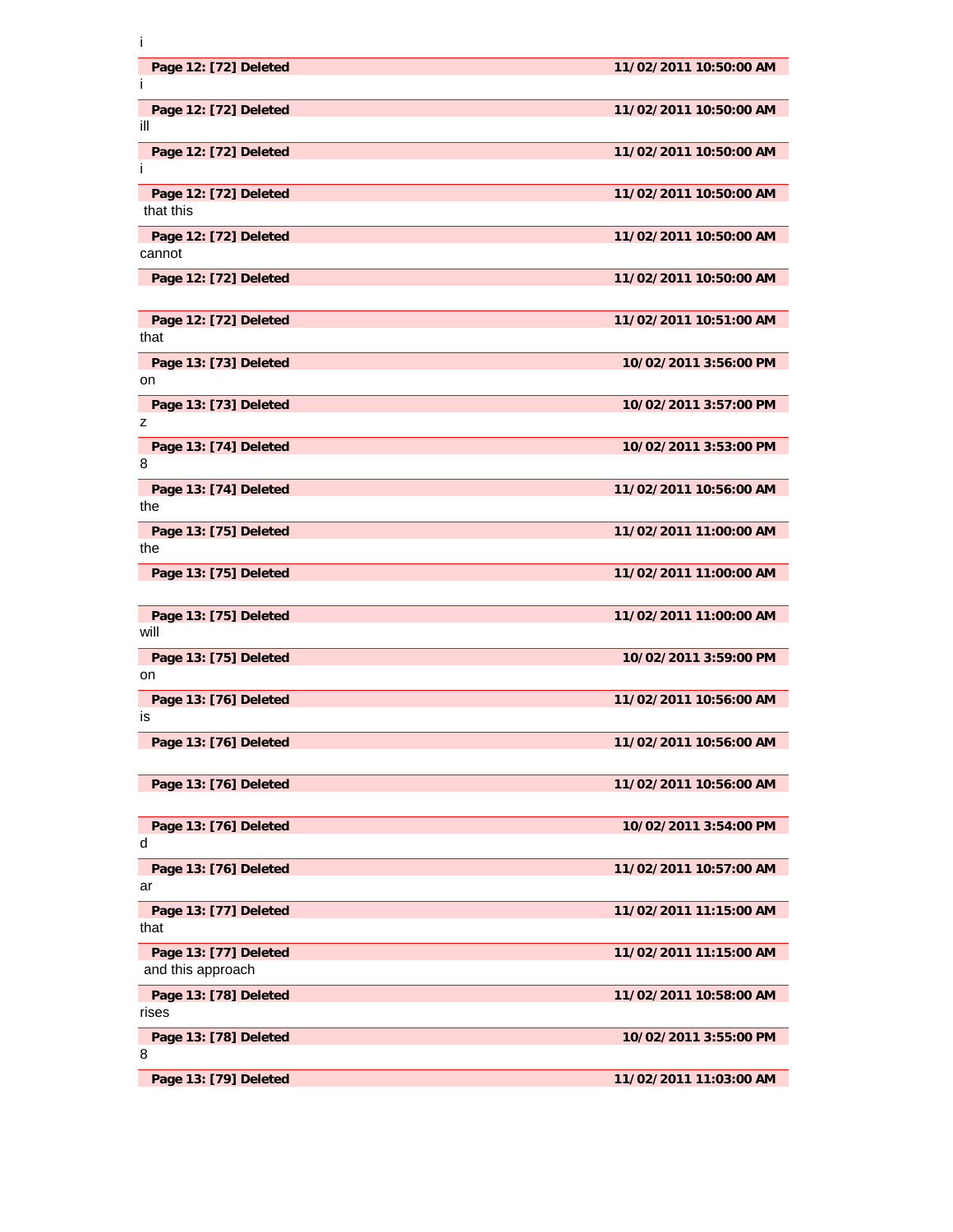i

**Page 12: [72] Deleted** **11/02/2011 10:50:00 AM**

i

**Page 12: [72] Deleted** **11/02/2011 10:50:00 AM**

ill

**Page 12: [72] Deleted** **11/02/2011 10:50:00 AM**

i

**Page 12: [72] Deleted** **11/02/2011 10:50:00 AM**

that this

**Page 12: [72] Deleted** **11/02/2011 10:50:00 AM**

cannot

**Page 12: [72] Deleted** **11/02/2011 10:50:00 AM**

**Page 12: [72] Deleted** **11/02/2011 10:51:00 AM**

that

**Page 13: [73] Deleted** **10/02/2011 3:56:00 PM**

on

**Page 13: [73] Deleted** **10/02/2011 3:57:00 PM**

z

**Page 13: [74] Deleted** **10/02/2011 3:53:00 PM**

8

**Page 13: [74] Deleted** **11/02/2011 10:56:00 AM**

the

**Page 13: [75] Deleted** **11/02/2011 11:00:00 AM**

the

**Page 13: [75] Deleted** **11/02/2011 11:00:00 AM**

**Page 13: [75] Deleted** **11/02/2011 11:00:00 AM**

will

**Page 13: [75] Deleted** **10/02/2011 3:59:00 PM**

on

**Page 13: [76] Deleted** **11/02/2011 10:56:00 AM**

is

**Page 13: [76] Deleted** **11/02/2011 10:56:00 AM**

**Page 13: [76] Deleted** **11/02/2011 10:56:00 AM**

**Page 13: [76] Deleted** **10/02/2011 3:54:00 PM**

d

**Page 13: [76] Deleted** **11/02/2011 10:57:00 AM**

ar

**Page 13: [77] Deleted** **11/02/2011 11:15:00 AM**

that

**Page 13: [77] Deleted** **11/02/2011 11:15:00 AM**

and this approach

**Page 13: [78] Deleted** **11/02/2011 10:58:00 AM**

rises

**Page 13: [78] Deleted** **10/02/2011 3:55:00 PM**

8

**Page 13: [79] Deleted** **11/02/2011 11:03:00 AM**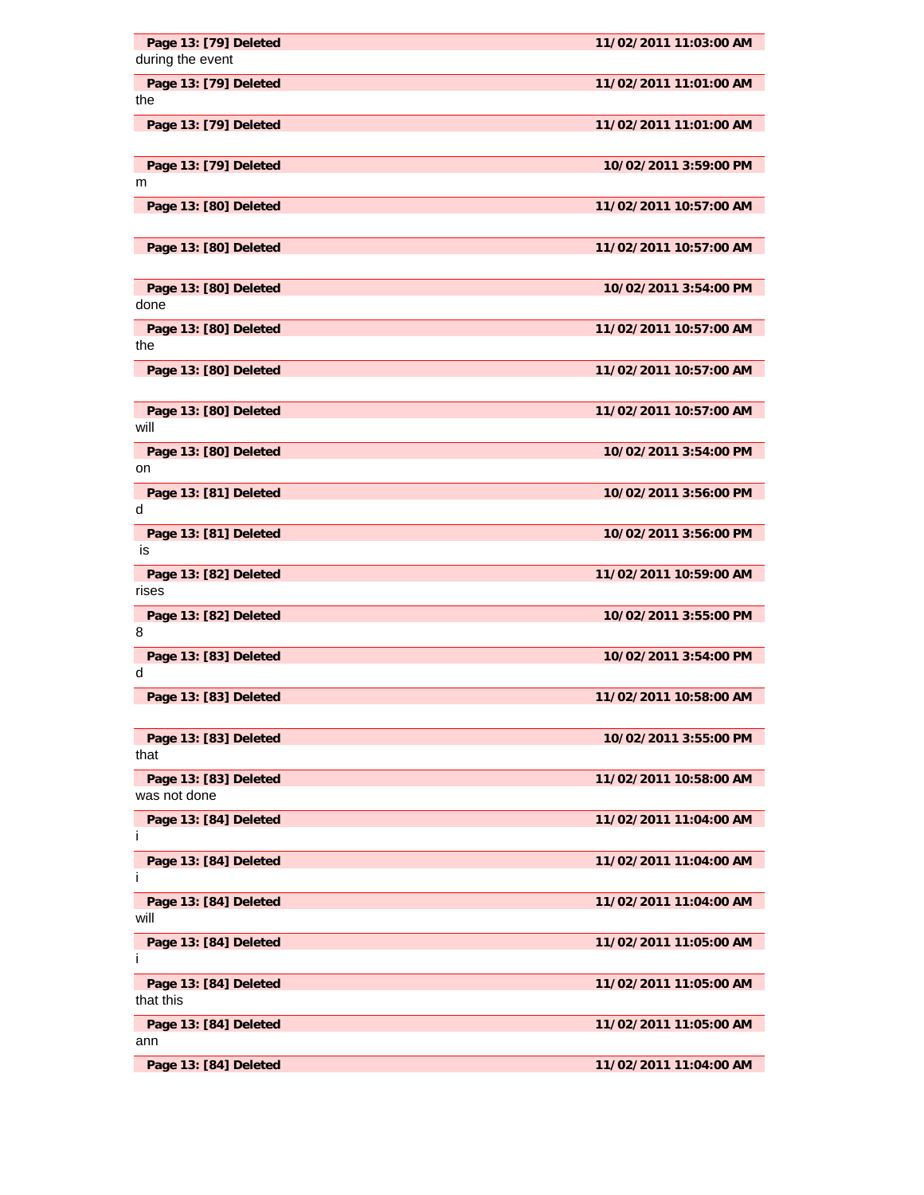**Page 13: [79] Deleted** **11/02/2011 11:03:00 AM**

during the event

**Page 13: [79] Deleted** **11/02/2011 11:01:00 AM**

the

**Page 13: [79] Deleted** **11/02/2011 11:01:00 AM**

**Page 13: [79] Deleted** **10/02/2011 3:59:00 PM**

m

**Page 13: [80] Deleted** **11/02/2011 10:57:00 AM**

**Page 13: [80] Deleted** **11/02/2011 10:57:00 AM**

**Page 13: [80] Deleted** **10/02/2011 3:54:00 PM**

done

**Page 13: [80] Deleted** **11/02/2011 10:57:00 AM**

the

**Page 13: [80] Deleted** **11/02/2011 10:57:00 AM**

**Page 13: [80] Deleted** **11/02/2011 10:57:00 AM**

will

**Page 13: [80] Deleted** **10/02/2011 3:54:00 PM**

on

**Page 13: [81] Deleted** **10/02/2011 3:56:00 PM**

d

**Page 13: [81] Deleted** **10/02/2011 3:56:00 PM**

is

**Page 13: [82] Deleted** **11/02/2011 10:59:00 AM**

rises

**Page 13: [82] Deleted** **10/02/2011 3:55:00 PM**

8

**Page 13: [83] Deleted** **10/02/2011 3:54:00 PM**

d

**Page 13: [83] Deleted** **11/02/2011 10:58:00 AM**

**Page 13: [83] Deleted** **10/02/2011 3:55:00 PM**

that

**Page 13: [83] Deleted** **11/02/2011 10:58:00 AM**

was not done

**Page 13: [84] Deleted** **11/02/2011 11:04:00 AM**

i

**Page 13: [84] Deleted** **11/02/2011 11:04:00 AM**

i

**Page 13: [84] Deleted** **11/02/2011 11:04:00 AM**

will

**Page 13: [84] Deleted** **11/02/2011 11:05:00 AM**

i

**Page 13: [84] Deleted** **11/02/2011 11:05:00 AM**

that this

**Page 13: [84] Deleted** **11/02/2011 11:05:00 AM**

ann

**Page 13: [84] Deleted** **11/02/2011 11:04:00 AM**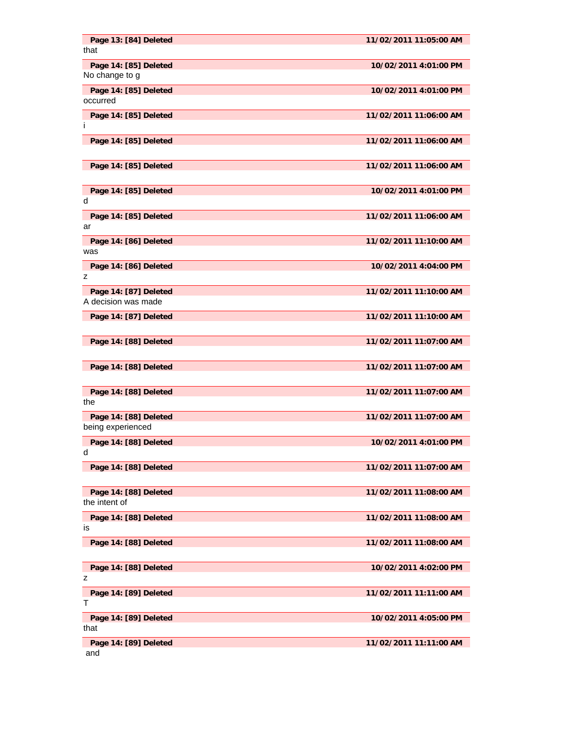| Page 13: [84] Deleted | 11/02/2011 11:05:00 AM |
|---|---|
| that | |
| **Page 14: [85] Deleted** | **10/02/2011 4:01:00 PM** |
| No change to g | |
| **Page 14: [85] Deleted** | **10/02/2011 4:01:00 PM** |
| occurred | |
| **Page 14: [85] Deleted** | **11/02/2011 11:06:00 AM** |
| i | |
| **Page 14: [85] Deleted** | **11/02/2011 11:06:00 AM** |
| | |
| **Page 14: [85] Deleted** | **11/02/2011 11:06:00 AM** |
| | |
| **Page 14: [85] Deleted** | **10/02/2011 4:01:00 PM** |
| d | |
| **Page 14: [85] Deleted** | **11/02/2011 11:06:00 AM** |
| ar | |
| **Page 14: [86] Deleted** | **11/02/2011 11:10:00 AM** |
| was | |
| **Page 14: [86] Deleted** | **10/02/2011 4:04:00 PM** |
| z | |
| **Page 14: [87] Deleted** | **11/02/2011 11:10:00 AM** |
| A decision was made | |
| **Page 14: [87] Deleted** | **11/02/2011 11:10:00 AM** |
| | |
| **Page 14: [88] Deleted** | **11/02/2011 11:07:00 AM** |
| | |
| **Page 14: [88] Deleted** | **11/02/2011 11:07:00 AM** |
| | |
| **Page 14: [88] Deleted** | **11/02/2011 11:07:00 AM** |
| the | |
| **Page 14: [88] Deleted** | **11/02/2011 11:07:00 AM** |
| being experienced | |
| **Page 14: [88] Deleted** | **10/02/2011 4:01:00 PM** |
| d | |
| **Page 14: [88] Deleted** | **11/02/2011 11:07:00 AM** |
| | |
| **Page 14: [88] Deleted** | **11/02/2011 11:08:00 AM** |
| the intent of | |
| **Page 14: [88] Deleted** | **11/02/2011 11:08:00 AM** |
| is | |
| **Page 14: [88] Deleted** | **11/02/2011 11:08:00 AM** |
| | |
| **Page 14: [88] Deleted** | **10/02/2011 4:02:00 PM** |
| z | |
| **Page 14: [89] Deleted** | **11/02/2011 11:11:00 AM** |
| T | |
| **Page 14: [89] Deleted** | **10/02/2011 4:05:00 PM** |
| that | |
| **Page 14: [89] Deleted** | **11/02/2011 11:11:00 AM** |
| and | |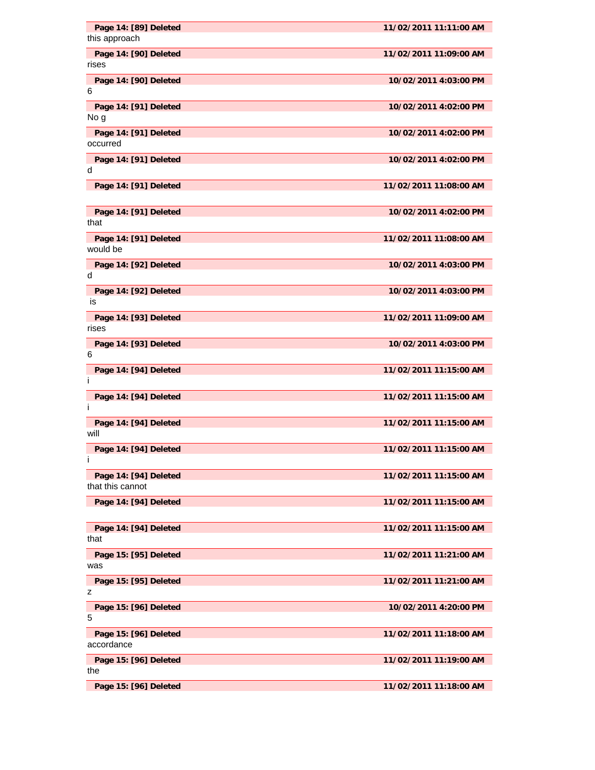**Page 14: [89] Deleted** **11/02/2011 11:11:00 AM**

this approach

**Page 14: [90] Deleted** **11/02/2011 11:09:00 AM**

rises

**Page 14: [90] Deleted** **10/02/2011 4:03:00 PM**

6

**Page 14: [91] Deleted** **10/02/2011 4:02:00 PM**

No g

**Page 14: [91] Deleted** **10/02/2011 4:02:00 PM**

occurred

**Page 14: [91] Deleted** **10/02/2011 4:02:00 PM**

d

**Page 14: [91] Deleted** **11/02/2011 11:08:00 AM**

**Page 14: [91] Deleted** **10/02/2011 4:02:00 PM**

that

**Page 14: [91] Deleted** **11/02/2011 11:08:00 AM**

would be

**Page 14: [92] Deleted** **10/02/2011 4:03:00 PM**

d

**Page 14: [92] Deleted** **10/02/2011 4:03:00 PM**

is

**Page 14: [93] Deleted** **11/02/2011 11:09:00 AM**

rises

**Page 14: [93] Deleted** **10/02/2011 4:03:00 PM**

6

**Page 14: [94] Deleted** **11/02/2011 11:15:00 AM**

i

**Page 14: [94] Deleted** **11/02/2011 11:15:00 AM**

i

**Page 14: [94] Deleted** **11/02/2011 11:15:00 AM**

will

**Page 14: [94] Deleted** **11/02/2011 11:15:00 AM**

i

**Page 14: [94] Deleted** **11/02/2011 11:15:00 AM**

that this cannot

**Page 14: [94] Deleted** **11/02/2011 11:15:00 AM**

**Page 14: [94] Deleted** **11/02/2011 11:15:00 AM**

that

**Page 15: [95] Deleted** **11/02/2011 11:21:00 AM**

was

**Page 15: [95] Deleted** **11/02/2011 11:21:00 AM**

z

**Page 15: [96] Deleted** **10/02/2011 4:20:00 PM**

5

**Page 15: [96] Deleted** **11/02/2011 11:18:00 AM**

accordance

**Page 15: [96] Deleted** **11/02/2011 11:19:00 AM**

the

**Page 15: [96] Deleted** **11/02/2011 11:18:00 AM**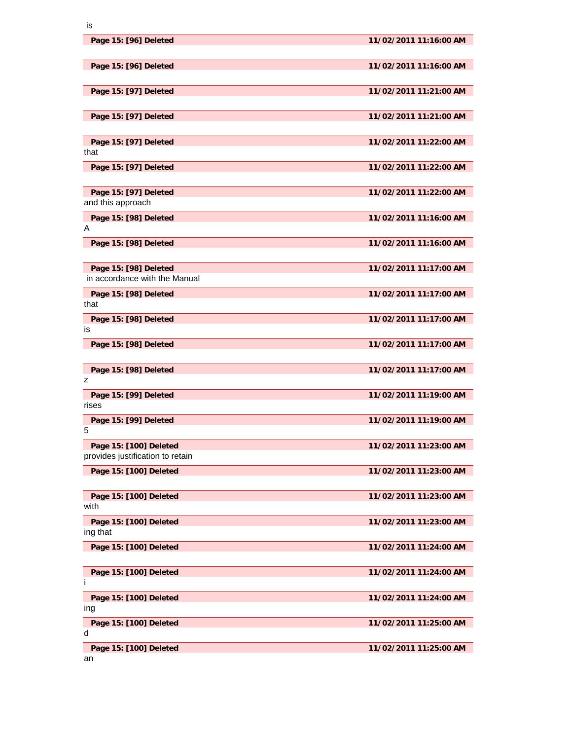is

| Page 15: [96] Deleted | 11/02/2011 11:16:00 AM |
|---|---|

| Page 15: [96] Deleted | 11/02/2011 11:16:00 AM |
|---|---|

| Page 15: [97] Deleted | 11/02/2011 11:21:00 AM |
|---|---|

| Page 15: [97] Deleted | 11/02/2011 11:21:00 AM |
|---|---|

| Page 15: [97] Deleted | 11/02/2011 11:22:00 AM |
|---|---|

that

| Page 15: [97] Deleted | 11/02/2011 11:22:00 AM |
|---|---|

| Page 15: [97] Deleted | 11/02/2011 11:22:00 AM |
|---|---|

and this approach

| Page 15: [98] Deleted | 11/02/2011 11:16:00 AM |
|---|---|

A

| Page 15: [98] Deleted | 11/02/2011 11:16:00 AM |
|---|---|

| Page 15: [98] Deleted | 11/02/2011 11:17:00 AM |
|---|---|

in accordance with the Manual

| Page 15: [98] Deleted | 11/02/2011 11:17:00 AM |
|---|---|

that

| Page 15: [98] Deleted | 11/02/2011 11:17:00 AM |
|---|---|

is

| Page 15: [98] Deleted | 11/02/2011 11:17:00 AM |
|---|---|

| Page 15: [98] Deleted | 11/02/2011 11:17:00 AM |
|---|---|

z

| Page 15: [99] Deleted | 11/02/2011 11:19:00 AM |
|---|---|

rises

| Page 15: [99] Deleted | 11/02/2011 11:19:00 AM |
|---|---|

5

| Page 15: [100] Deleted | 11/02/2011 11:23:00 AM |
|---|---|

provides justification to retain

| Page 15: [100] Deleted | 11/02/2011 11:23:00 AM |
|---|---|

| Page 15: [100] Deleted | 11/02/2011 11:23:00 AM |
|---|---|

with

| Page 15: [100] Deleted | 11/02/2011 11:23:00 AM |
|---|---|

ing that

| Page 15: [100] Deleted | 11/02/2011 11:24:00 AM |
|---|---|

| Page 15: [100] Deleted | 11/02/2011 11:24:00 AM |
|---|---|

i

| Page 15: [100] Deleted | 11/02/2011 11:24:00 AM |
|---|---|

ing

| Page 15: [100] Deleted | 11/02/2011 11:25:00 AM |
|---|---|

d

| Page 15: [100] Deleted | 11/02/2011 11:25:00 AM |
|---|---|

an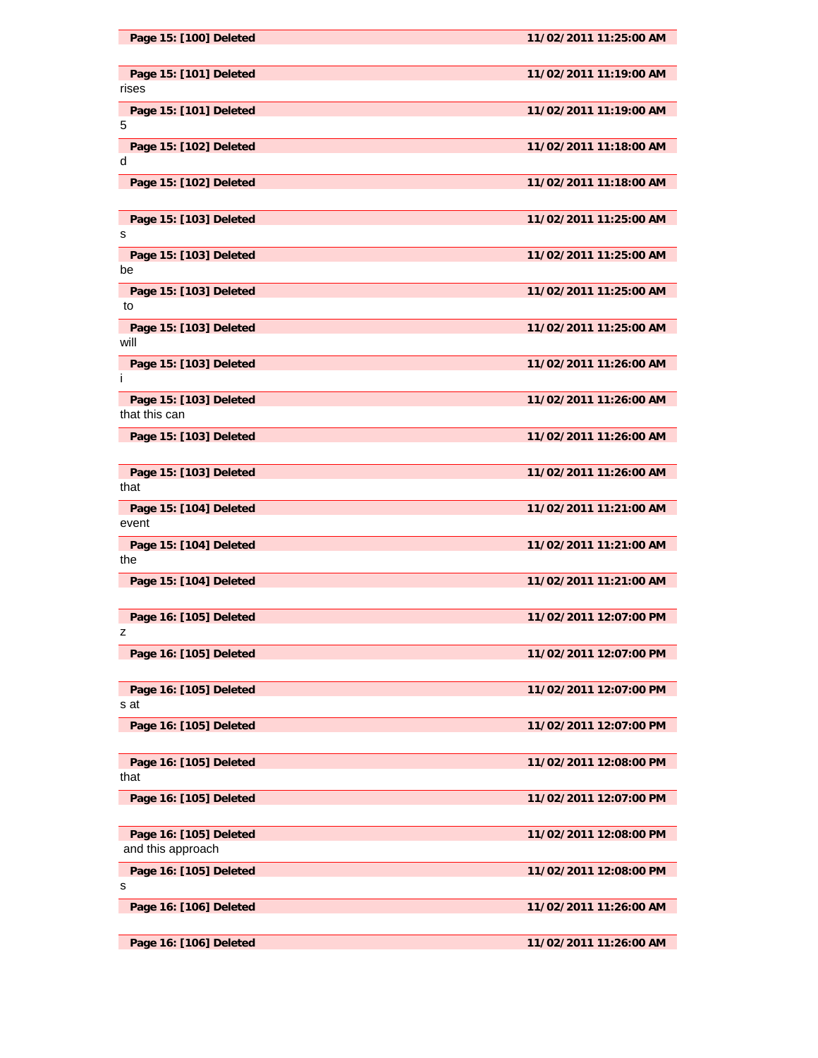**Page 15: [100] Deleted** **11/02/2011 11:25:00 AM**

**Page 15: [101] Deleted** **11/02/2011 11:19:00 AM**
rises

**Page 15: [101] Deleted** **11/02/2011 11:19:00 AM**
5

**Page 15: [102] Deleted** **11/02/2011 11:18:00 AM**
d

**Page 15: [102] Deleted** **11/02/2011 11:18:00 AM**

**Page 15: [103] Deleted** **11/02/2011 11:25:00 AM**
s

**Page 15: [103] Deleted** **11/02/2011 11:25:00 AM**
be

**Page 15: [103] Deleted** **11/02/2011 11:25:00 AM**
to

**Page 15: [103] Deleted** **11/02/2011 11:25:00 AM**
will

**Page 15: [103] Deleted** **11/02/2011 11:26:00 AM**
i

**Page 15: [103] Deleted** **11/02/2011 11:26:00 AM**
that this can

**Page 15: [103] Deleted** **11/02/2011 11:26:00 AM**

**Page 15: [103] Deleted** **11/02/2011 11:26:00 AM**
that

**Page 15: [104] Deleted** **11/02/2011 11:21:00 AM**
event

**Page 15: [104] Deleted** **11/02/2011 11:21:00 AM**
the

**Page 15: [104] Deleted** **11/02/2011 11:21:00 AM**

**Page 16: [105] Deleted** **11/02/2011 12:07:00 PM**
z

**Page 16: [105] Deleted** **11/02/2011 12:07:00 PM**

**Page 16: [105] Deleted** **11/02/2011 12:07:00 PM**
s at

**Page 16: [105] Deleted** **11/02/2011 12:07:00 PM**

**Page 16: [105] Deleted** **11/02/2011 12:08:00 PM**
that

**Page 16: [105] Deleted** **11/02/2011 12:07:00 PM**

**Page 16: [105] Deleted** **11/02/2011 12:08:00 PM**
and this approach

**Page 16: [105] Deleted** **11/02/2011 12:08:00 PM**
s

**Page 16: [106] Deleted** **11/02/2011 11:26:00 AM**

**Page 16: [106] Deleted** **11/02/2011 11:26:00 AM**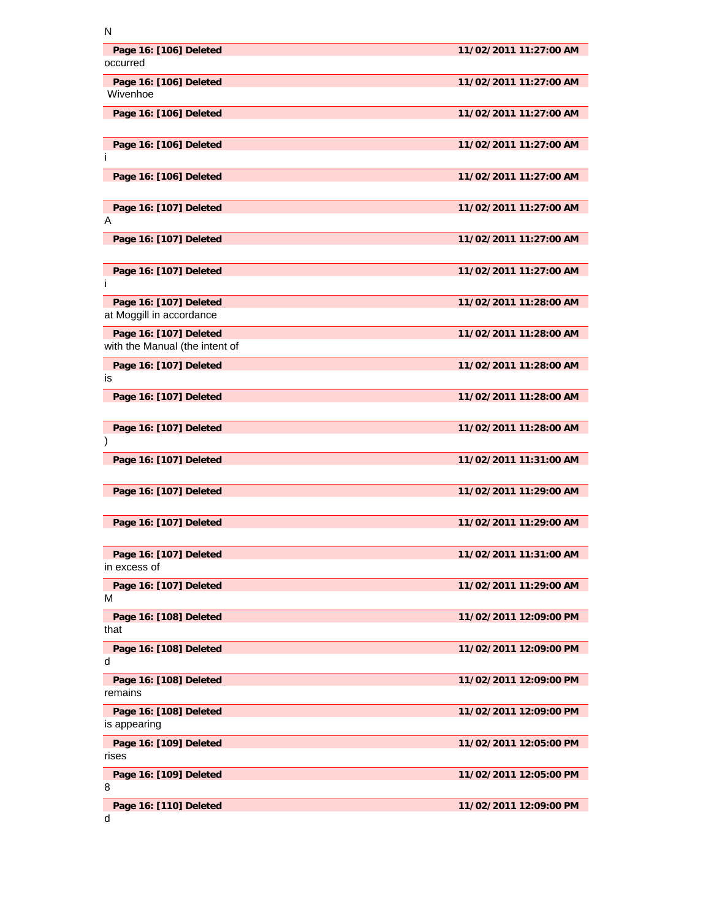N

**Page 16: [106] Deleted** **11/02/2011 11:27:00 AM**

occurred

**Page 16: [106] Deleted** **11/02/2011 11:27:00 AM**

Wivenhoe

**Page 16: [106] Deleted** **11/02/2011 11:27:00 AM**

**Page 16: [106] Deleted** **11/02/2011 11:27:00 AM**

i

**Page 16: [106] Deleted** **11/02/2011 11:27:00 AM**

**Page 16: [107] Deleted** **11/02/2011 11:27:00 AM**

A

**Page 16: [107] Deleted** **11/02/2011 11:27:00 AM**

**Page 16: [107] Deleted** **11/02/2011 11:27:00 AM**

i

**Page 16: [107] Deleted** **11/02/2011 11:28:00 AM**

at Moggill in accordance

**Page 16: [107] Deleted** **11/02/2011 11:28:00 AM**

with the Manual (the intent of

**Page 16: [107] Deleted** **11/02/2011 11:28:00 AM**

is

**Page 16: [107] Deleted** **11/02/2011 11:28:00 AM**

**Page 16: [107] Deleted** **11/02/2011 11:28:00 AM**

)

**Page 16: [107] Deleted** **11/02/2011 11:31:00 AM**

**Page 16: [107] Deleted** **11/02/2011 11:29:00 AM**

**Page 16: [107] Deleted** **11/02/2011 11:29:00 AM**

**Page 16: [107] Deleted** **11/02/2011 11:31:00 AM**

in excess of

**Page 16: [107] Deleted** **11/02/2011 11:29:00 AM**

M

**Page 16: [108] Deleted** **11/02/2011 12:09:00 PM**

that

**Page 16: [108] Deleted** **11/02/2011 12:09:00 PM**

d

**Page 16: [108] Deleted** **11/02/2011 12:09:00 PM**

remains

**Page 16: [108] Deleted** **11/02/2011 12:09:00 PM**

is appearing

**Page 16: [109] Deleted** **11/02/2011 12:05:00 PM**

rises

**Page 16: [109] Deleted** **11/02/2011 12:05:00 PM**

8

**Page 16: [110] Deleted** **11/02/2011 12:09:00 PM**

d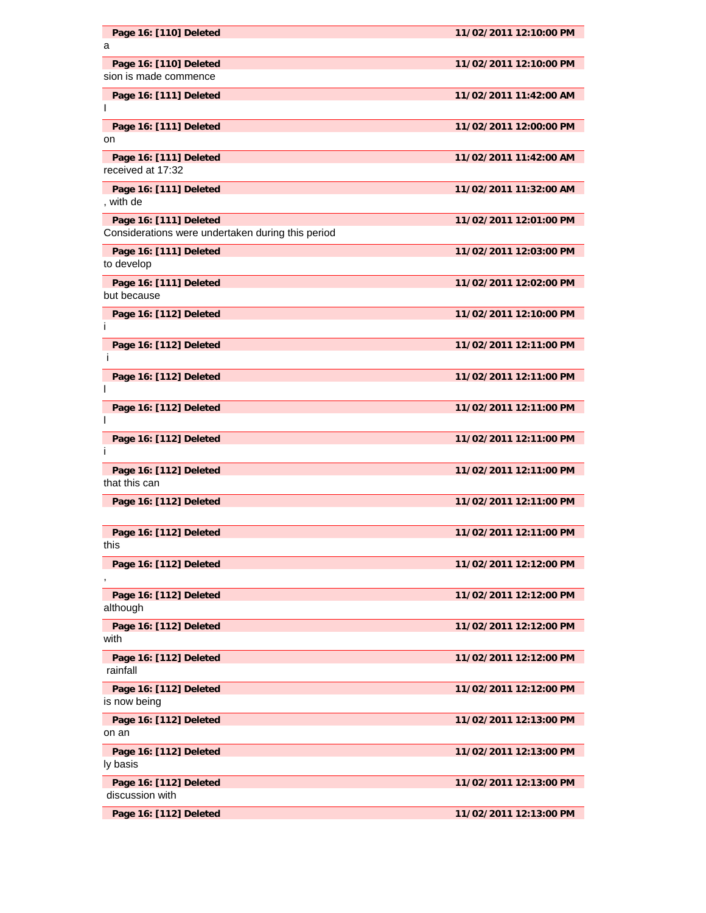| Page 16: [110] Deleted | 11/02/2011 12:10:00 PM |
|---|---|
| a | |
| **Page 16: [110] Deleted** | **11/02/2011 12:10:00 PM** |
| sion is made commence | |
| **Page 16: [111] Deleted** | **11/02/2011 11:42:00 AM** |
| I | |
| **Page 16: [111] Deleted** | **11/02/2011 12:00:00 PM** |
| on | |
| **Page 16: [111] Deleted** | **11/02/2011 11:42:00 AM** |
| received at 17:32 | |
| **Page 16: [111] Deleted** | **11/02/2011 11:32:00 AM** |
| , with de | |
| **Page 16: [111] Deleted** | **11/02/2011 12:01:00 PM** |
| Considerations were undertaken during this period | |
| **Page 16: [111] Deleted** | **11/02/2011 12:03:00 PM** |
| to develop | |
| **Page 16: [111] Deleted** | **11/02/2011 12:02:00 PM** |
| but because | |
| **Page 16: [112] Deleted** | **11/02/2011 12:10:00 PM** |
| i | |
| **Page 16: [112] Deleted** | **11/02/2011 12:11:00 PM** |
| i | |
| **Page 16: [112] Deleted** | **11/02/2011 12:11:00 PM** |
| I | |
| **Page 16: [112] Deleted** | **11/02/2011 12:11:00 PM** |
| I | |
| **Page 16: [112] Deleted** | **11/02/2011 12:11:00 PM** |
| i | |
| **Page 16: [112] Deleted** | **11/02/2011 12:11:00 PM** |
| that this can | |
| **Page 16: [112] Deleted** | **11/02/2011 12:11:00 PM** |
| | |
| **Page 16: [112] Deleted** | **11/02/2011 12:11:00 PM** |
| this | |
| **Page 16: [112] Deleted** | **11/02/2011 12:12:00 PM** |
| , | |
| **Page 16: [112] Deleted** | **11/02/2011 12:12:00 PM** |
| although | |
| **Page 16: [112] Deleted** | **11/02/2011 12:12:00 PM** |
| with | |
| **Page 16: [112] Deleted** | **11/02/2011 12:12:00 PM** |
| rainfall | |
| **Page 16: [112] Deleted** | **11/02/2011 12:12:00 PM** |
| is now being | |
| **Page 16: [112] Deleted** | **11/02/2011 12:13:00 PM** |
| on an | |
| **Page 16: [112] Deleted** | **11/02/2011 12:13:00 PM** |
| ly basis | |
| **Page 16: [112] Deleted** | **11/02/2011 12:13:00 PM** |
| discussion with | |
| **Page 16: [112] Deleted** | **11/02/2011 12:13:00 PM** |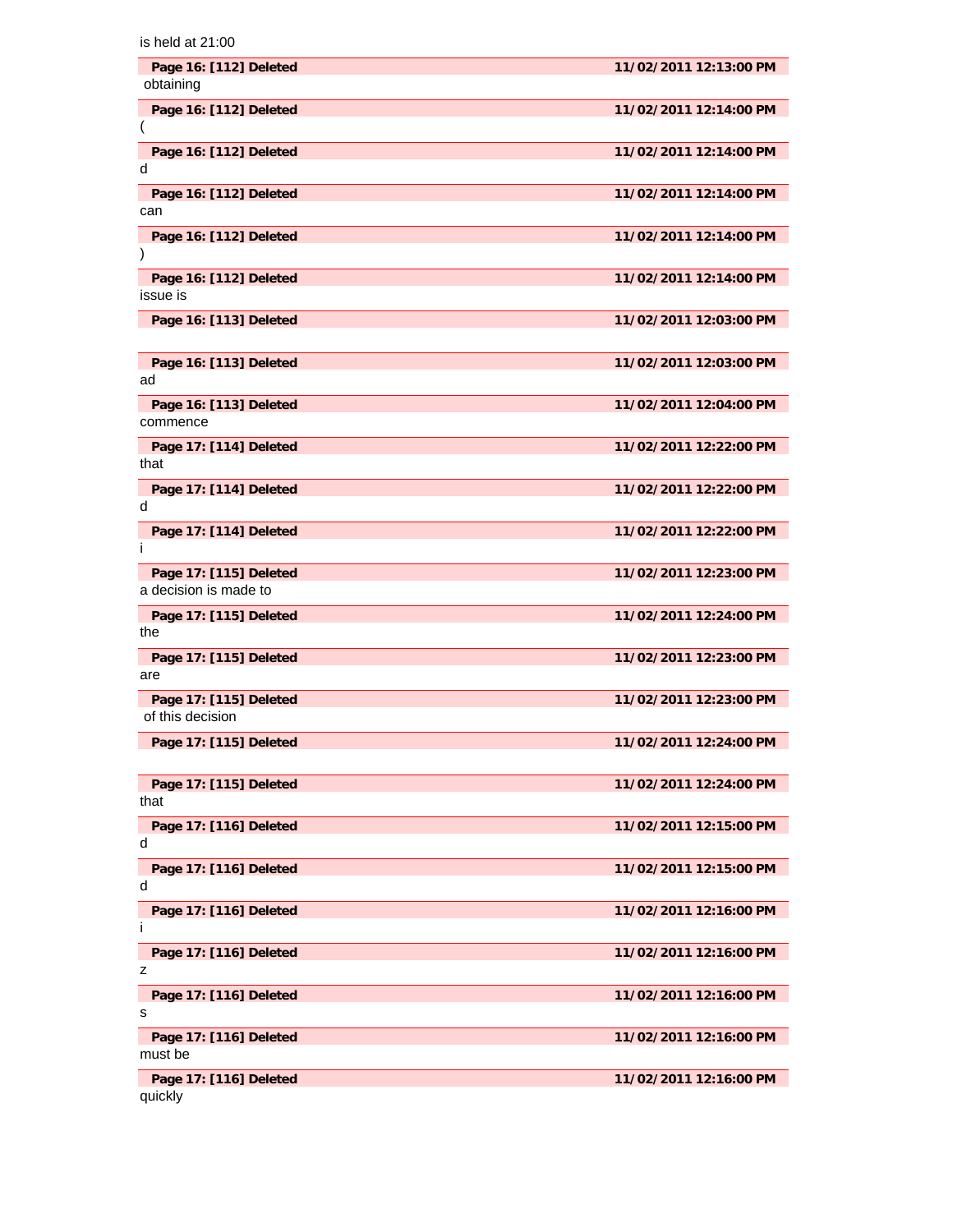is held at 21:00

| **Page 16: [112] Deleted** | **11/02/2011 12:13:00 PM** |
|---|---|

obtaining

| **Page 16: [112] Deleted** | **11/02/2011 12:14:00 PM** |
|---|---|

(

| **Page 16: [112] Deleted** | **11/02/2011 12:14:00 PM** |
|---|---|

d

| **Page 16: [112] Deleted** | **11/02/2011 12:14:00 PM** |
|---|---|

can

| **Page 16: [112] Deleted** | **11/02/2011 12:14:00 PM** |
|---|---|

)

| **Page 16: [112] Deleted** | **11/02/2011 12:14:00 PM** |
|---|---|

issue is

| **Page 16: [113] Deleted** | **11/02/2011 12:03:00 PM** |
|---|---|

| **Page 16: [113] Deleted** | **11/02/2011 12:03:00 PM** |
|---|---|

ad

| **Page 16: [113] Deleted** | **11/02/2011 12:04:00 PM** |
|---|---|

commence

| **Page 17: [114] Deleted** | **11/02/2011 12:22:00 PM** |
|---|---|

that

| **Page 17: [114] Deleted** | **11/02/2011 12:22:00 PM** |
|---|---|

d

| **Page 17: [114] Deleted** | **11/02/2011 12:22:00 PM** |
|---|---|

i

| **Page 17: [115] Deleted** | **11/02/2011 12:23:00 PM** |
|---|---|

a decision is made to

| **Page 17: [115] Deleted** | **11/02/2011 12:24:00 PM** |
|---|---|

the

| **Page 17: [115] Deleted** | **11/02/2011 12:23:00 PM** |
|---|---|

are

| **Page 17: [115] Deleted** | **11/02/2011 12:23:00 PM** |
|---|---|

of this decision

| **Page 17: [115] Deleted** | **11/02/2011 12:24:00 PM** |
|---|---|

| **Page 17: [115] Deleted** | **11/02/2011 12:24:00 PM** |
|---|---|

that

| **Page 17: [116] Deleted** | **11/02/2011 12:15:00 PM** |
|---|---|

d

| **Page 17: [116] Deleted** | **11/02/2011 12:15:00 PM** |
|---|---|

d

| **Page 17: [116] Deleted** | **11/02/2011 12:16:00 PM** |
|---|---|

i

| **Page 17: [116] Deleted** | **11/02/2011 12:16:00 PM** |
|---|---|

z

| **Page 17: [116] Deleted** | **11/02/2011 12:16:00 PM** |
|---|---|

s

| **Page 17: [116] Deleted** | **11/02/2011 12:16:00 PM** |
|---|---|

must be

| **Page 17: [116] Deleted** | **11/02/2011 12:16:00 PM** |
|---|---|

quickly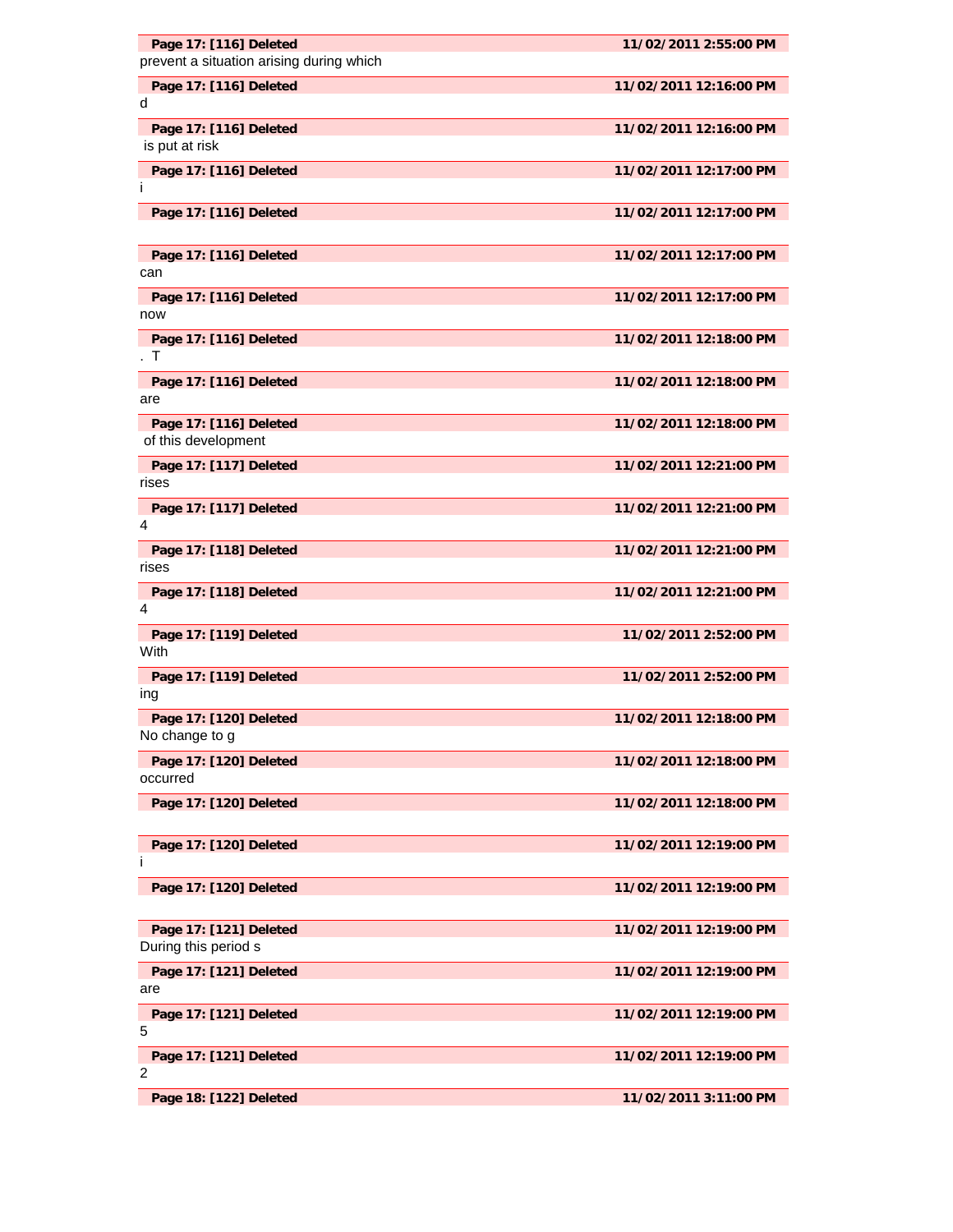**Page 17: [116] Deleted** **11/02/2011 2:55:00 PM**

prevent a situation arising during which

**Page 17: [116] Deleted** **11/02/2011 12:16:00 PM**

d

**Page 17: [116] Deleted** **11/02/2011 12:16:00 PM**

is put at risk

**Page 17: [116] Deleted** **11/02/2011 12:17:00 PM**

i

**Page 17: [116] Deleted** **11/02/2011 12:17:00 PM**

**Page 17: [116] Deleted** **11/02/2011 12:17:00 PM**

can

**Page 17: [116] Deleted** **11/02/2011 12:17:00 PM**

now

**Page 17: [116] Deleted** **11/02/2011 12:18:00 PM**

. T

**Page 17: [116] Deleted** **11/02/2011 12:18:00 PM**

are

**Page 17: [116] Deleted** **11/02/2011 12:18:00 PM**

of this development

**Page 17: [117] Deleted** **11/02/2011 12:21:00 PM**

rises

**Page 17: [117] Deleted** **11/02/2011 12:21:00 PM**

4

**Page 17: [118] Deleted** **11/02/2011 12:21:00 PM**

rises

**Page 17: [118] Deleted** **11/02/2011 12:21:00 PM**

4

**Page 17: [119] Deleted** **11/02/2011 2:52:00 PM**

With

**Page 17: [119] Deleted** **11/02/2011 2:52:00 PM**

ing

**Page 17: [120] Deleted** **11/02/2011 12:18:00 PM**

No change to g

**Page 17: [120] Deleted** **11/02/2011 12:18:00 PM**

occurred

**Page 17: [120] Deleted** **11/02/2011 12:18:00 PM**

**Page 17: [120] Deleted** **11/02/2011 12:19:00 PM**

i

**Page 17: [120] Deleted** **11/02/2011 12:19:00 PM**

**Page 17: [121] Deleted** **11/02/2011 12:19:00 PM**

During this period s

**Page 17: [121] Deleted** **11/02/2011 12:19:00 PM**

are

**Page 17: [121] Deleted** **11/02/2011 12:19:00 PM**

5

**Page 17: [121] Deleted** **11/02/2011 12:19:00 PM**

2

**Page 18: [122] Deleted** **11/02/2011 3:11:00 PM**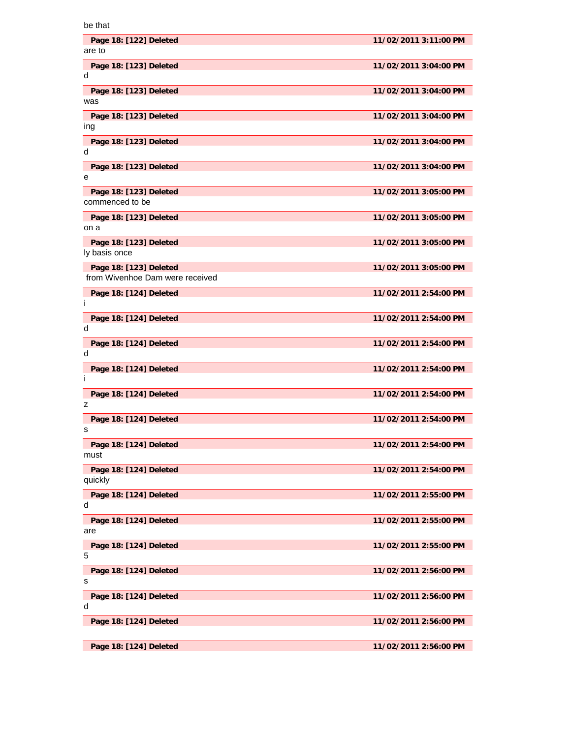be that

| Page 18: [122] Deleted | 11/02/2011 3:11:00 PM |
|---|---|

are to

| Page 18: [123] Deleted | 11/02/2011 3:04:00 PM |
|---|---|

d

| Page 18: [123] Deleted | 11/02/2011 3:04:00 PM |
|---|---|

was

| Page 18: [123] Deleted | 11/02/2011 3:04:00 PM |
|---|---|

ing

| Page 18: [123] Deleted | 11/02/2011 3:04:00 PM |
|---|---|

d

| Page 18: [123] Deleted | 11/02/2011 3:04:00 PM |
|---|---|

e

| Page 18: [123] Deleted | 11/02/2011 3:05:00 PM |
|---|---|

commenced to be

| Page 18: [123] Deleted | 11/02/2011 3:05:00 PM |
|---|---|

on a

| Page 18: [123] Deleted | 11/02/2011 3:05:00 PM |
|---|---|

ly basis once

| Page 18: [123] Deleted | 11/02/2011 3:05:00 PM |
|---|---|

from Wivenhoe Dam were received

| Page 18: [124] Deleted | 11/02/2011 2:54:00 PM |
|---|---|

i

| Page 18: [124] Deleted | 11/02/2011 2:54:00 PM |
|---|---|

d

| Page 18: [124] Deleted | 11/02/2011 2:54:00 PM |
|---|---|

d

| Page 18: [124] Deleted | 11/02/2011 2:54:00 PM |
|---|---|

i

| Page 18: [124] Deleted | 11/02/2011 2:54:00 PM |
|---|---|

z

| Page 18: [124] Deleted | 11/02/2011 2:54:00 PM |
|---|---|

s

| Page 18: [124] Deleted | 11/02/2011 2:54:00 PM |
|---|---|

must

| Page 18: [124] Deleted | 11/02/2011 2:54:00 PM |
|---|---|

quickly

| Page 18: [124] Deleted | 11/02/2011 2:55:00 PM |
|---|---|

d

| Page 18: [124] Deleted | 11/02/2011 2:55:00 PM |
|---|---|

are

| Page 18: [124] Deleted | 11/02/2011 2:55:00 PM |
|---|---|

5

| Page 18: [124] Deleted | 11/02/2011 2:56:00 PM |
|---|---|

s

| Page 18: [124] Deleted | 11/02/2011 2:56:00 PM |
|---|---|

d

| Page 18: [124] Deleted | 11/02/2011 2:56:00 PM |
|---|---|

| Page 18: [124] Deleted | 11/02/2011 2:56:00 PM |
|---|---|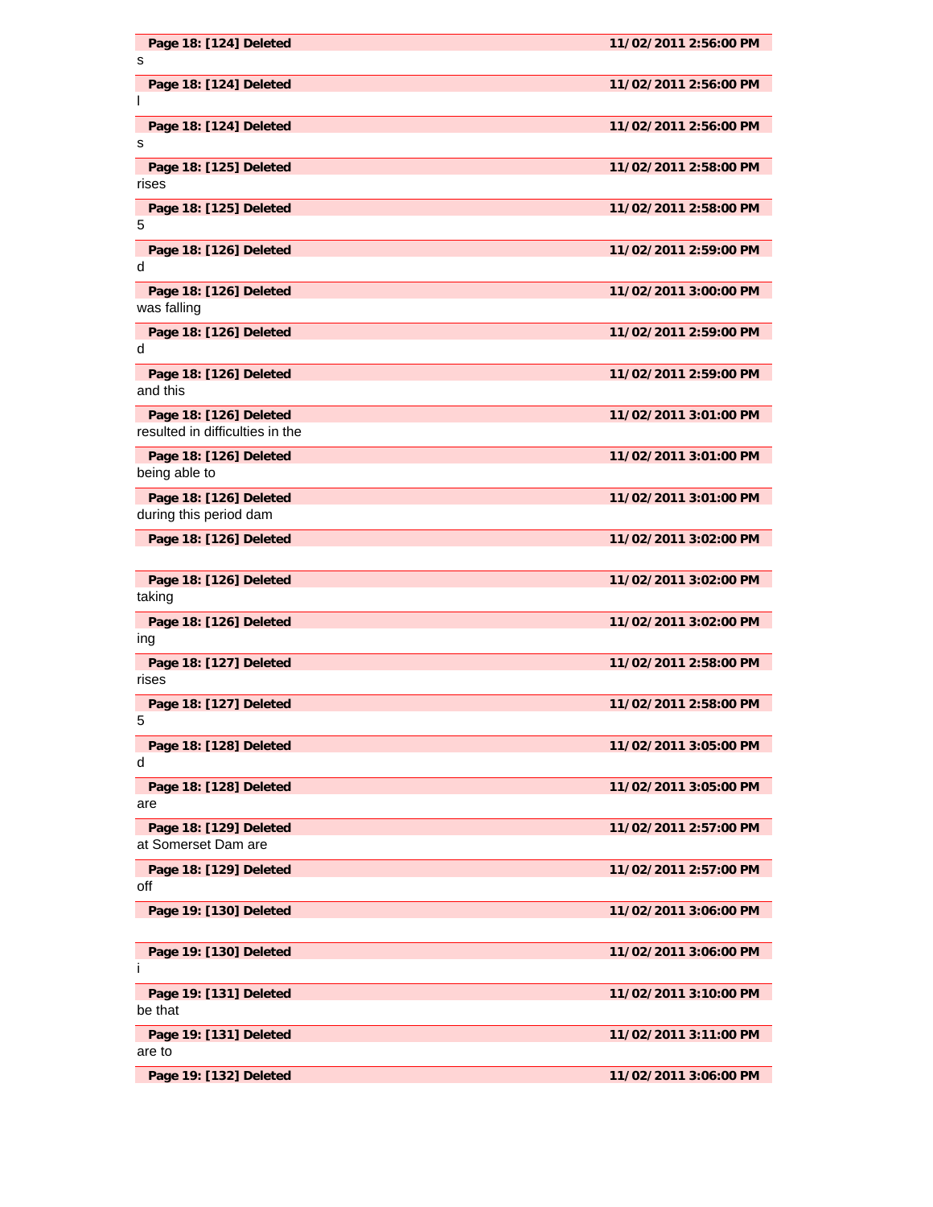**Page 18: [124] Deleted** **11/02/2011 2:56:00 PM**

s

**Page 18: [124] Deleted** **11/02/2011 2:56:00 PM**

l

**Page 18: [124] Deleted** **11/02/2011 2:56:00 PM**

s

**Page 18: [125] Deleted** **11/02/2011 2:58:00 PM**

rises

**Page 18: [125] Deleted** **11/02/2011 2:58:00 PM**

5

**Page 18: [126] Deleted** **11/02/2011 2:59:00 PM**

d

**Page 18: [126] Deleted** **11/02/2011 3:00:00 PM**

was falling

**Page 18: [126] Deleted** **11/02/2011 2:59:00 PM**

d

**Page 18: [126] Deleted** **11/02/2011 2:59:00 PM**

and this

**Page 18: [126] Deleted** **11/02/2011 3:01:00 PM**

resulted in difficulties in the

**Page 18: [126] Deleted** **11/02/2011 3:01:00 PM**

being able to

**Page 18: [126] Deleted** **11/02/2011 3:01:00 PM**

during this period dam

**Page 18: [126] Deleted** **11/02/2011 3:02:00 PM**

**Page 18: [126] Deleted** **11/02/2011 3:02:00 PM**

taking

**Page 18: [126] Deleted** **11/02/2011 3:02:00 PM**

ing

**Page 18: [127] Deleted** **11/02/2011 2:58:00 PM**

rises

**Page 18: [127] Deleted** **11/02/2011 2:58:00 PM**

5

**Page 18: [128] Deleted** **11/02/2011 3:05:00 PM**

d

**Page 18: [128] Deleted** **11/02/2011 3:05:00 PM**

are

**Page 18: [129] Deleted** **11/02/2011 2:57:00 PM**

at Somerset Dam are

**Page 18: [129] Deleted** **11/02/2011 2:57:00 PM**

off

**Page 19: [130] Deleted** **11/02/2011 3:06:00 PM**

**Page 19: [130] Deleted** **11/02/2011 3:06:00 PM**

i

**Page 19: [131] Deleted** **11/02/2011 3:10:00 PM**

be that

**Page 19: [131] Deleted** **11/02/2011 3:11:00 PM**

are to

**Page 19: [132] Deleted** **11/02/2011 3:06:00 PM**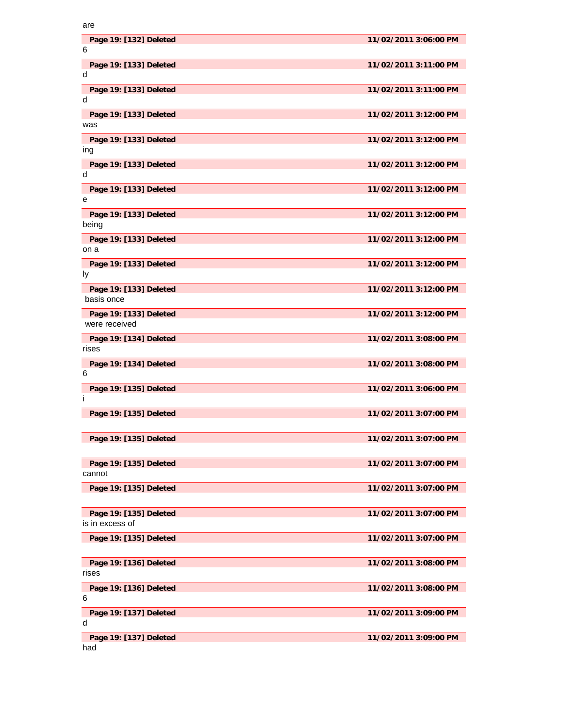are

| Page 19: [132] Deleted | 11/02/2011 3:06:00 PM |
|---|---|

6

| Page 19: [133] Deleted | 11/02/2011 3:11:00 PM |
|---|---|

d

| Page 19: [133] Deleted | 11/02/2011 3:11:00 PM |
|---|---|

d

| Page 19: [133] Deleted | 11/02/2011 3:12:00 PM |
|---|---|

was

| Page 19: [133] Deleted | 11/02/2011 3:12:00 PM |
|---|---|

ing

| Page 19: [133] Deleted | 11/02/2011 3:12:00 PM |
|---|---|

d

| Page 19: [133] Deleted | 11/02/2011 3:12:00 PM |
|---|---|

e

| Page 19: [133] Deleted | 11/02/2011 3:12:00 PM |
|---|---|

being

| Page 19: [133] Deleted | 11/02/2011 3:12:00 PM |
|---|---|

on a

| Page 19: [133] Deleted | 11/02/2011 3:12:00 PM |
|---|---|

ly

| Page 19: [133] Deleted | 11/02/2011 3:12:00 PM |
|---|---|

basis once

| Page 19: [133] Deleted | 11/02/2011 3:12:00 PM |
|---|---|

were received

| Page 19: [134] Deleted | 11/02/2011 3:08:00 PM |
|---|---|

rises

| Page 19: [134] Deleted | 11/02/2011 3:08:00 PM |
|---|---|

6

| Page 19: [135] Deleted | 11/02/2011 3:06:00 PM |
|---|---|

i

| Page 19: [135] Deleted | 11/02/2011 3:07:00 PM |
|---|---|

| Page 19: [135] Deleted | 11/02/2011 3:07:00 PM |
|---|---|

| Page 19: [135] Deleted | 11/02/2011 3:07:00 PM |
|---|---|

cannot

| Page 19: [135] Deleted | 11/02/2011 3:07:00 PM |
|---|---|

| Page 19: [135] Deleted | 11/02/2011 3:07:00 PM |
|---|---|

is in excess of

| Page 19: [135] Deleted | 11/02/2011 3:07:00 PM |
|---|---|

| Page 19: [136] Deleted | 11/02/2011 3:08:00 PM |
|---|---|

rises

| Page 19: [136] Deleted | 11/02/2011 3:08:00 PM |
|---|---|

6

| Page 19: [137] Deleted | 11/02/2011 3:09:00 PM |
|---|---|

d

| Page 19: [137] Deleted | 11/02/2011 3:09:00 PM |
|---|---|

had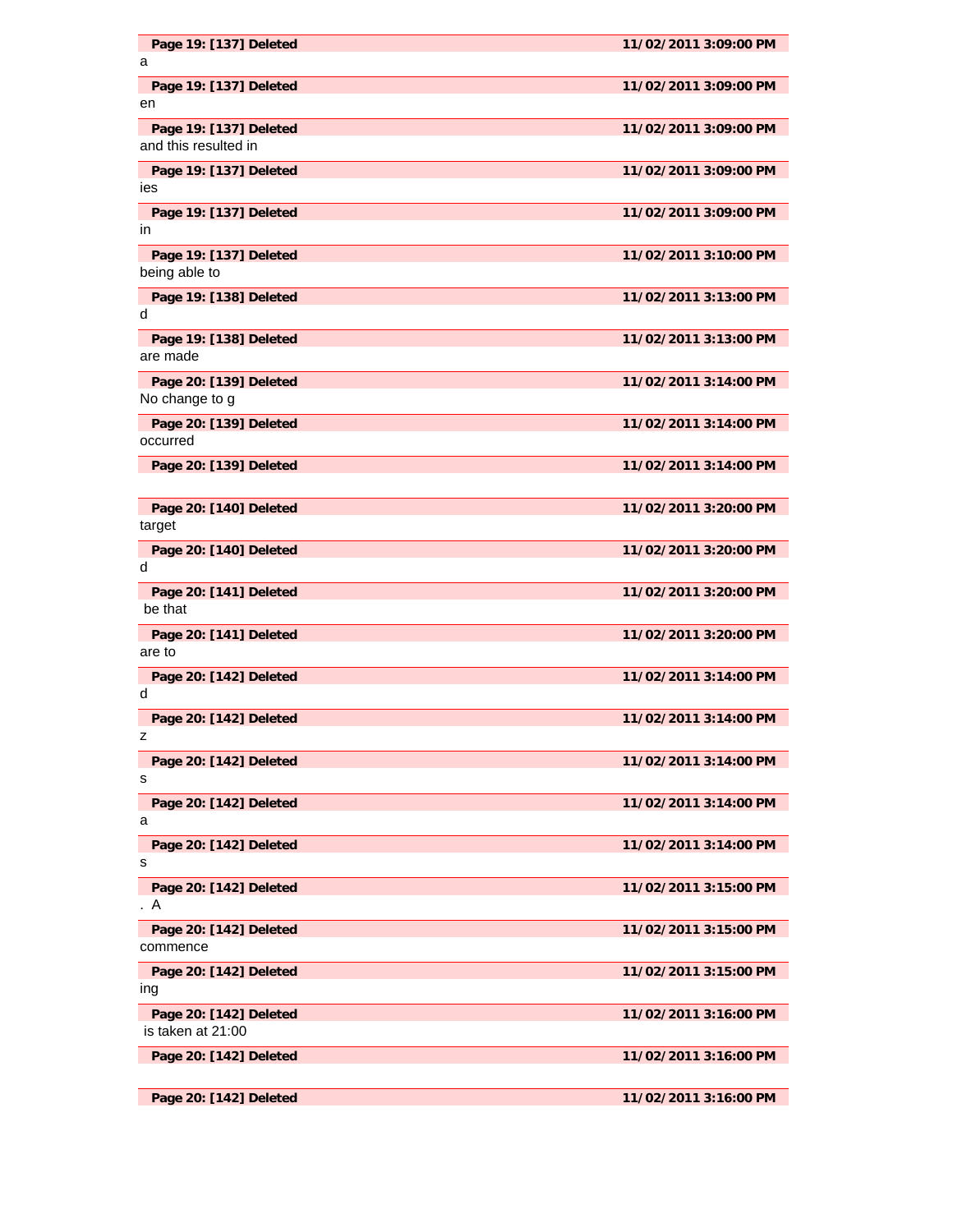**Page 19: [137] Deleted** **11/02/2011 3:09:00 PM**

a

**Page 19: [137] Deleted** **11/02/2011 3:09:00 PM**

en

**Page 19: [137] Deleted** **11/02/2011 3:09:00 PM**

and this resulted in

**Page 19: [137] Deleted** **11/02/2011 3:09:00 PM**

ies

**Page 19: [137] Deleted** **11/02/2011 3:09:00 PM**

in

**Page 19: [137] Deleted** **11/02/2011 3:10:00 PM**

being able to

**Page 19: [138] Deleted** **11/02/2011 3:13:00 PM**

d

**Page 19: [138] Deleted** **11/02/2011 3:13:00 PM**

are made

**Page 20: [139] Deleted** **11/02/2011 3:14:00 PM**

No change to g

**Page 20: [139] Deleted** **11/02/2011 3:14:00 PM**

occurred

**Page 20: [139] Deleted** **11/02/2011 3:14:00 PM**

**Page 20: [140] Deleted** **11/02/2011 3:20:00 PM**

target

**Page 20: [140] Deleted** **11/02/2011 3:20:00 PM**

d

**Page 20: [141] Deleted** **11/02/2011 3:20:00 PM**

be that

**Page 20: [141] Deleted** **11/02/2011 3:20:00 PM**

are to

**Page 20: [142] Deleted** **11/02/2011 3:14:00 PM**

d

**Page 20: [142] Deleted** **11/02/2011 3:14:00 PM**

z

**Page 20: [142] Deleted** **11/02/2011 3:14:00 PM**

s

**Page 20: [142] Deleted** **11/02/2011 3:14:00 PM**

a

**Page 20: [142] Deleted** **11/02/2011 3:14:00 PM**

s

**Page 20: [142] Deleted** **11/02/2011 3:15:00 PM**

. A

**Page 20: [142] Deleted** **11/02/2011 3:15:00 PM**

commence

**Page 20: [142] Deleted** **11/02/2011 3:15:00 PM**

ing

**Page 20: [142] Deleted** **11/02/2011 3:16:00 PM**

is taken at 21:00

**Page 20: [142] Deleted** **11/02/2011 3:16:00 PM**

**Page 20: [142] Deleted** **11/02/2011 3:16:00 PM**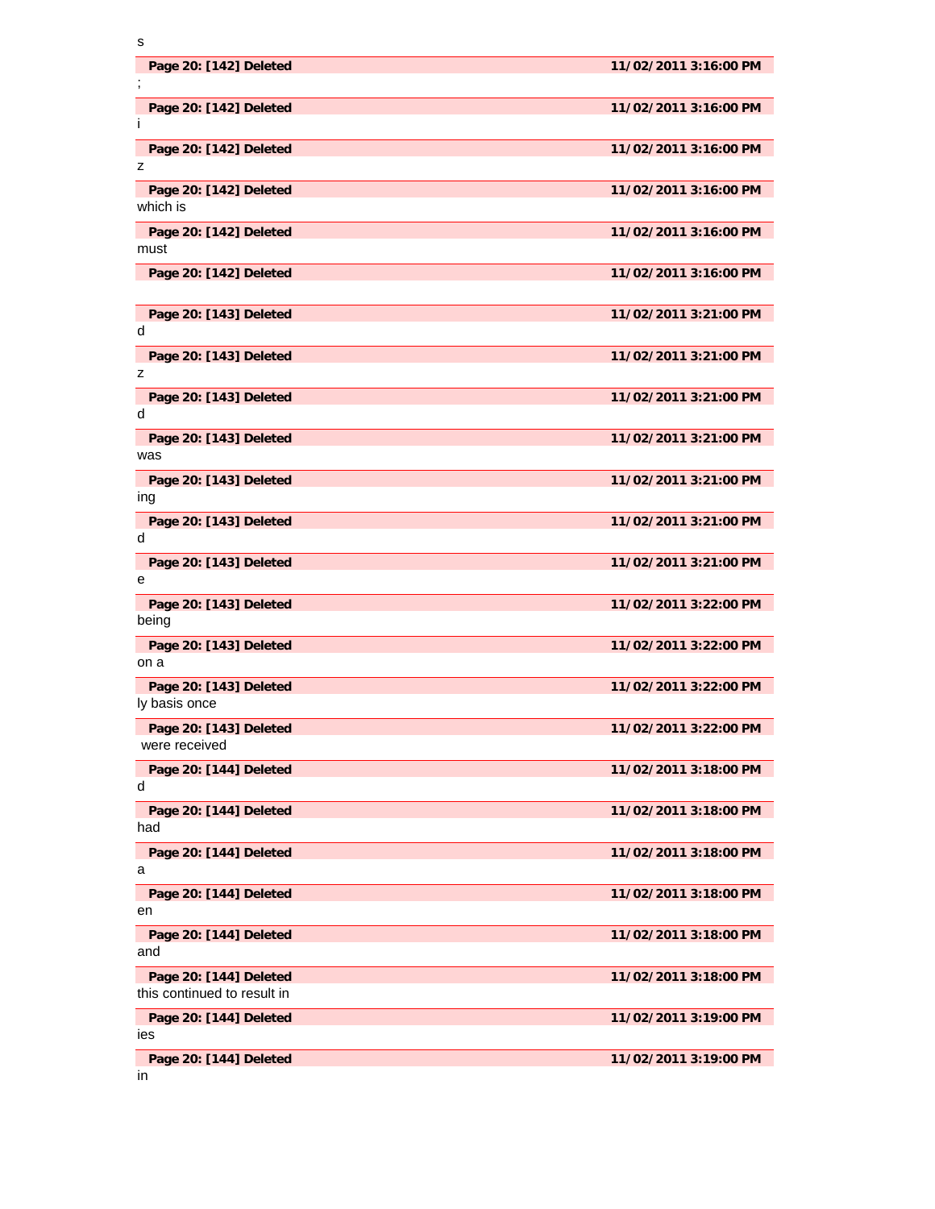s

| **Page 20: [142] Deleted** | **11/02/2011 3:16:00 PM** |
|---|---|

;

| **Page 20: [142] Deleted** | **11/02/2011 3:16:00 PM** |
|---|---|

i

| **Page 20: [142] Deleted** | **11/02/2011 3:16:00 PM** |
|---|---|

z

| **Page 20: [142] Deleted** | **11/02/2011 3:16:00 PM** |
|---|---|

which is

| **Page 20: [142] Deleted** | **11/02/2011 3:16:00 PM** |
|---|---|

must

| **Page 20: [142] Deleted** | **11/02/2011 3:16:00 PM** |
|---|---|

| **Page 20: [143] Deleted** | **11/02/2011 3:21:00 PM** |
|---|---|

d

| **Page 20: [143] Deleted** | **11/02/2011 3:21:00 PM** |
|---|---|

z

| **Page 20: [143] Deleted** | **11/02/2011 3:21:00 PM** |
|---|---|

d

| **Page 20: [143] Deleted** | **11/02/2011 3:21:00 PM** |
|---|---|

was

| **Page 20: [143] Deleted** | **11/02/2011 3:21:00 PM** |
|---|---|

ing

| **Page 20: [143] Deleted** | **11/02/2011 3:21:00 PM** |
|---|---|

d

| **Page 20: [143] Deleted** | **11/02/2011 3:21:00 PM** |
|---|---|

e

| **Page 20: [143] Deleted** | **11/02/2011 3:22:00 PM** |
|---|---|

being

| **Page 20: [143] Deleted** | **11/02/2011 3:22:00 PM** |
|---|---|

on a

| **Page 20: [143] Deleted** | **11/02/2011 3:22:00 PM** |
|---|---|

ly basis once

| **Page 20: [143] Deleted** | **11/02/2011 3:22:00 PM** |
|---|---|

were received

| **Page 20: [144] Deleted** | **11/02/2011 3:18:00 PM** |
|---|---|

d

| **Page 20: [144] Deleted** | **11/02/2011 3:18:00 PM** |
|---|---|

had

| **Page 20: [144] Deleted** | **11/02/2011 3:18:00 PM** |
|---|---|

a

| **Page 20: [144] Deleted** | **11/02/2011 3:18:00 PM** |
|---|---|

en

| **Page 20: [144] Deleted** | **11/02/2011 3:18:00 PM** |
|---|---|

and

| **Page 20: [144] Deleted** | **11/02/2011 3:18:00 PM** |
|---|---|

this continued to result in

| **Page 20: [144] Deleted** | **11/02/2011 3:19:00 PM** |
|---|---|

ies

| **Page 20: [144] Deleted** | **11/02/2011 3:19:00 PM** |
|---|---|

in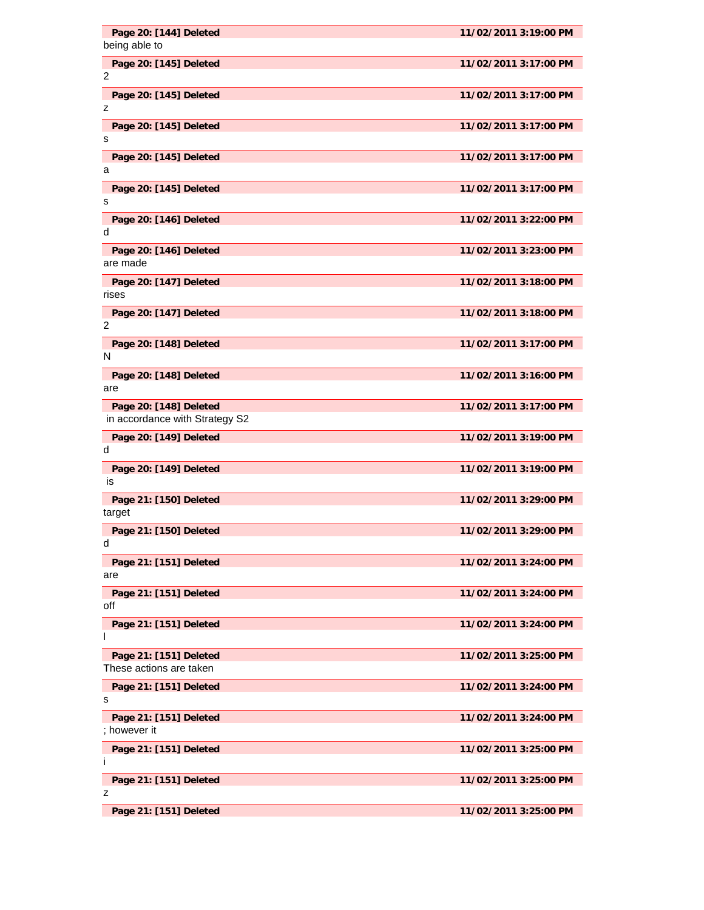**Page 20: [144] Deleted** **11/02/2011 3:19:00 PM**

being able to

**Page 20: [145] Deleted** **11/02/2011 3:17:00 PM**

2

**Page 20: [145] Deleted** **11/02/2011 3:17:00 PM**

z

**Page 20: [145] Deleted** **11/02/2011 3:17:00 PM**

s

**Page 20: [145] Deleted** **11/02/2011 3:17:00 PM**

a

**Page 20: [145] Deleted** **11/02/2011 3:17:00 PM**

s

**Page 20: [146] Deleted** **11/02/2011 3:22:00 PM**

d

**Page 20: [146] Deleted** **11/02/2011 3:23:00 PM**

are made

**Page 20: [147] Deleted** **11/02/2011 3:18:00 PM**

rises

**Page 20: [147] Deleted** **11/02/2011 3:18:00 PM**

2

**Page 20: [148] Deleted** **11/02/2011 3:17:00 PM**

N

**Page 20: [148] Deleted** **11/02/2011 3:16:00 PM**

are

**Page 20: [148] Deleted** **11/02/2011 3:17:00 PM**

in accordance with Strategy S2

**Page 20: [149] Deleted** **11/02/2011 3:19:00 PM**

d

**Page 20: [149] Deleted** **11/02/2011 3:19:00 PM**

is

**Page 21: [150] Deleted** **11/02/2011 3:29:00 PM**

target

**Page 21: [150] Deleted** **11/02/2011 3:29:00 PM**

d

**Page 21: [151] Deleted** **11/02/2011 3:24:00 PM**

are

**Page 21: [151] Deleted** **11/02/2011 3:24:00 PM**

off

**Page 21: [151] Deleted** **11/02/2011 3:24:00 PM**

I

**Page 21: [151] Deleted** **11/02/2011 3:25:00 PM**

These actions are taken

**Page 21: [151] Deleted** **11/02/2011 3:24:00 PM**

s

**Page 21: [151] Deleted** **11/02/2011 3:24:00 PM**

; however it

**Page 21: [151] Deleted** **11/02/2011 3:25:00 PM**

i

**Page 21: [151] Deleted** **11/02/2011 3:25:00 PM**

z

**Page 21: [151] Deleted** **11/02/2011 3:25:00 PM**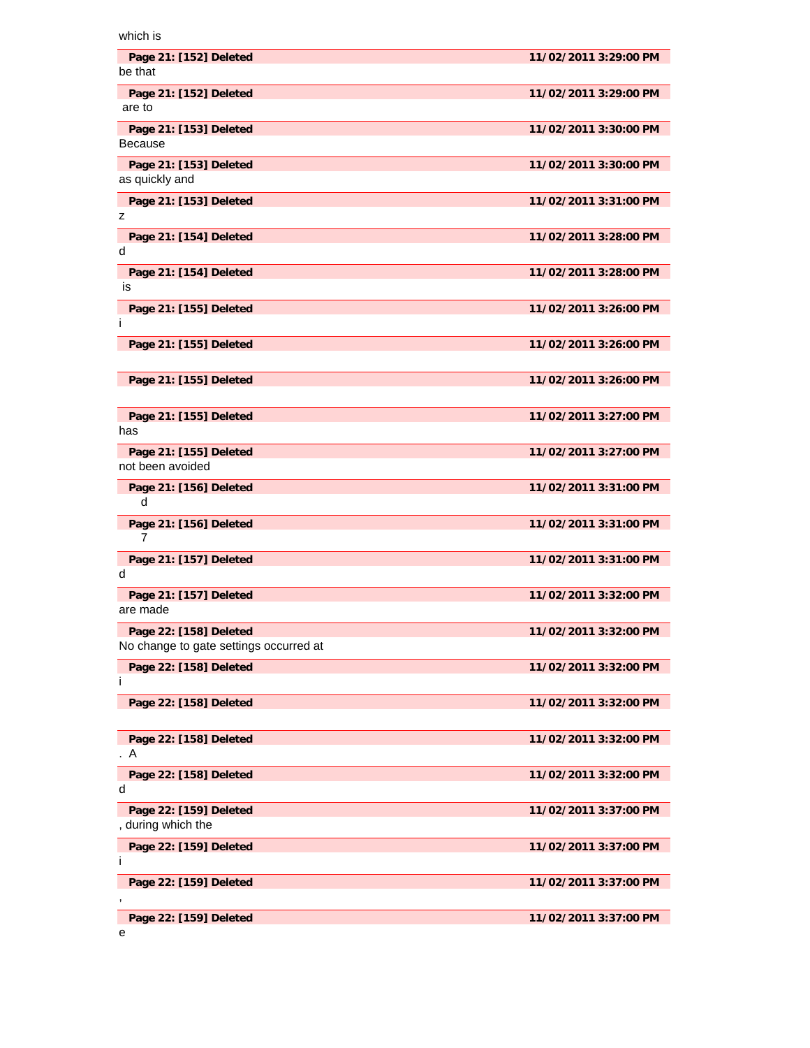which is

| Page 21: [152] Deleted | 11/02/2011 3:29:00 PM |
|---|---|

be that

| Page 21: [152] Deleted | 11/02/2011 3:29:00 PM |
|---|---|

are to

| Page 21: [153] Deleted | 11/02/2011 3:30:00 PM |
|---|---|

Because

| Page 21: [153] Deleted | 11/02/2011 3:30:00 PM |
|---|---|

as quickly and

| Page 21: [153] Deleted | 11/02/2011 3:31:00 PM |
|---|---|

z

| Page 21: [154] Deleted | 11/02/2011 3:28:00 PM |
|---|---|

d

| Page 21: [154] Deleted | 11/02/2011 3:28:00 PM |
|---|---|

is

| Page 21: [155] Deleted | 11/02/2011 3:26:00 PM |
|---|---|

i

| Page 21: [155] Deleted | 11/02/2011 3:26:00 PM |
|---|---|

| Page 21: [155] Deleted | 11/02/2011 3:26:00 PM |
|---|---|

| Page 21: [155] Deleted | 11/02/2011 3:27:00 PM |
|---|---|

has

| Page 21: [155] Deleted | 11/02/2011 3:27:00 PM |
|---|---|

not been avoided

| Page 21: [156] Deleted | 11/02/2011 3:31:00 PM |
|---|---|

d

| Page 21: [156] Deleted | 11/02/2011 3:31:00 PM |
|---|---|

7

| Page 21: [157] Deleted | 11/02/2011 3:31:00 PM |
|---|---|

d

| Page 21: [157] Deleted | 11/02/2011 3:32:00 PM |
|---|---|

are made

| Page 22: [158] Deleted | 11/02/2011 3:32:00 PM |
|---|---|

No change to gate settings occurred at

| Page 22: [158] Deleted | 11/02/2011 3:32:00 PM |
|---|---|

i

| Page 22: [158] Deleted | 11/02/2011 3:32:00 PM |
|---|---|

| Page 22: [158] Deleted | 11/02/2011 3:32:00 PM |
|---|---|

. A

| Page 22: [158] Deleted | 11/02/2011 3:32:00 PM |
|---|---|

d

| Page 22: [159] Deleted | 11/02/2011 3:37:00 PM |
|---|---|

, during which the

| Page 22: [159] Deleted | 11/02/2011 3:37:00 PM |
|---|---|

i

| Page 22: [159] Deleted | 11/02/2011 3:37:00 PM |
|---|---|

,

| Page 22: [159] Deleted | 11/02/2011 3:37:00 PM |
|---|---|

e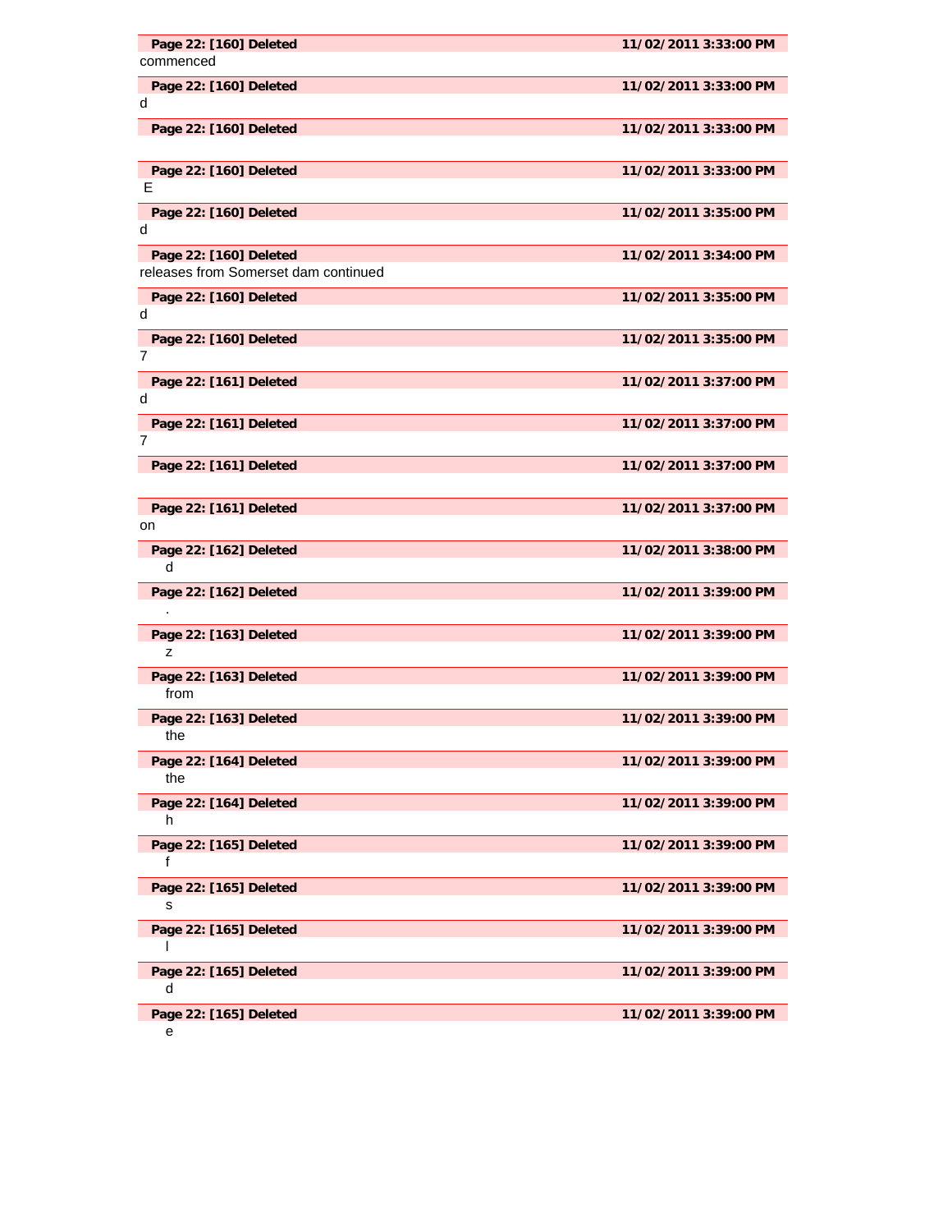**Page 22: [160] Deleted** **11/02/2011 3:33:00 PM**

commenced

**Page 22: [160] Deleted** **11/02/2011 3:33:00 PM**

d

**Page 22: [160] Deleted** **11/02/2011 3:33:00 PM**

**Page 22: [160] Deleted** **11/02/2011 3:33:00 PM**

E

**Page 22: [160] Deleted** **11/02/2011 3:35:00 PM**

d

**Page 22: [160] Deleted** **11/02/2011 3:34:00 PM**

releases from Somerset dam continued

**Page 22: [160] Deleted** **11/02/2011 3:35:00 PM**

d

**Page 22: [160] Deleted** **11/02/2011 3:35:00 PM**

7

**Page 22: [161] Deleted** **11/02/2011 3:37:00 PM**

d

**Page 22: [161] Deleted** **11/02/2011 3:37:00 PM**

7

**Page 22: [161] Deleted** **11/02/2011 3:37:00 PM**

**Page 22: [161] Deleted** **11/02/2011 3:37:00 PM**

on

**Page 22: [162] Deleted** **11/02/2011 3:38:00 PM**

d

**Page 22: [162] Deleted** **11/02/2011 3:39:00 PM**

.

**Page 22: [163] Deleted** **11/02/2011 3:39:00 PM**

z

**Page 22: [163] Deleted** **11/02/2011 3:39:00 PM**

from

**Page 22: [163] Deleted** **11/02/2011 3:39:00 PM**

the

**Page 22: [164] Deleted** **11/02/2011 3:39:00 PM**

the

**Page 22: [164] Deleted** **11/02/2011 3:39:00 PM**

h

**Page 22: [165] Deleted** **11/02/2011 3:39:00 PM**

f

**Page 22: [165] Deleted** **11/02/2011 3:39:00 PM**

s

**Page 22: [165] Deleted** **11/02/2011 3:39:00 PM**

l

**Page 22: [165] Deleted** **11/02/2011 3:39:00 PM**

d

**Page 22: [165] Deleted** **11/02/2011 3:39:00 PM**

e